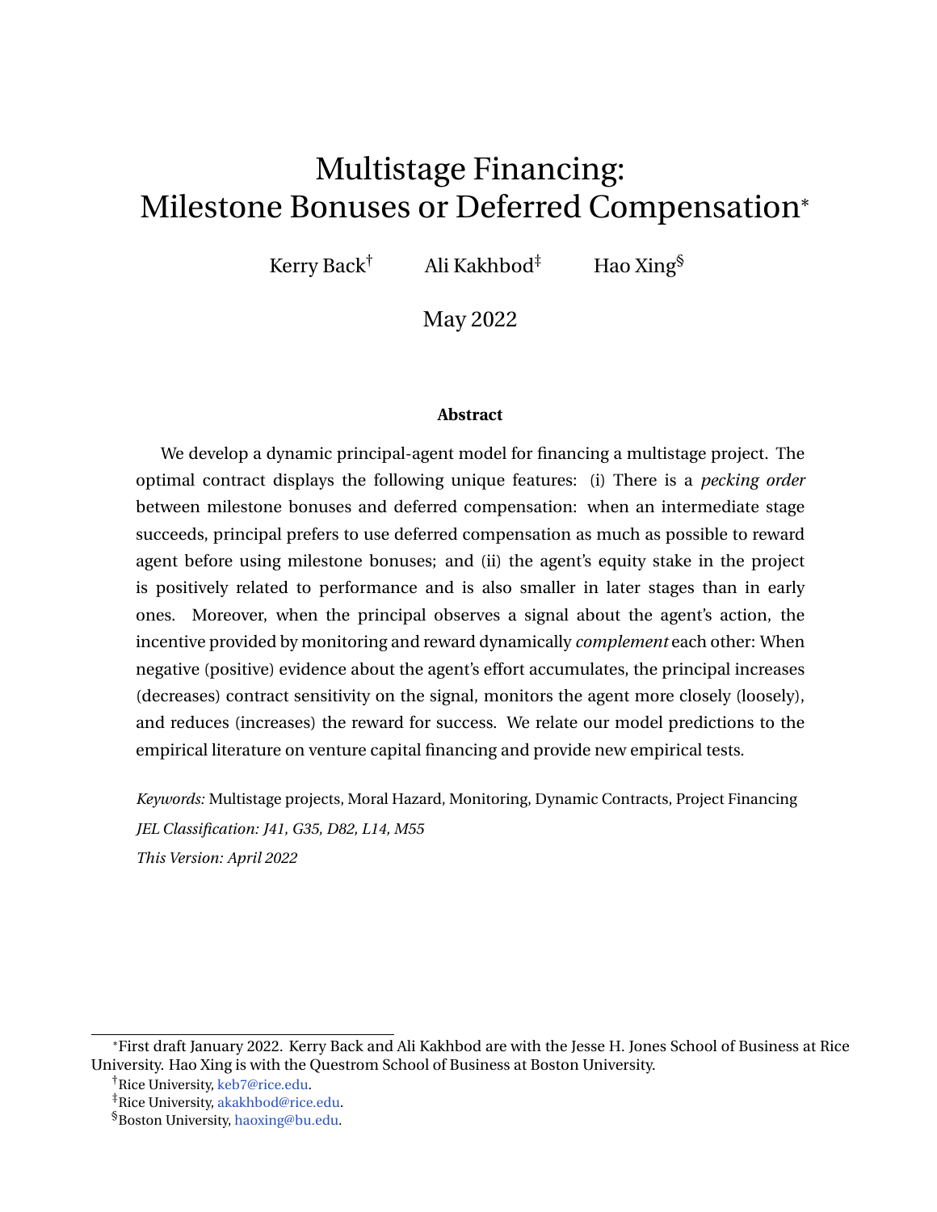# Multistage Financing: Milestone Bonuses or Deferred Compensation[*]

Kerry Back[†] Ali Kakhbod[‡] Hao Xing[§]

May 2022

**Abstract**

We develop a dynamic principal-agent model for financing a multistage project. The optimal contract displays the following unique features: (i) There is a *pecking order* between milestone bonuses and deferred compensation: when an intermediate stage succeeds, principal prefers to use deferred compensation as much as possible to reward agent before using milestone bonuses; and (ii) the agent's equity stake in the project is positively related to performance and is also smaller in later stages than in early ones. Moreover, when the principal observes a signal about the agent's action, the incentive provided by monitoring and reward dynamically *complement* each other: When negative (positive) evidence about the agent's effort accumulates, the principal increases (decreases) contract sensitivity on the signal, monitors the agent more closely (loosely), and reduces (increases) the reward for success. We relate our model predictions to the empirical literature on venture capital financing and provide new empirical tests.

*Keywords:* Multistage projects, Moral Hazard, Monitoring, Dynamic Contracts, Project Financing

*JEL Classification: J41, G35, D82, L14, M55*

*This Version: April 2022*

---

[*]First draft January 2022. Kerry Back and Ali Kakhbod are with the Jesse H. Jones School of Business at Rice University. Hao Xing is with the Questrom School of Business at Boston University.

[†]Rice University, keb7@rice.edu.

[‡]Rice University, akakhbod@rice.edu.

[§]Boston University, haoxing@bu.edu.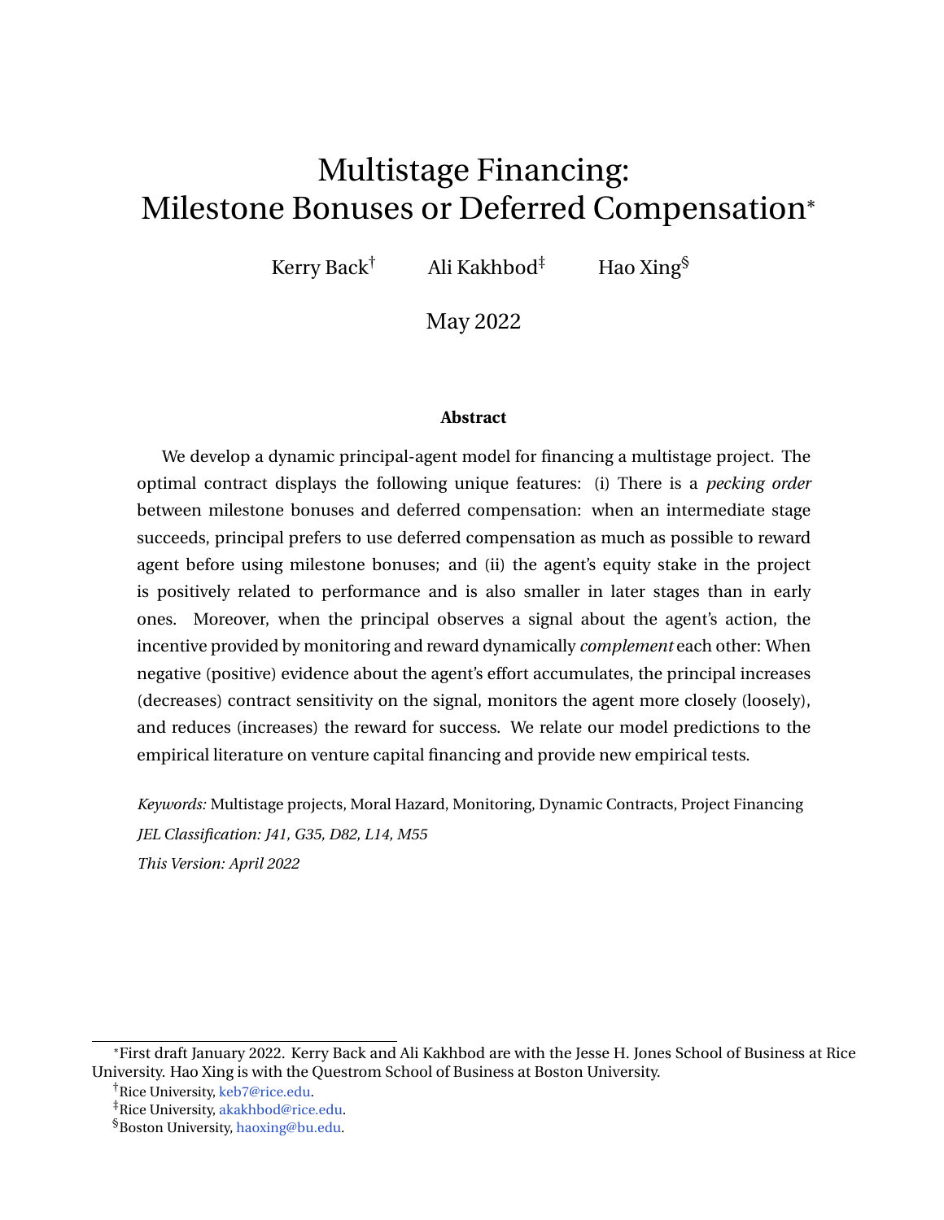# Multistage Financing: Milestone Bonuses or Deferred Compensation[*]

Kerry Back[†] Ali Kakhbod[‡] Hao Xing[§]

May 2022

**Abstract**

We develop a dynamic principal-agent model for financing a multistage project. The optimal contract displays the following unique features: (i) There is a *pecking order* between milestone bonuses and deferred compensation: when an intermediate stage succeeds, principal prefers to use deferred compensation as much as possible to reward agent before using milestone bonuses; and (ii) the agent's equity stake in the project is positively related to performance and is also smaller in later stages than in early ones. Moreover, when the principal observes a signal about the agent's action, the incentive provided by monitoring and reward dynamically *complement* each other: When negative (positive) evidence about the agent's effort accumulates, the principal increases (decreases) contract sensitivity on the signal, monitors the agent more closely (loosely), and reduces (increases) the reward for success. We relate our model predictions to the empirical literature on venture capital financing and provide new empirical tests.

*Keywords:* Multistage projects, Moral Hazard, Monitoring, Dynamic Contracts, Project Financing

*JEL Classification: J41, G35, D82, L14, M55*

*This Version: April 2022*

---

[*] First draft January 2022. Kerry Back and Ali Kakhbod are with the Jesse H. Jones School of Business at Rice University. Hao Xing is with the Questrom School of Business at Boston University.

[†] Rice University, keb7@rice.edu.

[‡] Rice University, akakhbod@rice.edu.

[§] Boston University, haoxing@bu.edu.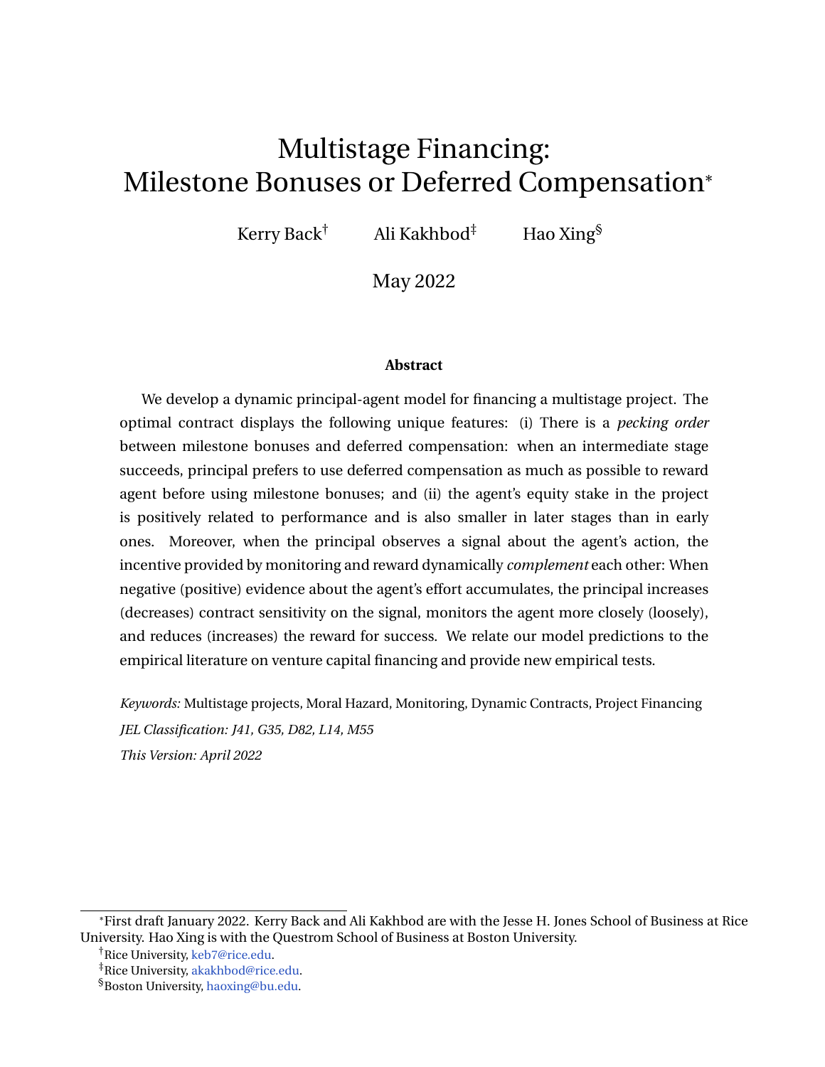# Multistage Financing: Milestone Bonuses or Deferred Compensation*

Kerry Back[†] Ali Kakhbod[‡] Hao Xing[§]

May 2022

**Abstract**

We develop a dynamic principal-agent model for financing a multistage project. The optimal contract displays the following unique features: (i) There is a *pecking order* between milestone bonuses and deferred compensation: when an intermediate stage succeeds, principal prefers to use deferred compensation as much as possible to reward agent before using milestone bonuses; and (ii) the agent's equity stake in the project is positively related to performance and is also smaller in later stages than in early ones. Moreover, when the principal observes a signal about the agent's action, the incentive provided by monitoring and reward dynamically *complement* each other: When negative (positive) evidence about the agent's effort accumulates, the principal increases (decreases) contract sensitivity on the signal, monitors the agent more closely (loosely), and reduces (increases) the reward for success. We relate our model predictions to the empirical literature on venture capital financing and provide new empirical tests.

*Keywords:* Multistage projects, Moral Hazard, Monitoring, Dynamic Contracts, Project Financing

*JEL Classification: J41, G35, D82, L14, M55*

*This Version: April 2022*

---

*First draft January 2022. Kerry Back and Ali Kakhbod are with the Jesse H. Jones School of Business at Rice University. Hao Xing is with the Questrom School of Business at Boston University.

[†]Rice University, keb7@rice.edu.

[‡]Rice University, akakhbod@rice.edu.

[§]Boston University, haoxing@bu.edu.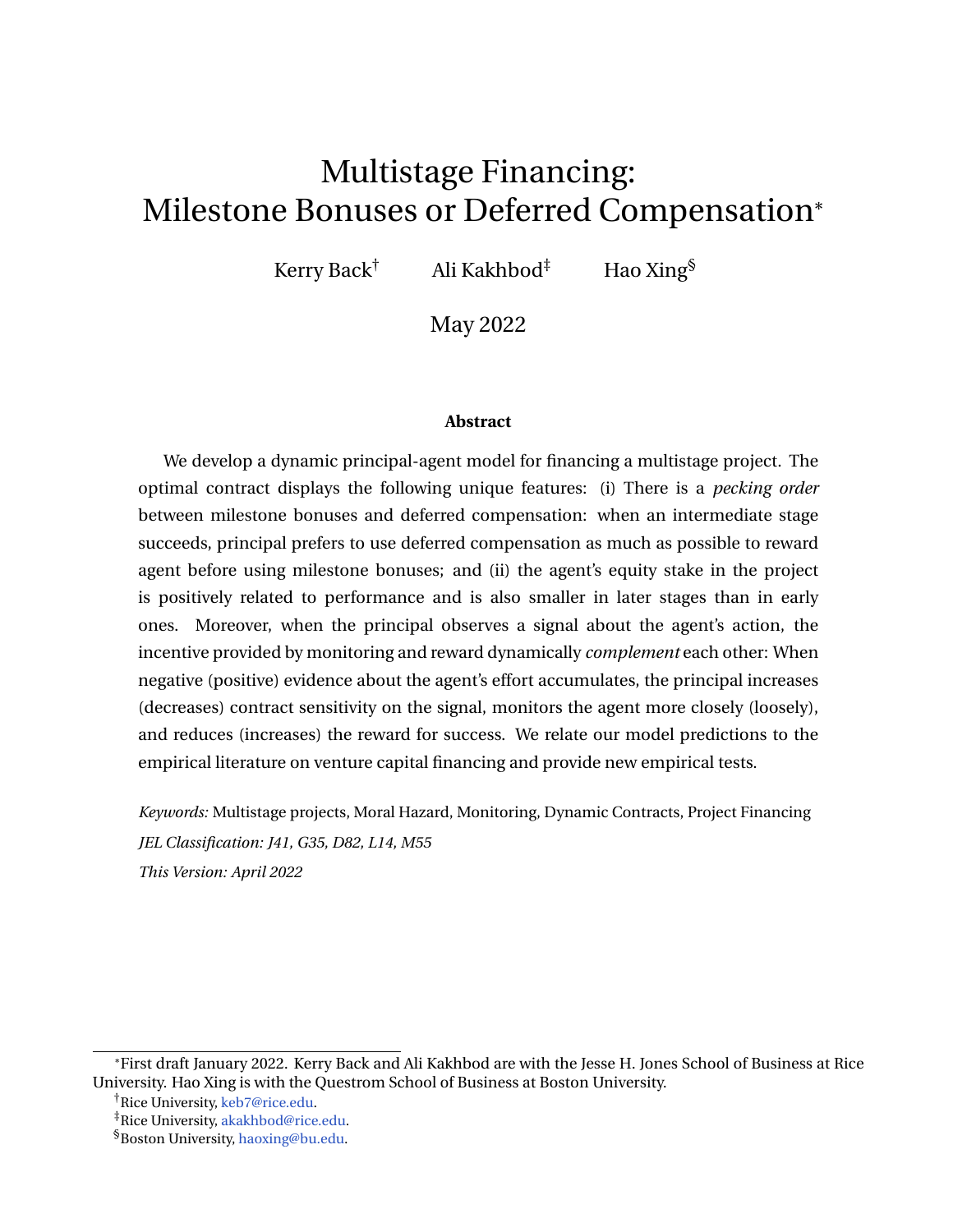# Multistage Financing: Milestone Bonuses or Deferred Compensation*

Kerry Back[†] Ali Kakhbod[‡] Hao Xing[§]

May 2022

**Abstract**

We develop a dynamic principal-agent model for financing a multistage project. The optimal contract displays the following unique features: (i) There is a *pecking order* between milestone bonuses and deferred compensation: when an intermediate stage succeeds, principal prefers to use deferred compensation as much as possible to reward agent before using milestone bonuses; and (ii) the agent's equity stake in the project is positively related to performance and is also smaller in later stages than in early ones. Moreover, when the principal observes a signal about the agent's action, the incentive provided by monitoring and reward dynamically *complement* each other: When negative (positive) evidence about the agent's effort accumulates, the principal increases (decreases) contract sensitivity on the signal, monitors the agent more closely (loosely), and reduces (increases) the reward for success. We relate our model predictions to the empirical literature on venture capital financing and provide new empirical tests.

*Keywords:* Multistage projects, Moral Hazard, Monitoring, Dynamic Contracts, Project Financing

*JEL Classification: J41, G35, D82, L14, M55*

*This Version: April 2022*

---

*First draft January 2022. Kerry Back and Ali Kakhbod are with the Jesse H. Jones School of Business at Rice University. Hao Xing is with the Questrom School of Business at Boston University.

[†]Rice University, keb7@rice.edu.

[‡]Rice University, akakhbod@rice.edu.

[§]Boston University, haoxing@bu.edu.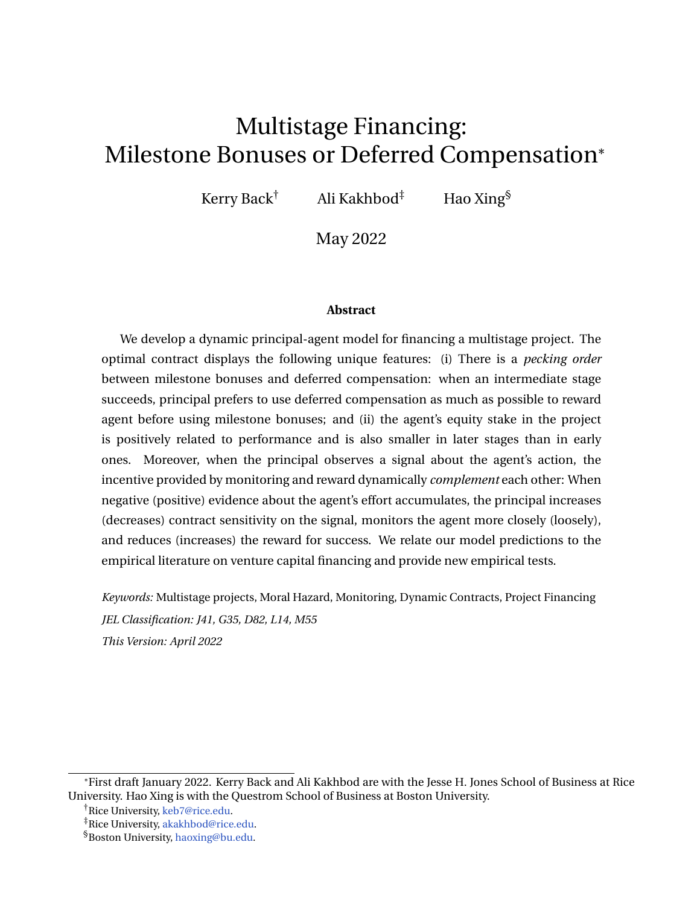# Multistage Financing: Milestone Bonuses or Deferred Compensation*

Kerry Back[†] Ali Kakhbod[‡] Hao Xing[§]

May 2022

**Abstract**

We develop a dynamic principal-agent model for financing a multistage project. The optimal contract displays the following unique features: (i) There is a *pecking order* between milestone bonuses and deferred compensation: when an intermediate stage succeeds, principal prefers to use deferred compensation as much as possible to reward agent before using milestone bonuses; and (ii) the agent's equity stake in the project is positively related to performance and is also smaller in later stages than in early ones. Moreover, when the principal observes a signal about the agent's action, the incentive provided by monitoring and reward dynamically *complement* each other: When negative (positive) evidence about the agent's effort accumulates, the principal increases (decreases) contract sensitivity on the signal, monitors the agent more closely (loosely), and reduces (increases) the reward for success. We relate our model predictions to the empirical literature on venture capital financing and provide new empirical tests.

*Keywords:* Multistage projects, Moral Hazard, Monitoring, Dynamic Contracts, Project Financing

*JEL Classification: J41, G35, D82, L14, M55*

*This Version: April 2022*

---

*First draft January 2022. Kerry Back and Ali Kakhbod are with the Jesse H. Jones School of Business at Rice University. Hao Xing is with the Questrom School of Business at Boston University.

[†]Rice University, keb7@rice.edu.

[‡]Rice University, akakhbod@rice.edu.

[§]Boston University, haoxing@bu.edu.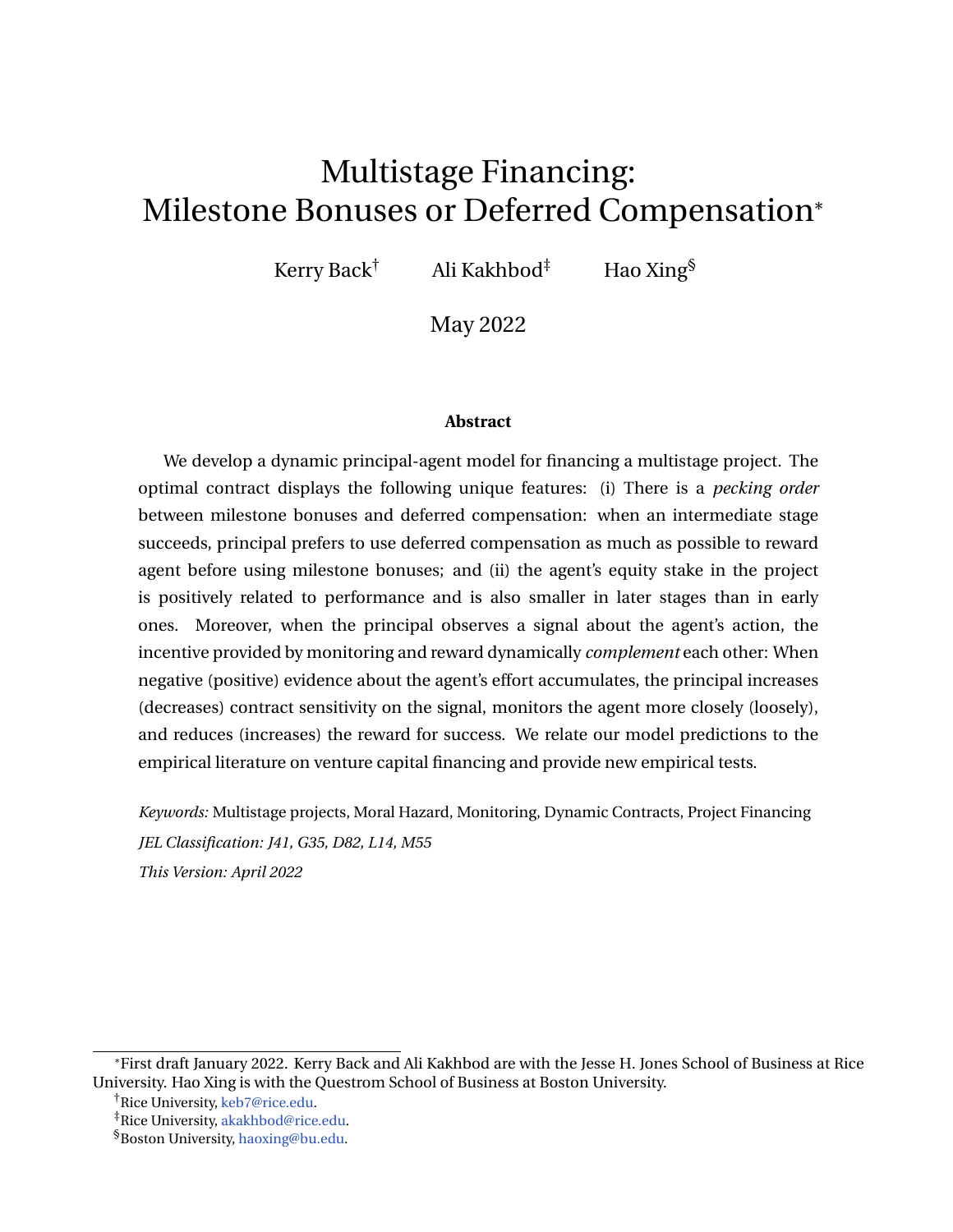# Multistage Financing: Milestone Bonuses or Deferred Compensation*

Kerry Back[†] Ali Kakhbod[‡] Hao Xing[§]

May 2022

**Abstract**

We develop a dynamic principal-agent model for financing a multistage project. The optimal contract displays the following unique features: (i) There is a *pecking order* between milestone bonuses and deferred compensation: when an intermediate stage succeeds, principal prefers to use deferred compensation as much as possible to reward agent before using milestone bonuses; and (ii) the agent's equity stake in the project is positively related to performance and is also smaller in later stages than in early ones. Moreover, when the principal observes a signal about the agent's action, the incentive provided by monitoring and reward dynamically *complement* each other: When negative (positive) evidence about the agent's effort accumulates, the principal increases (decreases) contract sensitivity on the signal, monitors the agent more closely (loosely), and reduces (increases) the reward for success. We relate our model predictions to the empirical literature on venture capital financing and provide new empirical tests.

*Keywords:* Multistage projects, Moral Hazard, Monitoring, Dynamic Contracts, Project Financing

*JEL Classification: J41, G35, D82, L14, M55*

*This Version: April 2022*

---

*First draft January 2022. Kerry Back and Ali Kakhbod are with the Jesse H. Jones School of Business at Rice University. Hao Xing is with the Questrom School of Business at Boston University.

[†] Rice University, keb7@rice.edu.

[‡] Rice University, akakhbod@rice.edu.

[§] Boston University, haoxing@bu.edu.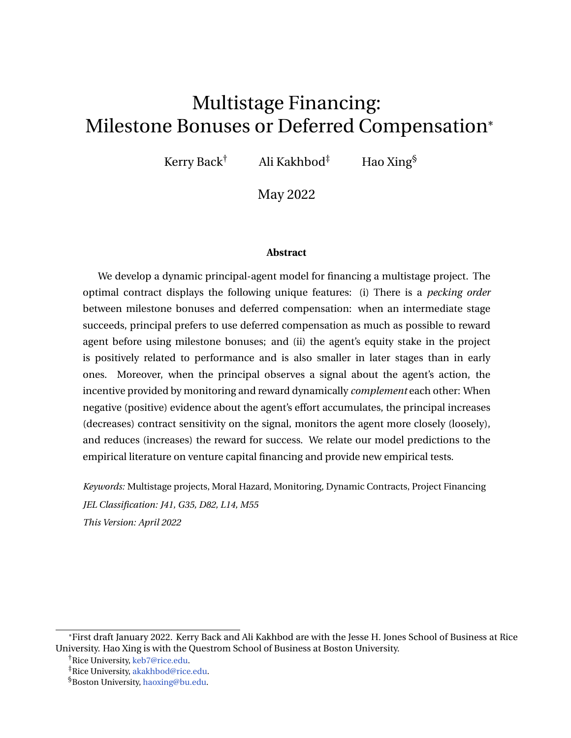# Multistage Financing: Milestone Bonuses or Deferred Compensation*

Kerry Back[†] Ali Kakhbod[‡] Hao Xing[§]

May 2022

**Abstract**

We develop a dynamic principal-agent model for financing a multistage project. The optimal contract displays the following unique features: (i) There is a *pecking order* between milestone bonuses and deferred compensation: when an intermediate stage succeeds, principal prefers to use deferred compensation as much as possible to reward agent before using milestone bonuses; and (ii) the agent's equity stake in the project is positively related to performance and is also smaller in later stages than in early ones. Moreover, when the principal observes a signal about the agent's action, the incentive provided by monitoring and reward dynamically *complement* each other: When negative (positive) evidence about the agent's effort accumulates, the principal increases (decreases) contract sensitivity on the signal, monitors the agent more closely (loosely), and reduces (increases) the reward for success. We relate our model predictions to the empirical literature on venture capital financing and provide new empirical tests.

*Keywords:* Multistage projects, Moral Hazard, Monitoring, Dynamic Contracts, Project Financing

*JEL Classification: J41, G35, D82, L14, M55*

*This Version: April 2022*

---

*First draft January 2022. Kerry Back and Ali Kakhbod are with the Jesse H. Jones School of Business at Rice University. Hao Xing is with the Questrom School of Business at Boston University.

[†]Rice University, keb7@rice.edu.

[‡]Rice University, akakhbod@rice.edu.

[§]Boston University, haoxing@bu.edu.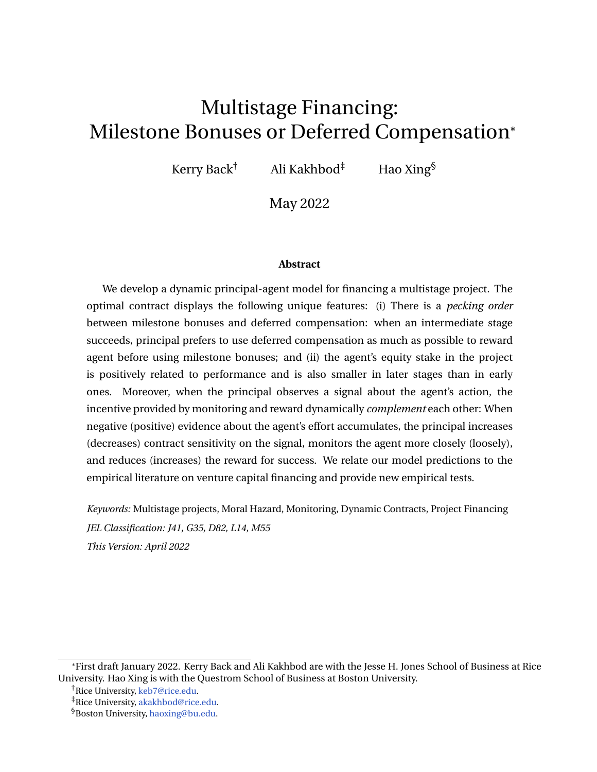# Multistage Financing: Milestone Bonuses or Deferred Compensation*

Kerry Back[†] Ali Kakhbod[‡] Hao Xing[§]

May 2022

**Abstract**

We develop a dynamic principal-agent model for financing a multistage project. The optimal contract displays the following unique features: (i) There is a *pecking order* between milestone bonuses and deferred compensation: when an intermediate stage succeeds, principal prefers to use deferred compensation as much as possible to reward agent before using milestone bonuses; and (ii) the agent's equity stake in the project is positively related to performance and is also smaller in later stages than in early ones. Moreover, when the principal observes a signal about the agent's action, the incentive provided by monitoring and reward dynamically *complement* each other: When negative (positive) evidence about the agent's effort accumulates, the principal increases (decreases) contract sensitivity on the signal, monitors the agent more closely (loosely), and reduces (increases) the reward for success. We relate our model predictions to the empirical literature on venture capital financing and provide new empirical tests.

*Keywords:* Multistage projects, Moral Hazard, Monitoring, Dynamic Contracts, Project Financing

*JEL Classification: J41, G35, D82, L14, M55*

*This Version: April 2022*

---

*First draft January 2022. Kerry Back and Ali Kakhbod are with the Jesse H. Jones School of Business at Rice University. Hao Xing is with the Questrom School of Business at Boston University.

[†]Rice University, keb7@rice.edu.

[‡]Rice University, akakhbod@rice.edu.

[§]Boston University, haoxing@bu.edu.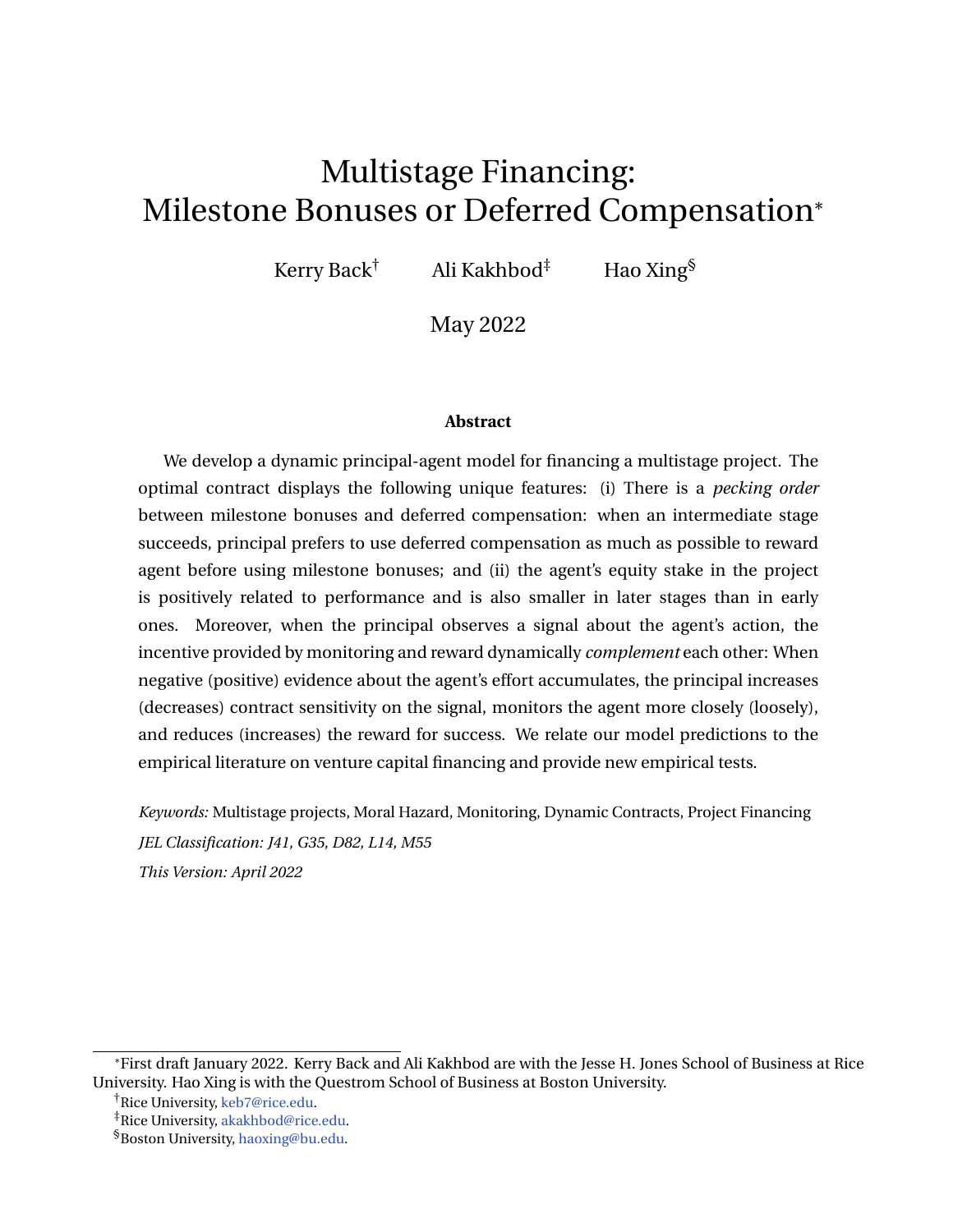# Multistage Financing: Milestone Bonuses or Deferred Compensation*

Kerry Back[†] Ali Kakhbod[‡] Hao Xing[§]

May 2022

### Abstract

We develop a dynamic principal-agent model for financing a multistage project. The optimal contract displays the following unique features: (i) There is a *pecking order* between milestone bonuses and deferred compensation: when an intermediate stage succeeds, principal prefers to use deferred compensation as much as possible to reward agent before using milestone bonuses; and (ii) the agent's equity stake in the project is positively related to performance and is also smaller in later stages than in early ones. Moreover, when the principal observes a signal about the agent's action, the incentive provided by monitoring and reward dynamically *complement* each other: When negative (positive) evidence about the agent's effort accumulates, the principal increases (decreases) contract sensitivity on the signal, monitors the agent more closely (loosely), and reduces (increases) the reward for success. We relate our model predictions to the empirical literature on venture capital financing and provide new empirical tests.

*Keywords:* Multistage projects, Moral Hazard, Monitoring, Dynamic Contracts, Project Financing

*JEL Classification: J41, G35, D82, L14, M55*

*This Version: April 2022*

---

*First draft January 2022. Kerry Back and Ali Kakhbod are with the Jesse H. Jones School of Business at Rice University. Hao Xing is with the Questrom School of Business at Boston University.

[†]Rice University, keb7@rice.edu.

[‡]Rice University, akakhbod@rice.edu.

[§]Boston University, haoxing@bu.edu.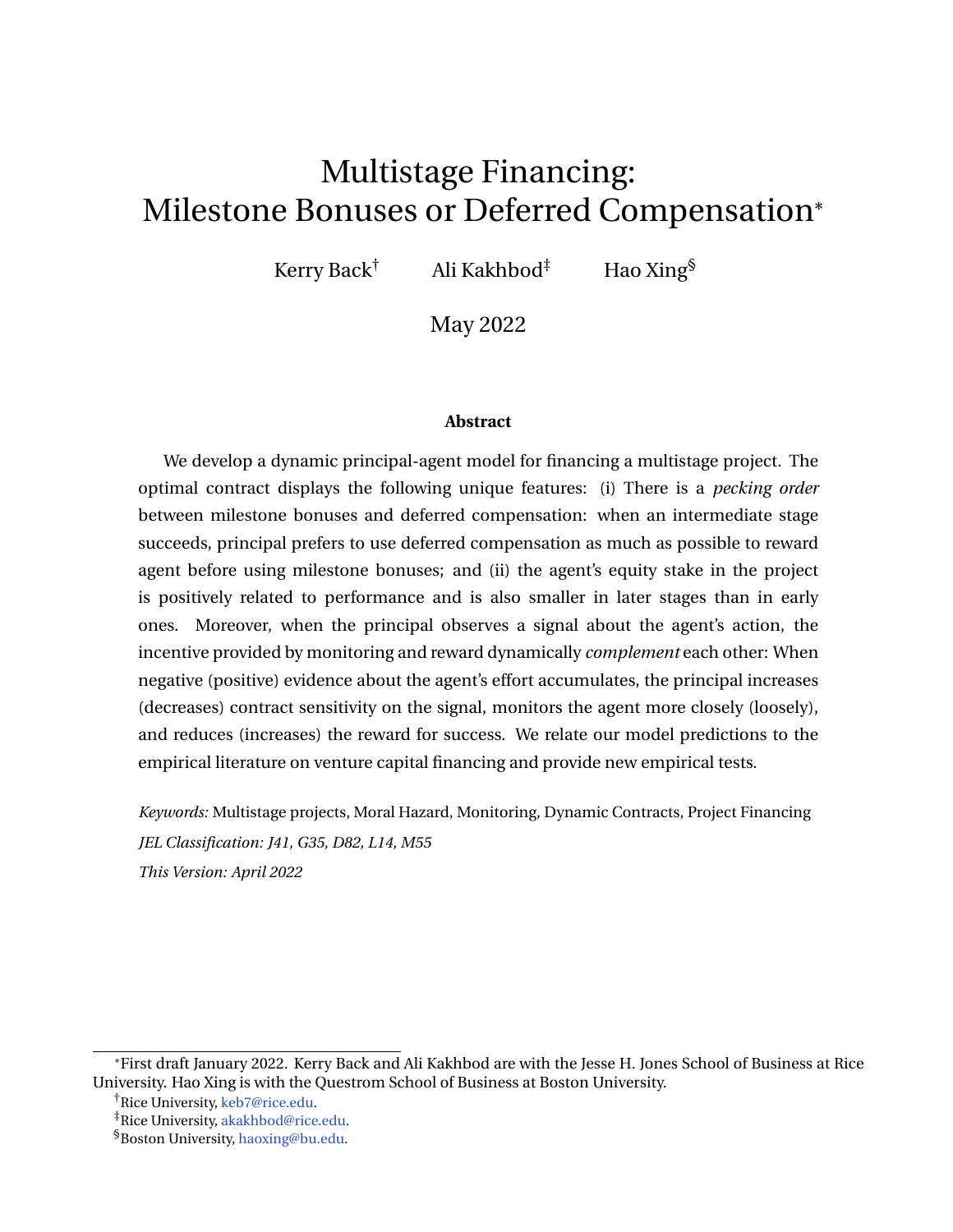# Multistage Financing: Milestone Bonuses or Deferred Compensation*

Kerry Back[†] Ali Kakhbod[‡] Hao Xing[§]

May 2022

**Abstract**

We develop a dynamic principal-agent model for financing a multistage project. The optimal contract displays the following unique features: (i) There is a *pecking order* between milestone bonuses and deferred compensation: when an intermediate stage succeeds, principal prefers to use deferred compensation as much as possible to reward agent before using milestone bonuses; and (ii) the agent's equity stake in the project is positively related to performance and is also smaller in later stages than in early ones. Moreover, when the principal observes a signal about the agent's action, the incentive provided by monitoring and reward dynamically *complement* each other: When negative (positive) evidence about the agent's effort accumulates, the principal increases (decreases) contract sensitivity on the signal, monitors the agent more closely (loosely), and reduces (increases) the reward for success. We relate our model predictions to the empirical literature on venture capital financing and provide new empirical tests.

*Keywords:* Multistage projects, Moral Hazard, Monitoring, Dynamic Contracts, Project Financing

*JEL Classification: J41, G35, D82, L14, M55*

*This Version: April 2022*

---

*First draft January 2022. Kerry Back and Ali Kakhbod are with the Jesse H. Jones School of Business at Rice University. Hao Xing is with the Questrom School of Business at Boston University.

[†]Rice University, keb7@rice.edu.

[‡]Rice University, akakhbod@rice.edu.

[§]Boston University, haoxing@bu.edu.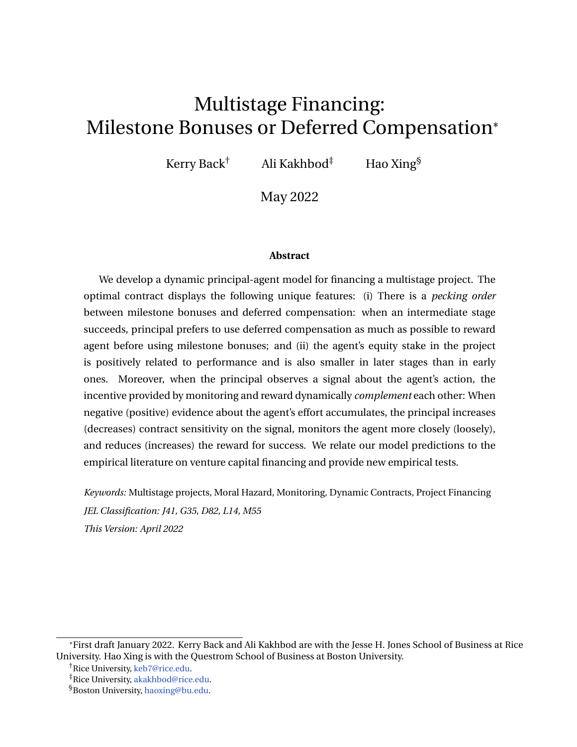# Multistage Financing:
# Milestone Bonuses or Deferred Compensation*

Kerry Back[†] Ali Kakhbod[‡] Hao Xing[§]

May 2022

**Abstract**

We develop a dynamic principal-agent model for financing a multistage project. The optimal contract displays the following unique features: (i) There is a *pecking order* between milestone bonuses and deferred compensation: when an intermediate stage succeeds, principal prefers to use deferred compensation as much as possible to reward agent before using milestone bonuses; and (ii) the agent's equity stake in the project is positively related to performance and is also smaller in later stages than in early ones. Moreover, when the principal observes a signal about the agent's action, the incentive provided by monitoring and reward dynamically *complement* each other: When negative (positive) evidence about the agent's effort accumulates, the principal increases (decreases) contract sensitivity on the signal, monitors the agent more closely (loosely), and reduces (increases) the reward for success. We relate our model predictions to the empirical literature on venture capital financing and provide new empirical tests.

*Keywords:* Multistage projects, Moral Hazard, Monitoring, Dynamic Contracts, Project Financing

*JEL Classification: J41, G35, D82, L14, M55*

*This Version: April 2022*

---

*First draft January 2022. Kerry Back and Ali Kakhbod are with the Jesse H. Jones School of Business at Rice University. Hao Xing is with the Questrom School of Business at Boston University.

[†]Rice University, keb7@rice.edu.

[‡]Rice University, akakhbod@rice.edu.

[§]Boston University, haoxing@bu.edu.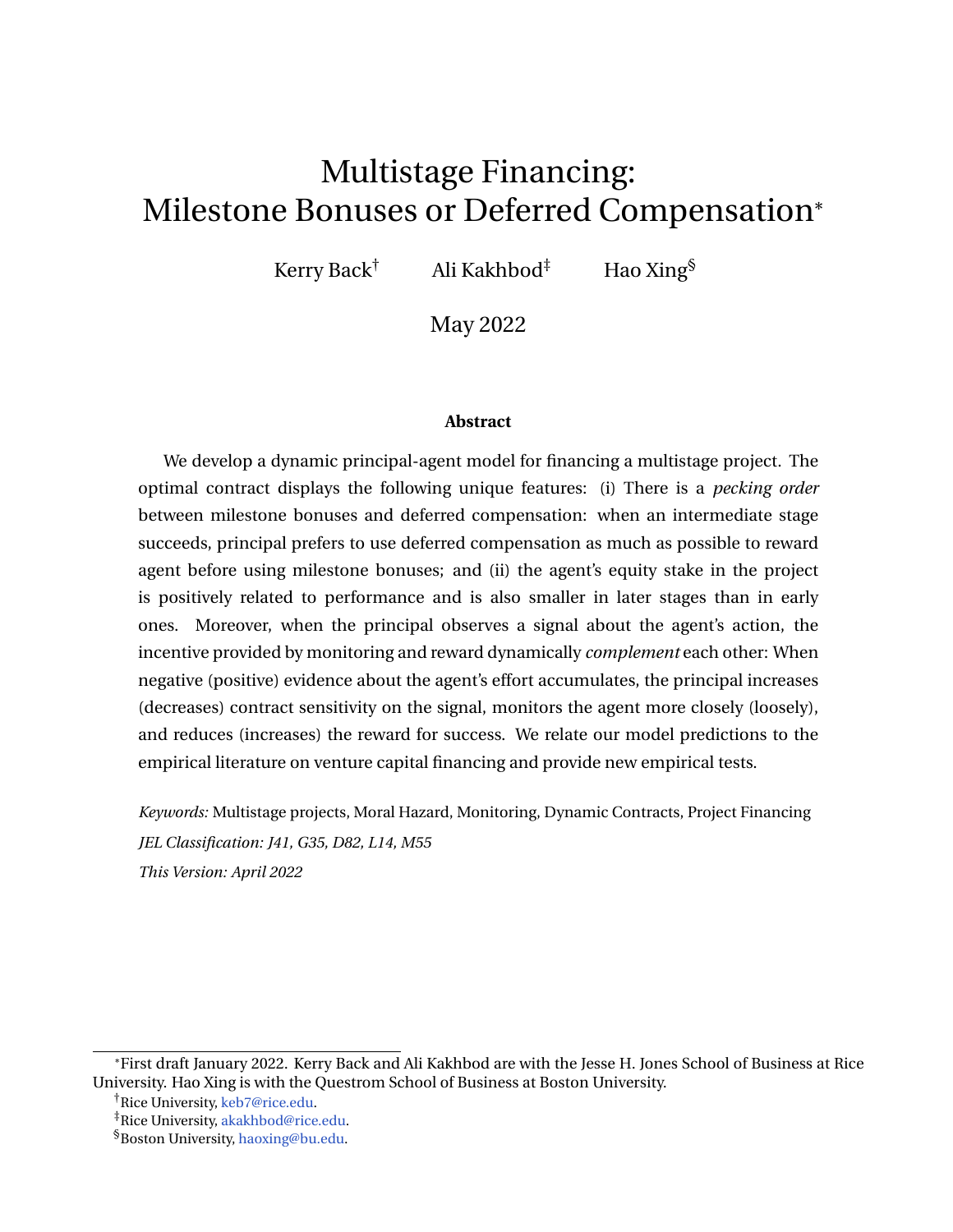# Multistage Financing: Milestone Bonuses or Deferred Compensation*

Kerry Back[†] Ali Kakhbod[‡] Hao Xing[§]

May 2022

**Abstract**

We develop a dynamic principal-agent model for financing a multistage project. The optimal contract displays the following unique features: (i) There is a *pecking order* between milestone bonuses and deferred compensation: when an intermediate stage succeeds, principal prefers to use deferred compensation as much as possible to reward agent before using milestone bonuses; and (ii) the agent's equity stake in the project is positively related to performance and is also smaller in later stages than in early ones. Moreover, when the principal observes a signal about the agent's action, the incentive provided by monitoring and reward dynamically *complement* each other: When negative (positive) evidence about the agent's effort accumulates, the principal increases (decreases) contract sensitivity on the signal, monitors the agent more closely (loosely), and reduces (increases) the reward for success. We relate our model predictions to the empirical literature on venture capital financing and provide new empirical tests.

*Keywords:* Multistage projects, Moral Hazard, Monitoring, Dynamic Contracts, Project Financing

*JEL Classification: J41, G35, D82, L14, M55*

*This Version: April 2022*

---

*First draft January 2022. Kerry Back and Ali Kakhbod are with the Jesse H. Jones School of Business at Rice University. Hao Xing is with the Questrom School of Business at Boston University.

[†]Rice University, keb7@rice.edu.

[‡]Rice University, akakhbod@rice.edu.

[§]Boston University, haoxing@bu.edu.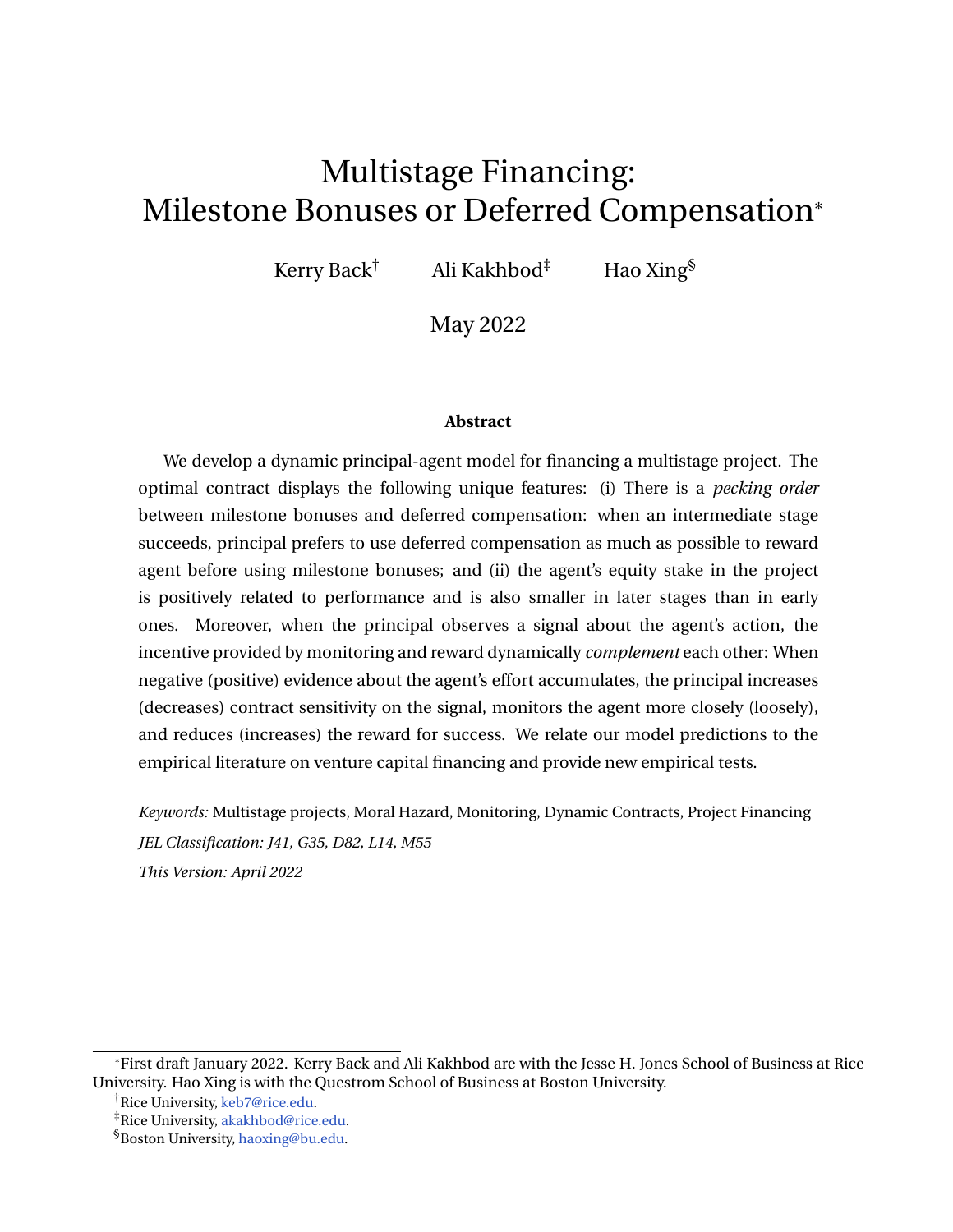# Multistage Financing: Milestone Bonuses or Deferred Compensation*

Kerry Back[†] Ali Kakhbod[‡] Hao Xing[§]

May 2022

**Abstract**

We develop a dynamic principal-agent model for financing a multistage project. The optimal contract displays the following unique features: (i) There is a *pecking order* between milestone bonuses and deferred compensation: when an intermediate stage succeeds, principal prefers to use deferred compensation as much as possible to reward agent before using milestone bonuses; and (ii) the agent's equity stake in the project is positively related to performance and is also smaller in later stages than in early ones. Moreover, when the principal observes a signal about the agent's action, the incentive provided by monitoring and reward dynamically *complement* each other: When negative (positive) evidence about the agent's effort accumulates, the principal increases (decreases) contract sensitivity on the signal, monitors the agent more closely (loosely), and reduces (increases) the reward for success. We relate our model predictions to the empirical literature on venture capital financing and provide new empirical tests.

*Keywords:* Multistage projects, Moral Hazard, Monitoring, Dynamic Contracts, Project Financing

*JEL Classification: J41, G35, D82, L14, M55*

*This Version: April 2022*

---

*First draft January 2022. Kerry Back and Ali Kakhbod are with the Jesse H. Jones School of Business at Rice University. Hao Xing is with the Questrom School of Business at Boston University.

[†]Rice University, keb7@rice.edu.

[‡]Rice University, akakhbod@rice.edu.

[§]Boston University, haoxing@bu.edu.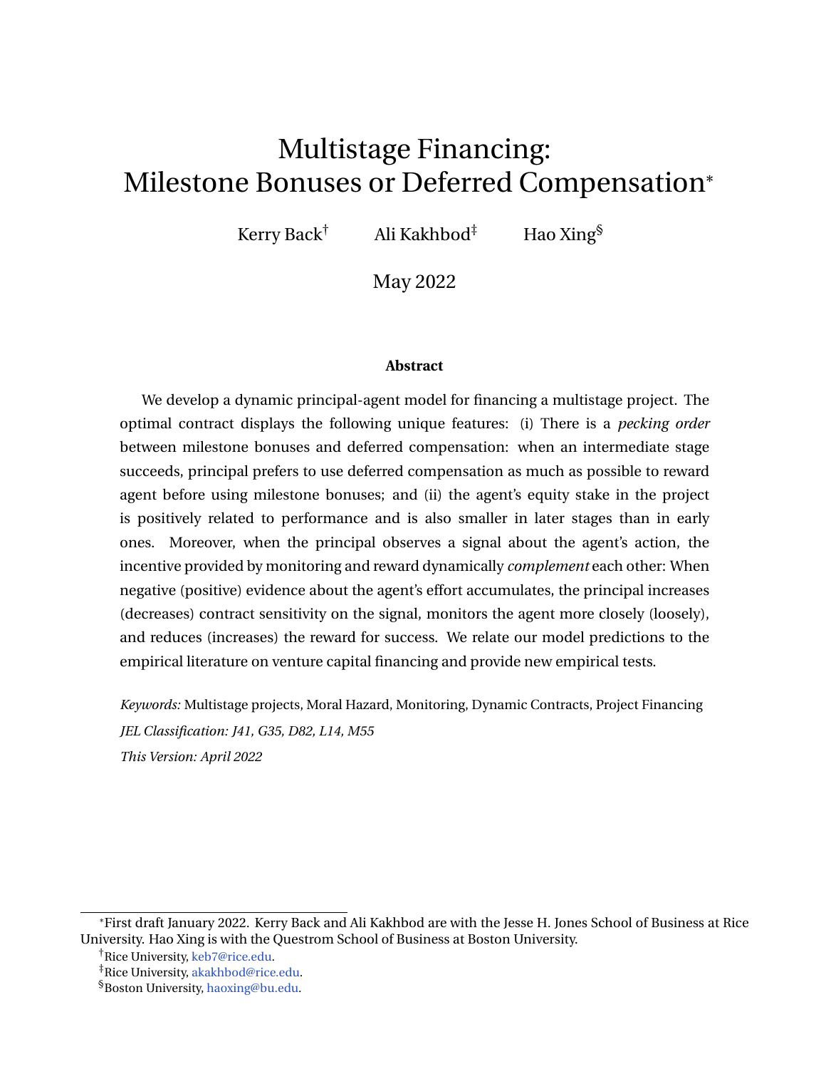# Multistage Financing: Milestone Bonuses or Deferred Compensation*

Kerry Back[†] Ali Kakhbod[‡] Hao Xing[§]

May 2022

**Abstract**

We develop a dynamic principal-agent model for financing a multistage project. The optimal contract displays the following unique features: (i) There is a *pecking order* between milestone bonuses and deferred compensation: when an intermediate stage succeeds, principal prefers to use deferred compensation as much as possible to reward agent before using milestone bonuses; and (ii) the agent's equity stake in the project is positively related to performance and is also smaller in later stages than in early ones. Moreover, when the principal observes a signal about the agent's action, the incentive provided by monitoring and reward dynamically *complement* each other: When negative (positive) evidence about the agent's effort accumulates, the principal increases (decreases) contract sensitivity on the signal, monitors the agent more closely (loosely), and reduces (increases) the reward for success. We relate our model predictions to the empirical literature on venture capital financing and provide new empirical tests.

*Keywords:* Multistage projects, Moral Hazard, Monitoring, Dynamic Contracts, Project Financing

*JEL Classification: J41, G35, D82, L14, M55*

*This Version: April 2022*

---

*First draft January 2022. Kerry Back and Ali Kakhbod are with the Jesse H. Jones School of Business at Rice University. Hao Xing is with the Questrom School of Business at Boston University.

[†]Rice University, keb7@rice.edu.

[‡]Rice University, akakhbod@rice.edu.

[§]Boston University, haoxing@bu.edu.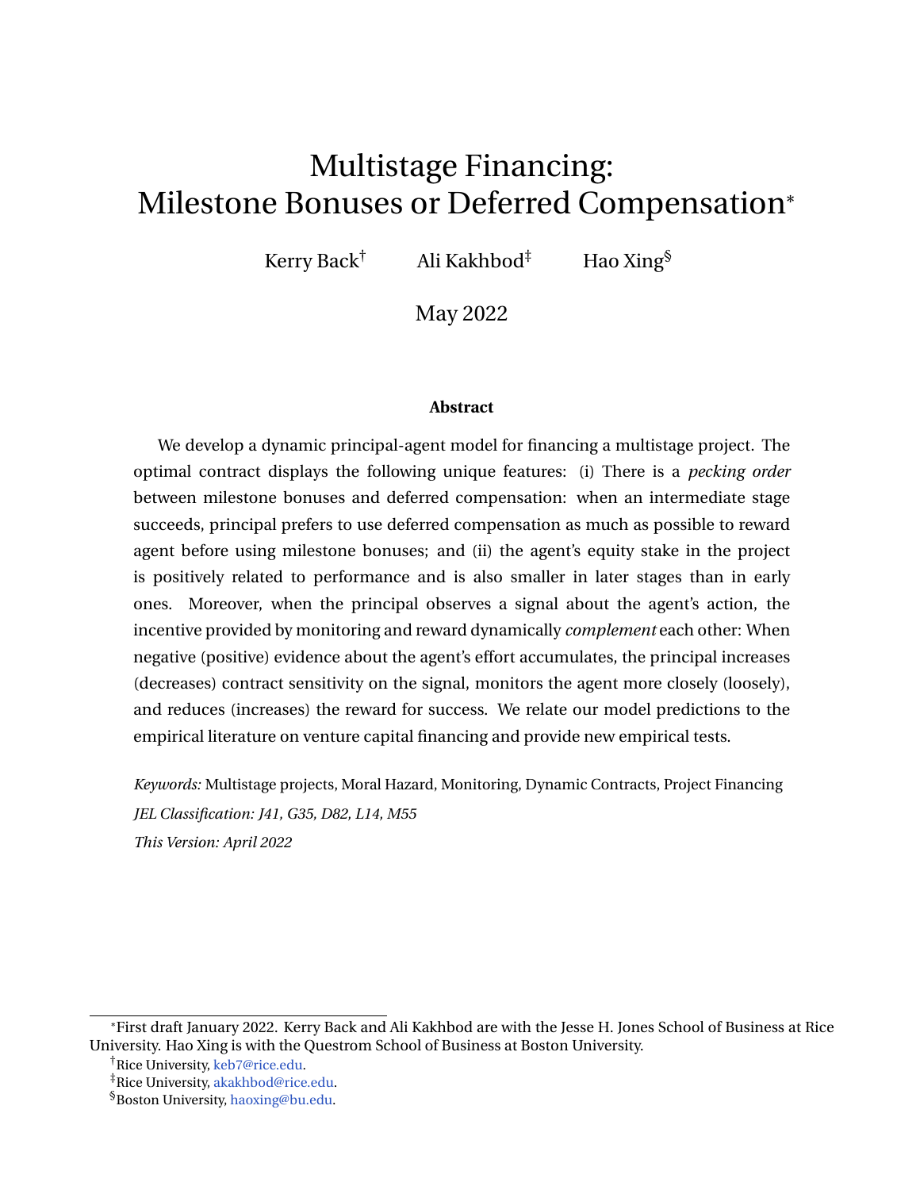# Multistage Financing: Milestone Bonuses or Deferred Compensation*

Kerry Back[†] Ali Kakhbod[‡] Hao Xing[§]

May 2022

### Abstract

We develop a dynamic principal-agent model for financing a multistage project. The optimal contract displays the following unique features: (i) There is a *pecking order* between milestone bonuses and deferred compensation: when an intermediate stage succeeds, principal prefers to use deferred compensation as much as possible to reward agent before using milestone bonuses; and (ii) the agent's equity stake in the project is positively related to performance and is also smaller in later stages than in early ones. Moreover, when the principal observes a signal about the agent's action, the incentive provided by monitoring and reward dynamically *complement* each other: When negative (positive) evidence about the agent's effort accumulates, the principal increases (decreases) contract sensitivity on the signal, monitors the agent more closely (loosely), and reduces (increases) the reward for success. We relate our model predictions to the empirical literature on venture capital financing and provide new empirical tests.

*Keywords:* Multistage projects, Moral Hazard, Monitoring, Dynamic Contracts, Project Financing

*JEL Classification: J41, G35, D82, L14, M55*

*This Version: April 2022*

---

*First draft January 2022. Kerry Back and Ali Kakhbod are with the Jesse H. Jones School of Business at Rice University. Hao Xing is with the Questrom School of Business at Boston University.

[†]Rice University, keb7@rice.edu.

[‡]Rice University, akakhbod@rice.edu.

[§]Boston University, haoxing@bu.edu.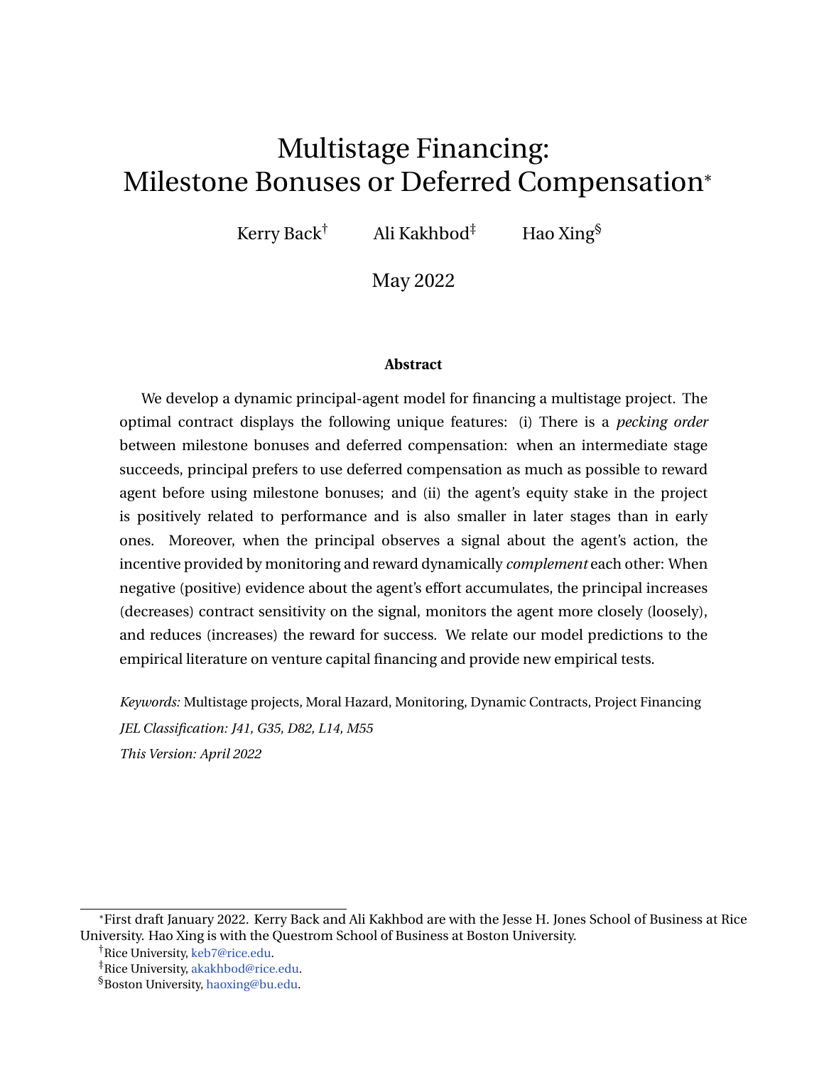# Multistage Financing: Milestone Bonuses or Deferred Compensation*

Kerry Back[†] Ali Kakhbod[‡] Hao Xing[§]

May 2022

**Abstract**

We develop a dynamic principal-agent model for financing a multistage project. The optimal contract displays the following unique features: (i) There is a *pecking order* between milestone bonuses and deferred compensation: when an intermediate stage succeeds, principal prefers to use deferred compensation as much as possible to reward agent before using milestone bonuses; and (ii) the agent's equity stake in the project is positively related to performance and is also smaller in later stages than in early ones. Moreover, when the principal observes a signal about the agent's action, the incentive provided by monitoring and reward dynamically *complement* each other: When negative (positive) evidence about the agent's effort accumulates, the principal increases (decreases) contract sensitivity on the signal, monitors the agent more closely (loosely), and reduces (increases) the reward for success. We relate our model predictions to the empirical literature on venture capital financing and provide new empirical tests.

*Keywords:* Multistage projects, Moral Hazard, Monitoring, Dynamic Contracts, Project Financing

*JEL Classification: J41, G35, D82, L14, M55*

*This Version: April 2022*

---

*First draft January 2022. Kerry Back and Ali Kakhbod are with the Jesse H. Jones School of Business at Rice University. Hao Xing is with the Questrom School of Business at Boston University.

[†]Rice University, keb7@rice.edu.

[‡]Rice University, akakhbod@rice.edu.

[§]Boston University, haoxing@bu.edu.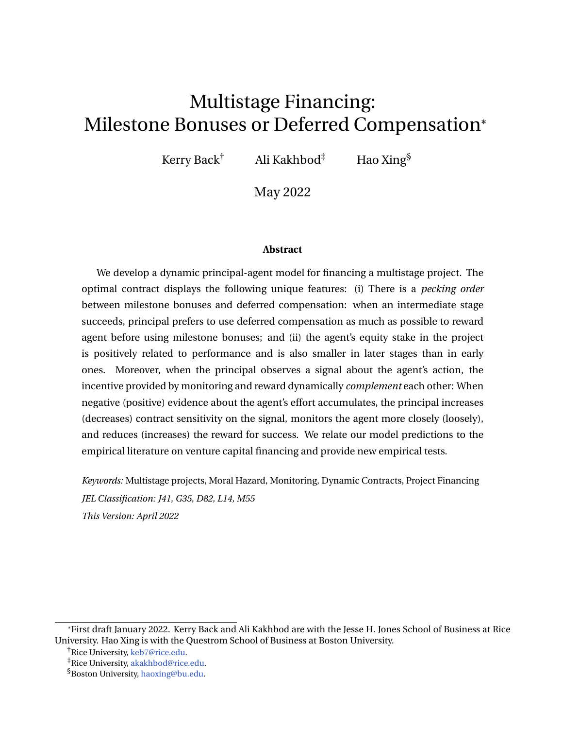# Multistage Financing: Milestone Bonuses or Deferred Compensation*

Kerry Back[†] Ali Kakhbod[‡] Hao Xing[§]

May 2022

**Abstract**

We develop a dynamic principal-agent model for financing a multistage project. The optimal contract displays the following unique features: (i) There is a *pecking order* between milestone bonuses and deferred compensation: when an intermediate stage succeeds, principal prefers to use deferred compensation as much as possible to reward agent before using milestone bonuses; and (ii) the agent's equity stake in the project is positively related to performance and is also smaller in later stages than in early ones. Moreover, when the principal observes a signal about the agent's action, the incentive provided by monitoring and reward dynamically *complement* each other: When negative (positive) evidence about the agent's effort accumulates, the principal increases (decreases) contract sensitivity on the signal, monitors the agent more closely (loosely), and reduces (increases) the reward for success. We relate our model predictions to the empirical literature on venture capital financing and provide new empirical tests.

*Keywords:* Multistage projects, Moral Hazard, Monitoring, Dynamic Contracts, Project Financing

*JEL Classification: J41, G35, D82, L14, M55*

*This Version: April 2022*

---

*First draft January 2022. Kerry Back and Ali Kakhbod are with the Jesse H. Jones School of Business at Rice University. Hao Xing is with the Questrom School of Business at Boston University.

[†]Rice University, keb7@rice.edu.

[‡]Rice University, akakhbod@rice.edu.

[§]Boston University, haoxing@bu.edu.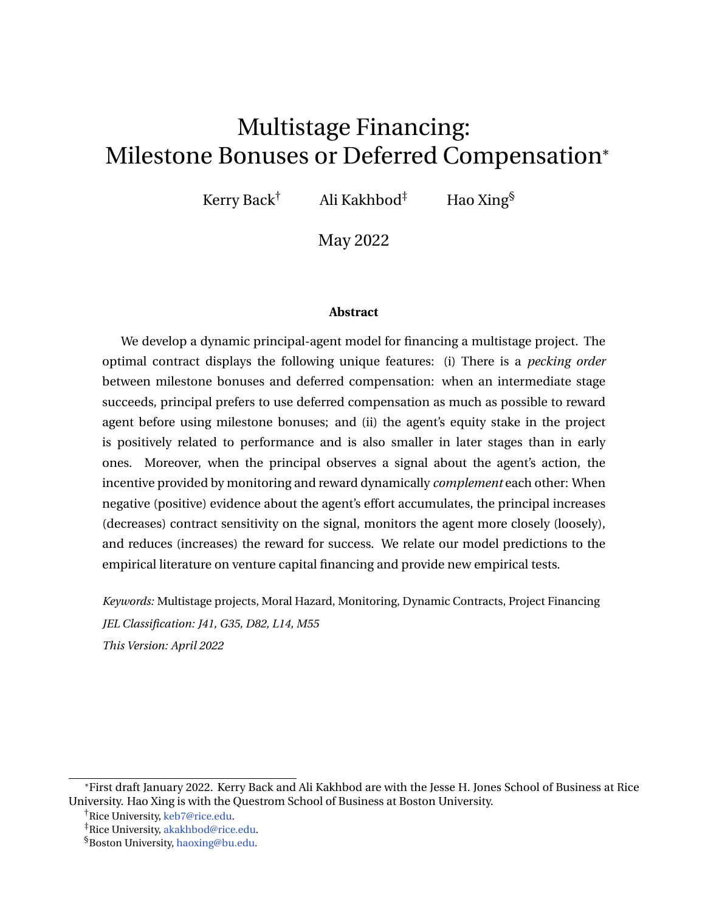# Multistage Financing: Milestone Bonuses or Deferred Compensation*

Kerry Back[†] Ali Kakhbod[‡] Hao Xing[§]

May 2022

**Abstract**

We develop a dynamic principal-agent model for financing a multistage project. The optimal contract displays the following unique features: (i) There is a *pecking order* between milestone bonuses and deferred compensation: when an intermediate stage succeeds, principal prefers to use deferred compensation as much as possible to reward agent before using milestone bonuses; and (ii) the agent's equity stake in the project is positively related to performance and is also smaller in later stages than in early ones. Moreover, when the principal observes a signal about the agent's action, the incentive provided by monitoring and reward dynamically *complement* each other: When negative (positive) evidence about the agent's effort accumulates, the principal increases (decreases) contract sensitivity on the signal, monitors the agent more closely (loosely), and reduces (increases) the reward for success. We relate our model predictions to the empirical literature on venture capital financing and provide new empirical tests.

*Keywords:* Multistage projects, Moral Hazard, Monitoring, Dynamic Contracts, Project Financing

*JEL Classification: J41, G35, D82, L14, M55*

*This Version: April 2022*

---

*First draft January 2022. Kerry Back and Ali Kakhbod are with the Jesse H. Jones School of Business at Rice University. Hao Xing is with the Questrom School of Business at Boston University.

[†]Rice University, keb7@rice.edu.

[‡]Rice University, akakhbod@rice.edu.

[§]Boston University, haoxing@bu.edu.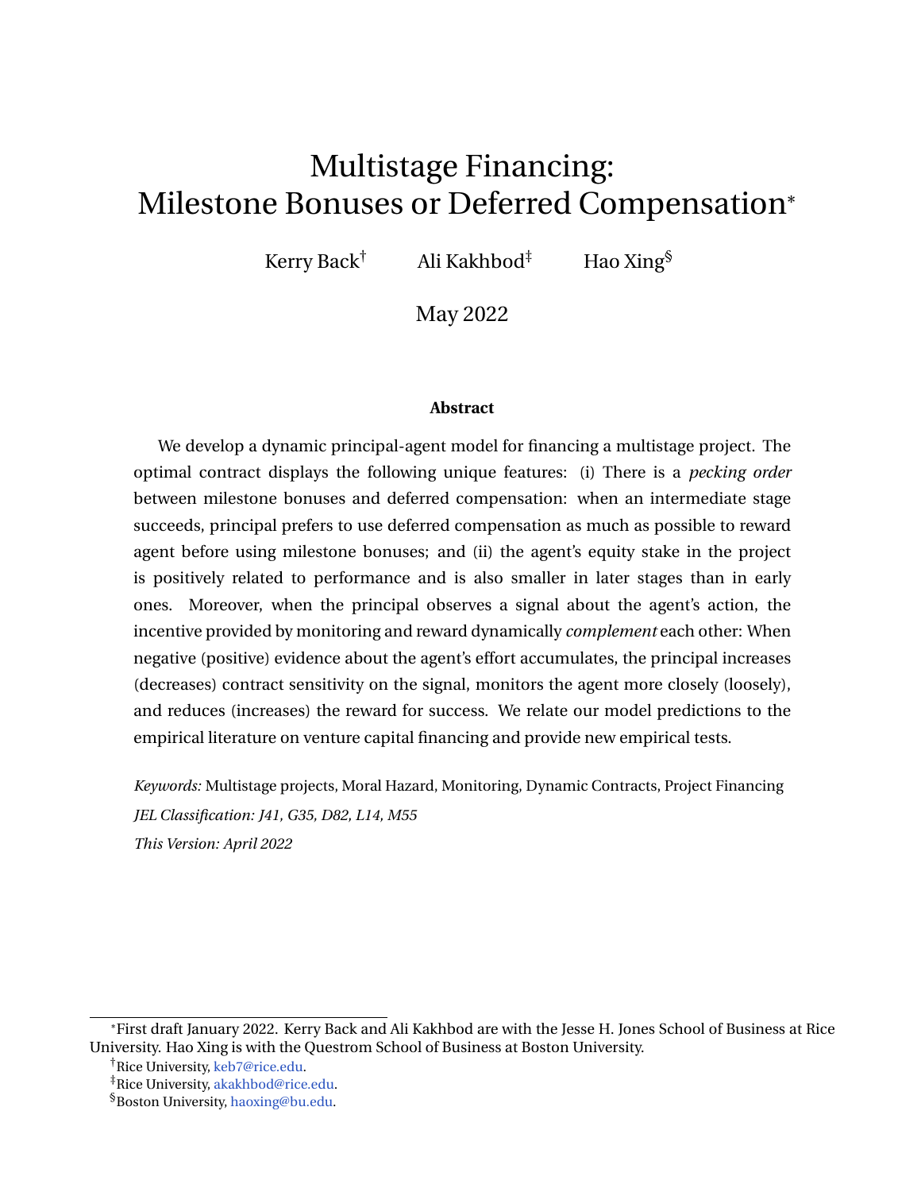# Multistage Financing: Milestone Bonuses or Deferred Compensation*

Kerry Back[†] Ali Kakhbod[‡] Hao Xing[§]

May 2022

**Abstract**

We develop a dynamic principal-agent model for financing a multistage project. The optimal contract displays the following unique features: (i) There is a *pecking order* between milestone bonuses and deferred compensation: when an intermediate stage succeeds, principal prefers to use deferred compensation as much as possible to reward agent before using milestone bonuses; and (ii) the agent's equity stake in the project is positively related to performance and is also smaller in later stages than in early ones. Moreover, when the principal observes a signal about the agent's action, the incentive provided by monitoring and reward dynamically *complement* each other: When negative (positive) evidence about the agent's effort accumulates, the principal increases (decreases) contract sensitivity on the signal, monitors the agent more closely (loosely), and reduces (increases) the reward for success. We relate our model predictions to the empirical literature on venture capital financing and provide new empirical tests.

*Keywords:* Multistage projects, Moral Hazard, Monitoring, Dynamic Contracts, Project Financing

*JEL Classification: J41, G35, D82, L14, M55*

*This Version: April 2022*

---

*First draft January 2022. Kerry Back and Ali Kakhbod are with the Jesse H. Jones School of Business at Rice University. Hao Xing is with the Questrom School of Business at Boston University.

[†]Rice University, keb7@rice.edu.

[‡]Rice University, akakhbod@rice.edu.

[§]Boston University, haoxing@bu.edu.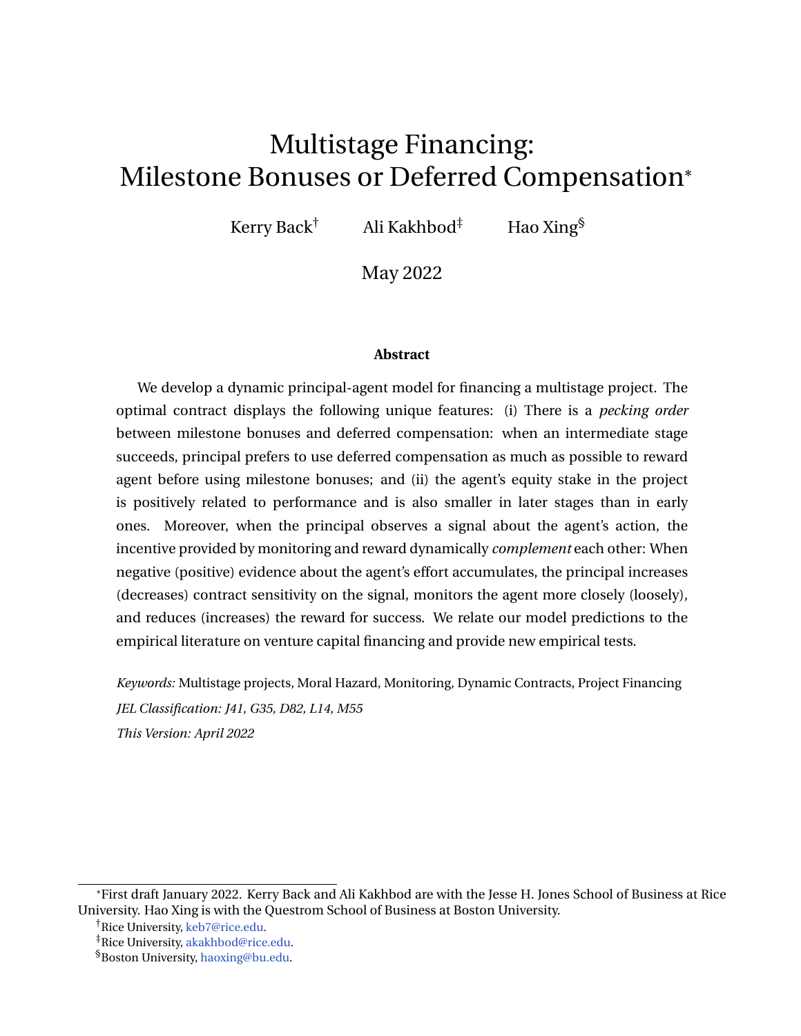# Multistage Financing: Milestone Bonuses or Deferred Compensation*

Kerry Back[†] Ali Kakhbod[‡] Hao Xing[§]

May 2022

**Abstract**

We develop a dynamic principal-agent model for financing a multistage project. The optimal contract displays the following unique features: (i) There is a *pecking order* between milestone bonuses and deferred compensation: when an intermediate stage succeeds, principal prefers to use deferred compensation as much as possible to reward agent before using milestone bonuses; and (ii) the agent's equity stake in the project is positively related to performance and is also smaller in later stages than in early ones. Moreover, when the principal observes a signal about the agent's action, the incentive provided by monitoring and reward dynamically *complement* each other: When negative (positive) evidence about the agent's effort accumulates, the principal increases (decreases) contract sensitivity on the signal, monitors the agent more closely (loosely), and reduces (increases) the reward for success. We relate our model predictions to the empirical literature on venture capital financing and provide new empirical tests.

*Keywords:* Multistage projects, Moral Hazard, Monitoring, Dynamic Contracts, Project Financing

*JEL Classification: J41, G35, D82, L14, M55*

*This Version: April 2022*

---

*First draft January 2022. Kerry Back and Ali Kakhbod are with the Jesse H. Jones School of Business at Rice University. Hao Xing is with the Questrom School of Business at Boston University.

[†]Rice University, keb7@rice.edu.

[‡]Rice University, akakhbod@rice.edu.

[§]Boston University, haoxing@bu.edu.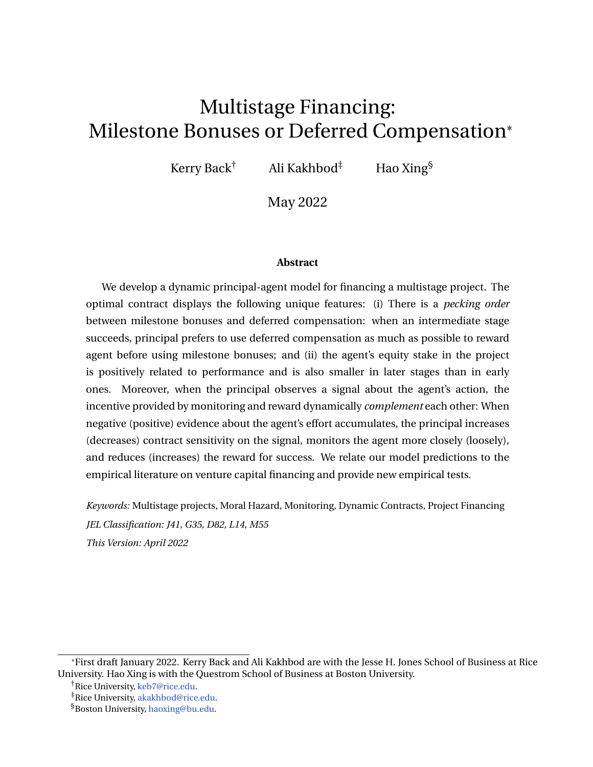# Multistage Financing: Milestone Bonuses or Deferred Compensation*

Kerry Back[†] Ali Kakhbod[‡] Hao Xing[§]

May 2022

**Abstract**

We develop a dynamic principal-agent model for financing a multistage project. The optimal contract displays the following unique features: (i) There is a *pecking order* between milestone bonuses and deferred compensation: when an intermediate stage succeeds, principal prefers to use deferred compensation as much as possible to reward agent before using milestone bonuses; and (ii) the agent's equity stake in the project is positively related to performance and is also smaller in later stages than in early ones. Moreover, when the principal observes a signal about the agent's action, the incentive provided by monitoring and reward dynamically *complement* each other: When negative (positive) evidence about the agent's effort accumulates, the principal increases (decreases) contract sensitivity on the signal, monitors the agent more closely (loosely), and reduces (increases) the reward for success. We relate our model predictions to the empirical literature on venture capital financing and provide new empirical tests.

*Keywords:* Multistage projects, Moral Hazard, Monitoring, Dynamic Contracts, Project Financing

*JEL Classification: J41, G35, D82, L14, M55*

*This Version: April 2022*

---

*First draft January 2022. Kerry Back and Ali Kakhbod are with the Jesse H. Jones School of Business at Rice University. Hao Xing is with the Questrom School of Business at Boston University.

[†]Rice University, keb7@rice.edu.

[‡]Rice University, akakhbod@rice.edu.

[§]Boston University, haoxing@bu.edu.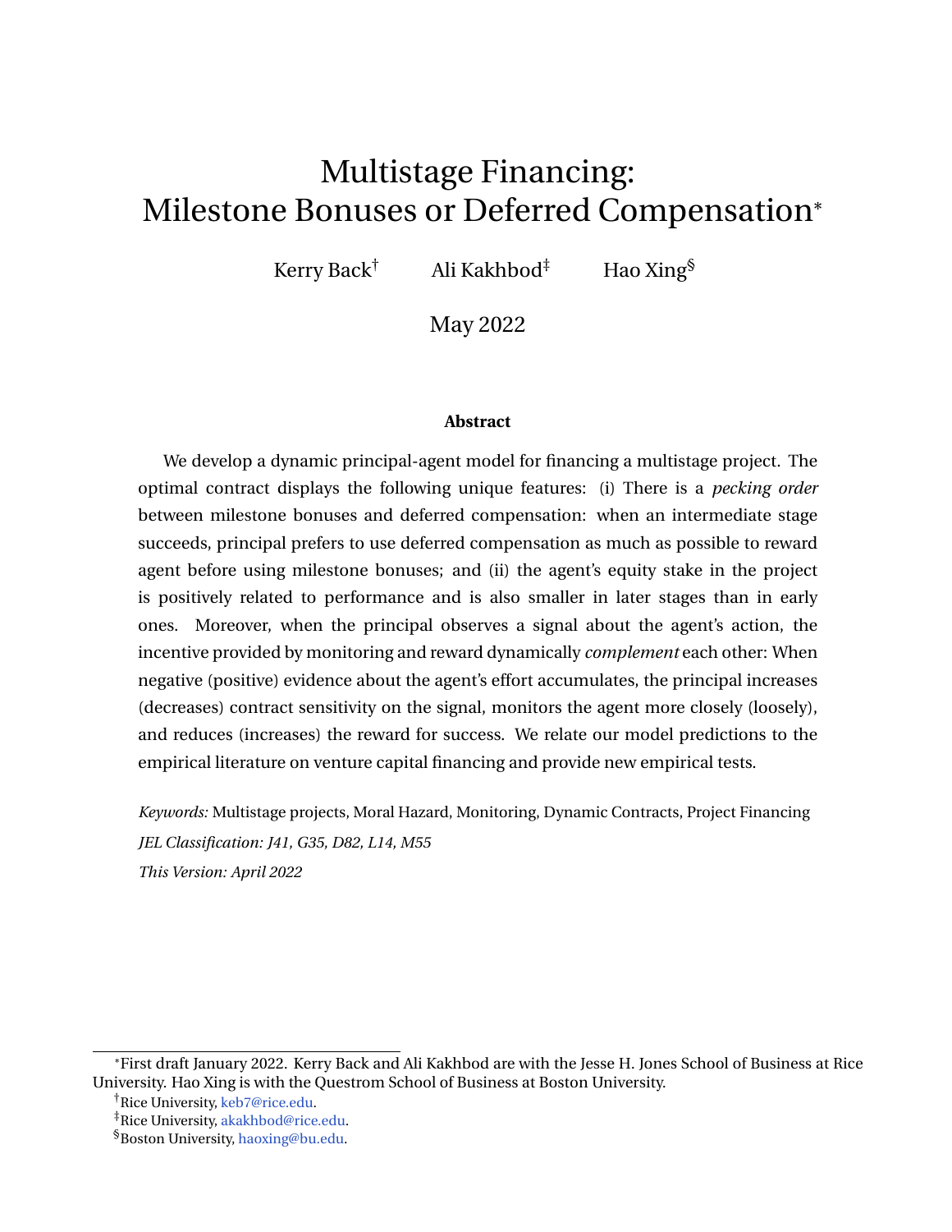# Multistage Financing:
# Milestone Bonuses or Deferred Compensation*

Kerry Back[†] Ali Kakhbod[‡] Hao Xing[§]

May 2022

**Abstract**

We develop a dynamic principal-agent model for financing a multistage project. The optimal contract displays the following unique features: (i) There is a *pecking order* between milestone bonuses and deferred compensation: when an intermediate stage succeeds, principal prefers to use deferred compensation as much as possible to reward agent before using milestone bonuses; and (ii) the agent's equity stake in the project is positively related to performance and is also smaller in later stages than in early ones. Moreover, when the principal observes a signal about the agent's action, the incentive provided by monitoring and reward dynamically *complement* each other: When negative (positive) evidence about the agent's effort accumulates, the principal increases (decreases) contract sensitivity on the signal, monitors the agent more closely (loosely), and reduces (increases) the reward for success. We relate our model predictions to the empirical literature on venture capital financing and provide new empirical tests.

*Keywords:* Multistage projects, Moral Hazard, Monitoring, Dynamic Contracts, Project Financing

*JEL Classification: J41, G35, D82, L14, M55*

*This Version: April 2022*

---

*First draft January 2022. Kerry Back and Ali Kakhbod are with the Jesse H. Jones School of Business at Rice University. Hao Xing is with the Questrom School of Business at Boston University.

[†]Rice University, keb7@rice.edu.

[‡]Rice University, akakhbod@rice.edu.

[§]Boston University, haoxing@bu.edu.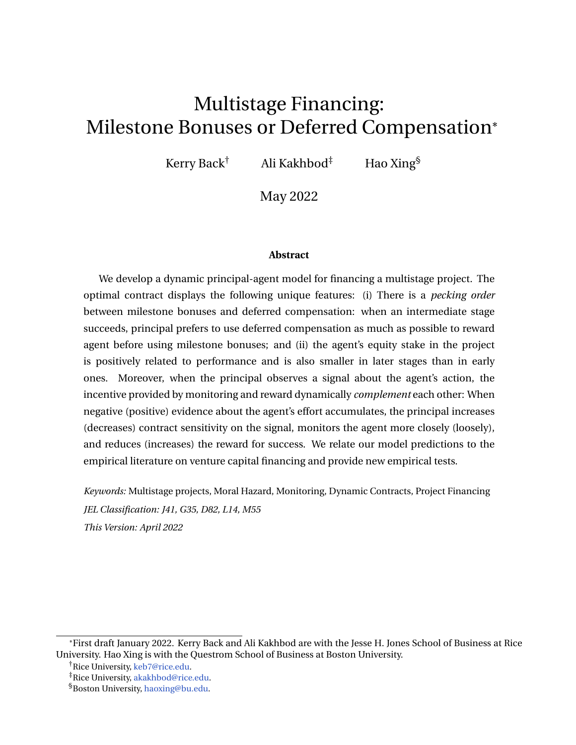# Multistage Financing: Milestone Bonuses or Deferred Compensation*

Kerry Back[†] Ali Kakhbod[‡] Hao Xing[§]

May 2022

**Abstract**

We develop a dynamic principal-agent model for financing a multistage project. The optimal contract displays the following unique features: (i) There is a *pecking order* between milestone bonuses and deferred compensation: when an intermediate stage succeeds, principal prefers to use deferred compensation as much as possible to reward agent before using milestone bonuses; and (ii) the agent's equity stake in the project is positively related to performance and is also smaller in later stages than in early ones. Moreover, when the principal observes a signal about the agent's action, the incentive provided by monitoring and reward dynamically *complement* each other: When negative (positive) evidence about the agent's effort accumulates, the principal increases (decreases) contract sensitivity on the signal, monitors the agent more closely (loosely), and reduces (increases) the reward for success. We relate our model predictions to the empirical literature on venture capital financing and provide new empirical tests.

*Keywords:* Multistage projects, Moral Hazard, Monitoring, Dynamic Contracts, Project Financing

*JEL Classification: J41, G35, D82, L14, M55*

*This Version: April 2022*

---

*First draft January 2022. Kerry Back and Ali Kakhbod are with the Jesse H. Jones School of Business at Rice University. Hao Xing is with the Questrom School of Business at Boston University.

[†]Rice University, keb7@rice.edu.

[‡]Rice University, akakhbod@rice.edu.

[§]Boston University, haoxing@bu.edu.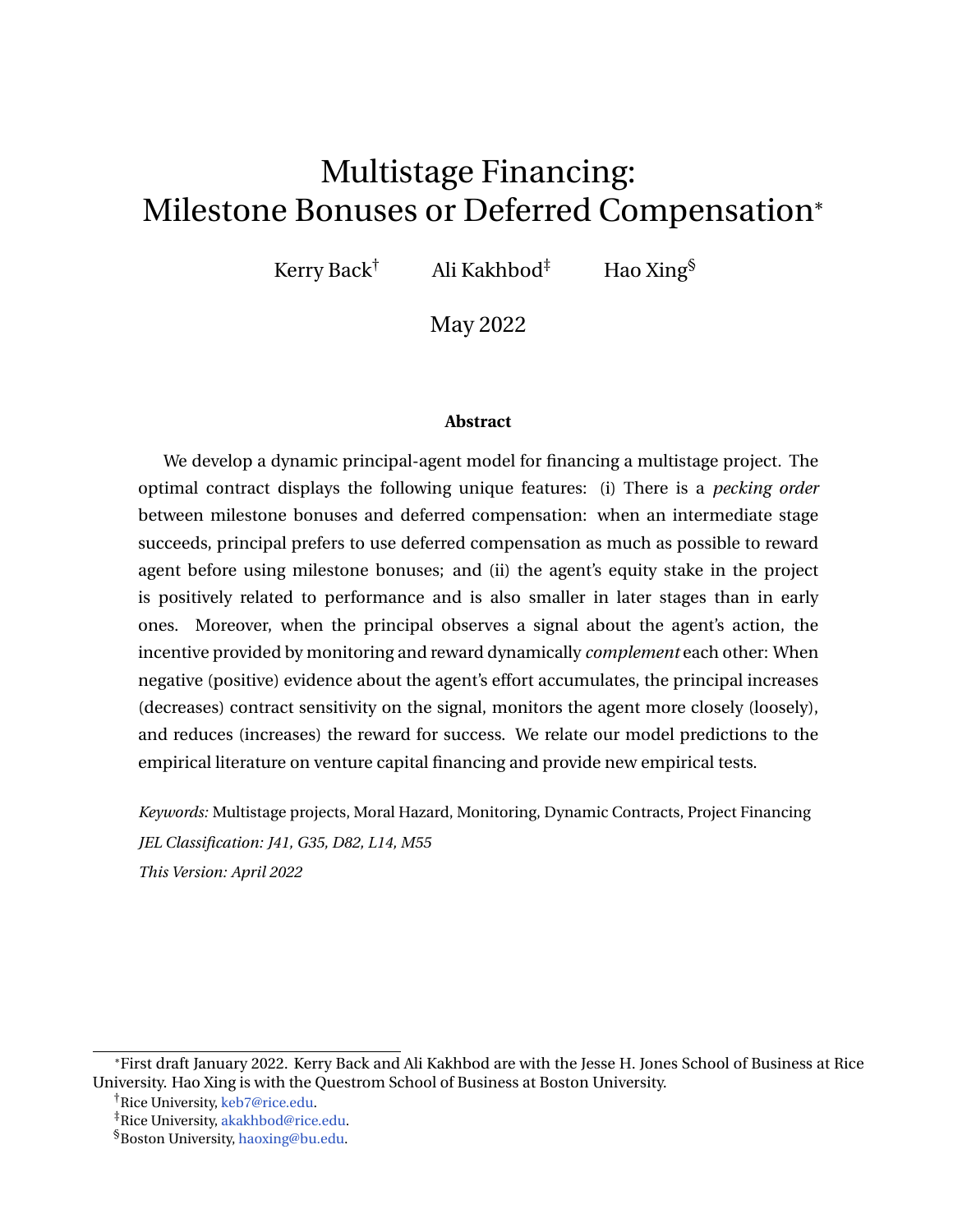# Multistage Financing: Milestone Bonuses or Deferred Compensation*

Kerry Back[†] Ali Kakhbod[‡] Hao Xing[§]

May 2022

**Abstract**

We develop a dynamic principal-agent model for financing a multistage project. The optimal contract displays the following unique features: (i) There is a *pecking order* between milestone bonuses and deferred compensation: when an intermediate stage succeeds, principal prefers to use deferred compensation as much as possible to reward agent before using milestone bonuses; and (ii) the agent's equity stake in the project is positively related to performance and is also smaller in later stages than in early ones. Moreover, when the principal observes a signal about the agent's action, the incentive provided by monitoring and reward dynamically *complement* each other: When negative (positive) evidence about the agent's effort accumulates, the principal increases (decreases) contract sensitivity on the signal, monitors the agent more closely (loosely), and reduces (increases) the reward for success. We relate our model predictions to the empirical literature on venture capital financing and provide new empirical tests.

*Keywords:* Multistage projects, Moral Hazard, Monitoring, Dynamic Contracts, Project Financing

*JEL Classification: J41, G35, D82, L14, M55*

*This Version: April 2022*

---

*First draft January 2022. Kerry Back and Ali Kakhbod are with the Jesse H. Jones School of Business at Rice University. Hao Xing is with the Questrom School of Business at Boston University.

[†] Rice University, keb7@rice.edu.

[‡] Rice University, akakhbod@rice.edu.

[§] Boston University, haoxing@bu.edu.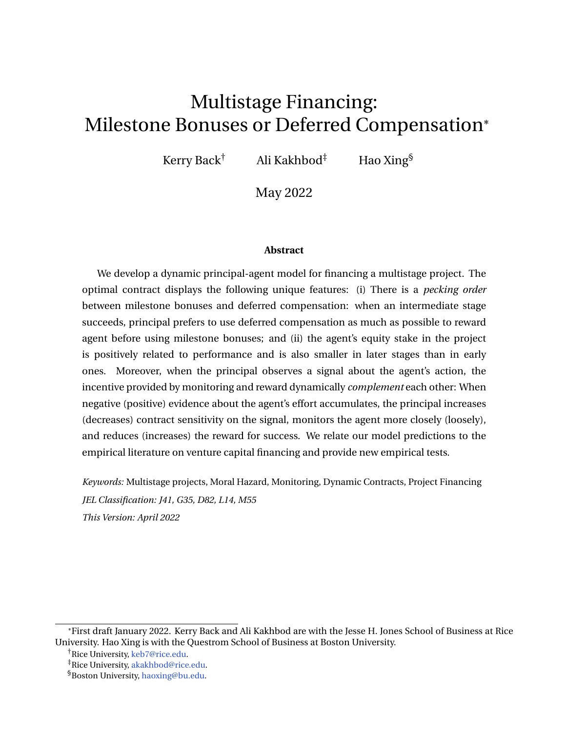# Multistage Financing: Milestone Bonuses or Deferred Compensation*

Kerry Back[†] Ali Kakhbod[‡] Hao Xing[§]

May 2022

### Abstract

We develop a dynamic principal-agent model for financing a multistage project. The optimal contract displays the following unique features: (i) There is a *pecking order* between milestone bonuses and deferred compensation: when an intermediate stage succeeds, principal prefers to use deferred compensation as much as possible to reward agent before using milestone bonuses; and (ii) the agent's equity stake in the project is positively related to performance and is also smaller in later stages than in early ones. Moreover, when the principal observes a signal about the agent's action, the incentive provided by monitoring and reward dynamically *complement* each other: When negative (positive) evidence about the agent's effort accumulates, the principal increases (decreases) contract sensitivity on the signal, monitors the agent more closely (loosely), and reduces (increases) the reward for success. We relate our model predictions to the empirical literature on venture capital financing and provide new empirical tests.

*Keywords:* Multistage projects, Moral Hazard, Monitoring, Dynamic Contracts, Project Financing

*JEL Classification: J41, G35, D82, L14, M55*

*This Version: April 2022*

---

*First draft January 2022. Kerry Back and Ali Kakhbod are with the Jesse H. Jones School of Business at Rice University. Hao Xing is with the Questrom School of Business at Boston University.

[†]Rice University, keb7@rice.edu.

[‡]Rice University, akakhbod@rice.edu.

[§]Boston University, haoxing@bu.edu.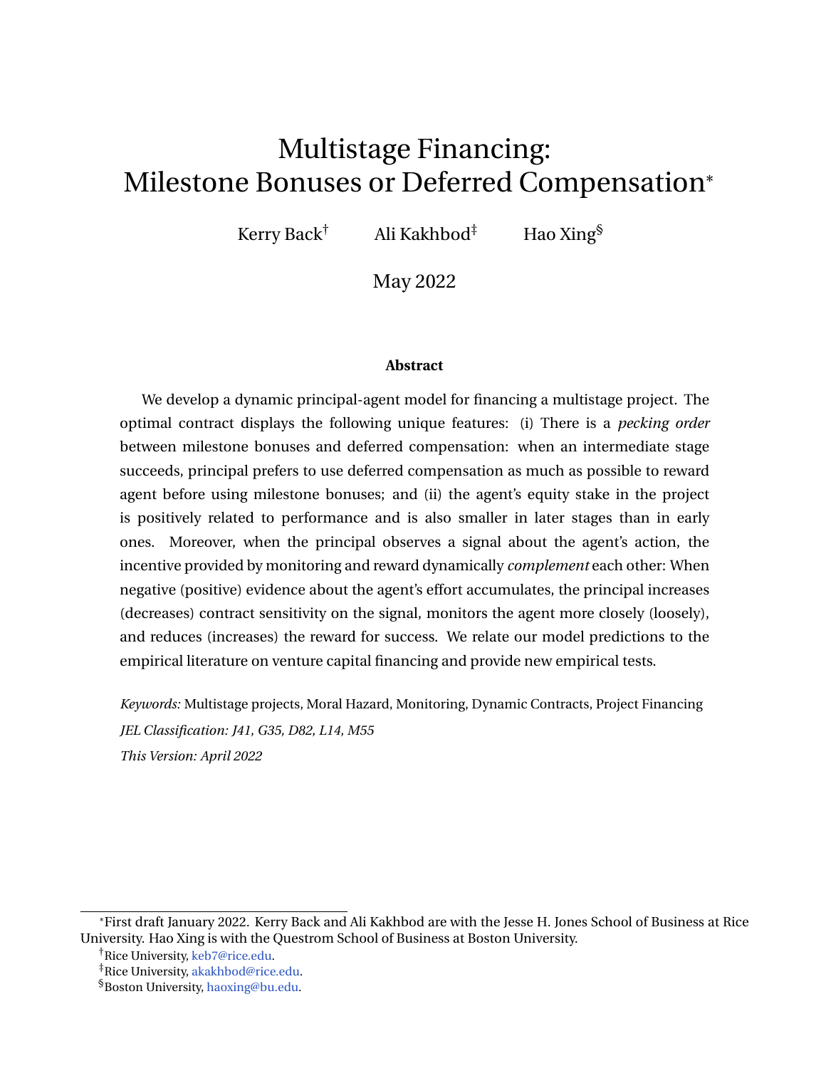# Multistage Financing: Milestone Bonuses or Deferred Compensation*

Kerry Back[†] Ali Kakhbod[‡] Hao Xing[§]

May 2022

**Abstract**

We develop a dynamic principal-agent model for financing a multistage project. The optimal contract displays the following unique features: (i) There is a *pecking order* between milestone bonuses and deferred compensation: when an intermediate stage succeeds, principal prefers to use deferred compensation as much as possible to reward agent before using milestone bonuses; and (ii) the agent's equity stake in the project is positively related to performance and is also smaller in later stages than in early ones. Moreover, when the principal observes a signal about the agent's action, the incentive provided by monitoring and reward dynamically *complement* each other: When negative (positive) evidence about the agent's effort accumulates, the principal increases (decreases) contract sensitivity on the signal, monitors the agent more closely (loosely), and reduces (increases) the reward for success. We relate our model predictions to the empirical literature on venture capital financing and provide new empirical tests.

*Keywords:* Multistage projects, Moral Hazard, Monitoring, Dynamic Contracts, Project Financing

*JEL Classification: J41, G35, D82, L14, M55*

*This Version: April 2022*

---

*First draft January 2022. Kerry Back and Ali Kakhbod are with the Jesse H. Jones School of Business at Rice University. Hao Xing is with the Questrom School of Business at Boston University.

[†]Rice University, keb7@rice.edu.

[‡]Rice University, akakhbod@rice.edu.

[§]Boston University, haoxing@bu.edu.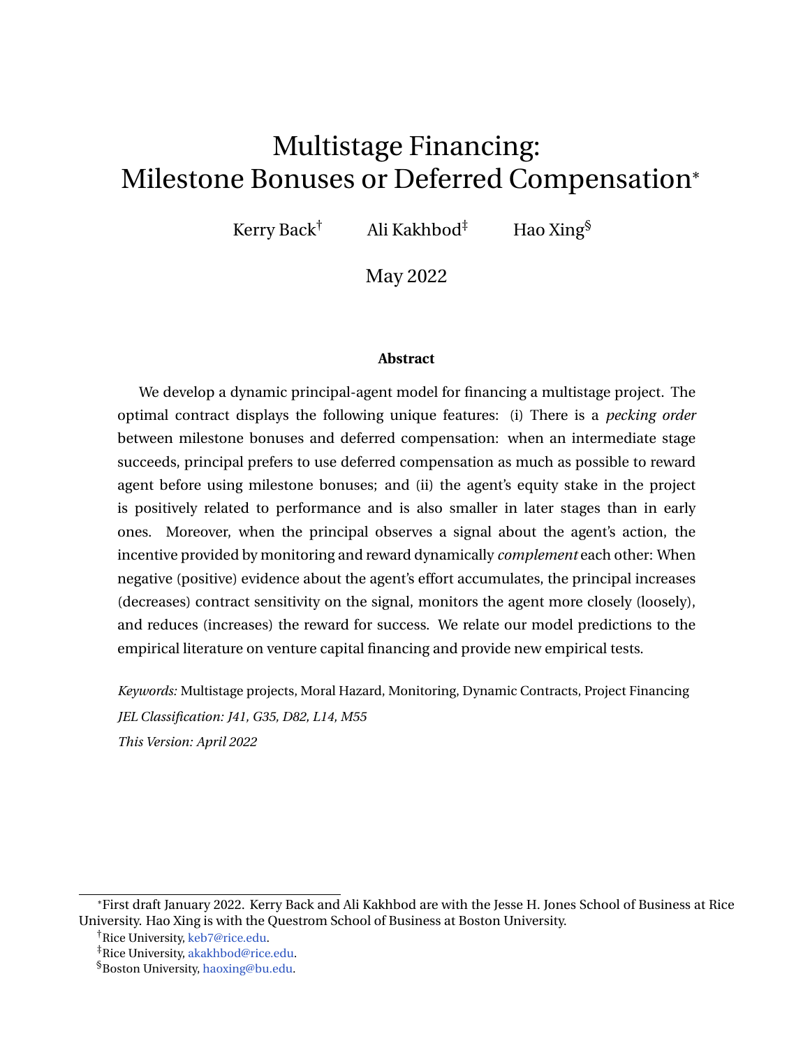# Multistage Financing: Milestone Bonuses or Deferred Compensation*

Kerry Back[†] Ali Kakhbod[‡] Hao Xing[§]

May 2022

### Abstract

We develop a dynamic principal-agent model for financing a multistage project. The optimal contract displays the following unique features: (i) There is a *pecking order* between milestone bonuses and deferred compensation: when an intermediate stage succeeds, principal prefers to use deferred compensation as much as possible to reward agent before using milestone bonuses; and (ii) the agent's equity stake in the project is positively related to performance and is also smaller in later stages than in early ones. Moreover, when the principal observes a signal about the agent's action, the incentive provided by monitoring and reward dynamically *complement* each other: When negative (positive) evidence about the agent's effort accumulates, the principal increases (decreases) contract sensitivity on the signal, monitors the agent more closely (loosely), and reduces (increases) the reward for success. We relate our model predictions to the empirical literature on venture capital financing and provide new empirical tests.

*Keywords:* Multistage projects, Moral Hazard, Monitoring, Dynamic Contracts, Project Financing

*JEL Classification: J41, G35, D82, L14, M55*

*This Version: April 2022*

---

*First draft January 2022. Kerry Back and Ali Kakhbod are with the Jesse H. Jones School of Business at Rice University. Hao Xing is with the Questrom School of Business at Boston University.

[†]Rice University, keb7@rice.edu.

[‡]Rice University, akakhbod@rice.edu.

[§]Boston University, haoxing@bu.edu.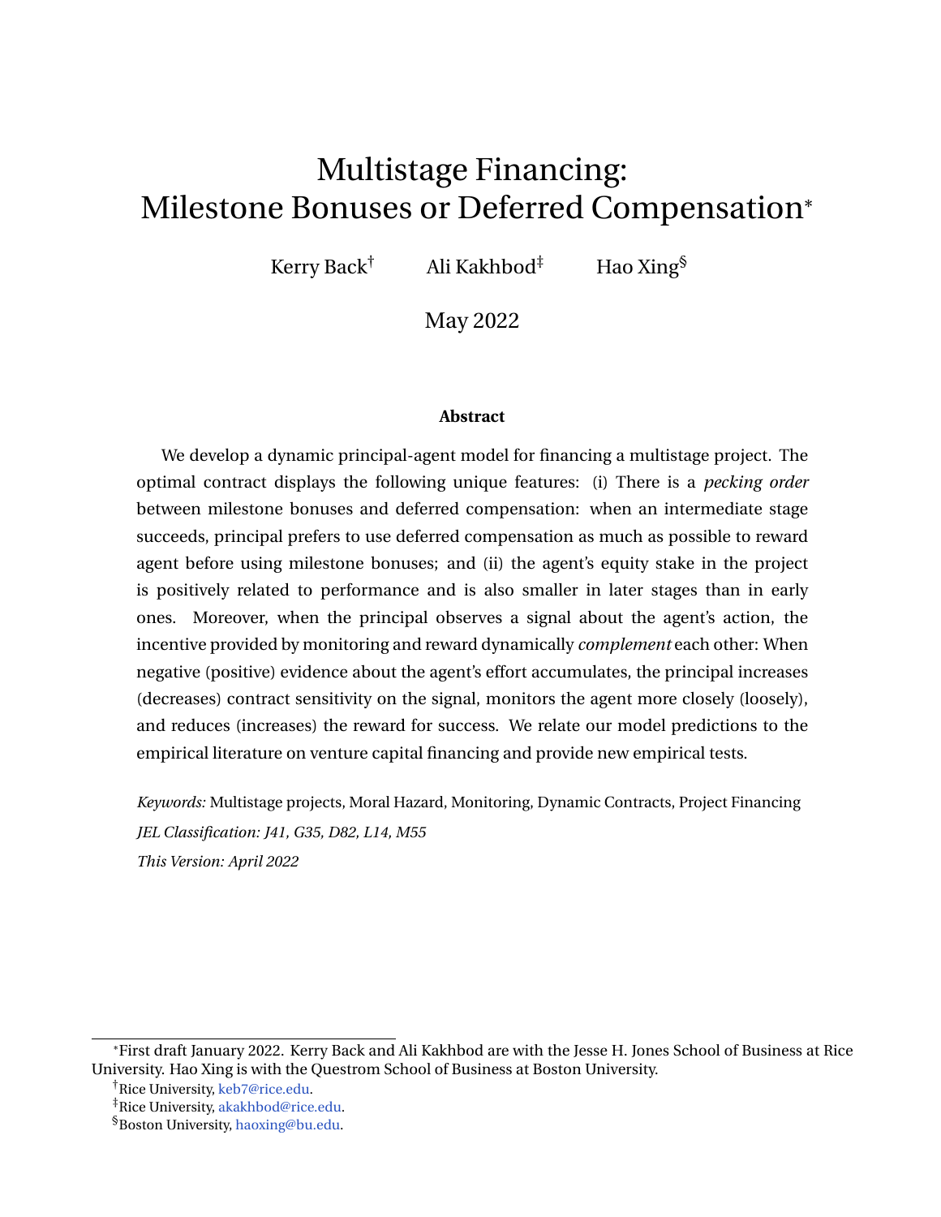# Multistage Financing:
# Milestone Bonuses or Deferred Compensation*

Kerry Back[†] Ali Kakhbod[‡] Hao Xing[§]

May 2022

### Abstract

We develop a dynamic principal-agent model for financing a multistage project. The optimal contract displays the following unique features: (i) There is a *pecking order* between milestone bonuses and deferred compensation: when an intermediate stage succeeds, principal prefers to use deferred compensation as much as possible to reward agent before using milestone bonuses; and (ii) the agent's equity stake in the project is positively related to performance and is also smaller in later stages than in early ones. Moreover, when the principal observes a signal about the agent's action, the incentive provided by monitoring and reward dynamically *complement* each other: When negative (positive) evidence about the agent's effort accumulates, the principal increases (decreases) contract sensitivity on the signal, monitors the agent more closely (loosely), and reduces (increases) the reward for success. We relate our model predictions to the empirical literature on venture capital financing and provide new empirical tests.

*Keywords:* Multistage projects, Moral Hazard, Monitoring, Dynamic Contracts, Project Financing

*JEL Classification: J41, G35, D82, L14, M55*

*This Version: April 2022*

---

*First draft January 2022. Kerry Back and Ali Kakhbod are with the Jesse H. Jones School of Business at Rice University. Hao Xing is with the Questrom School of Business at Boston University.

[†]Rice University, keb7@rice.edu.

[‡]Rice University, akakhbod@rice.edu.

[§]Boston University, haoxing@bu.edu.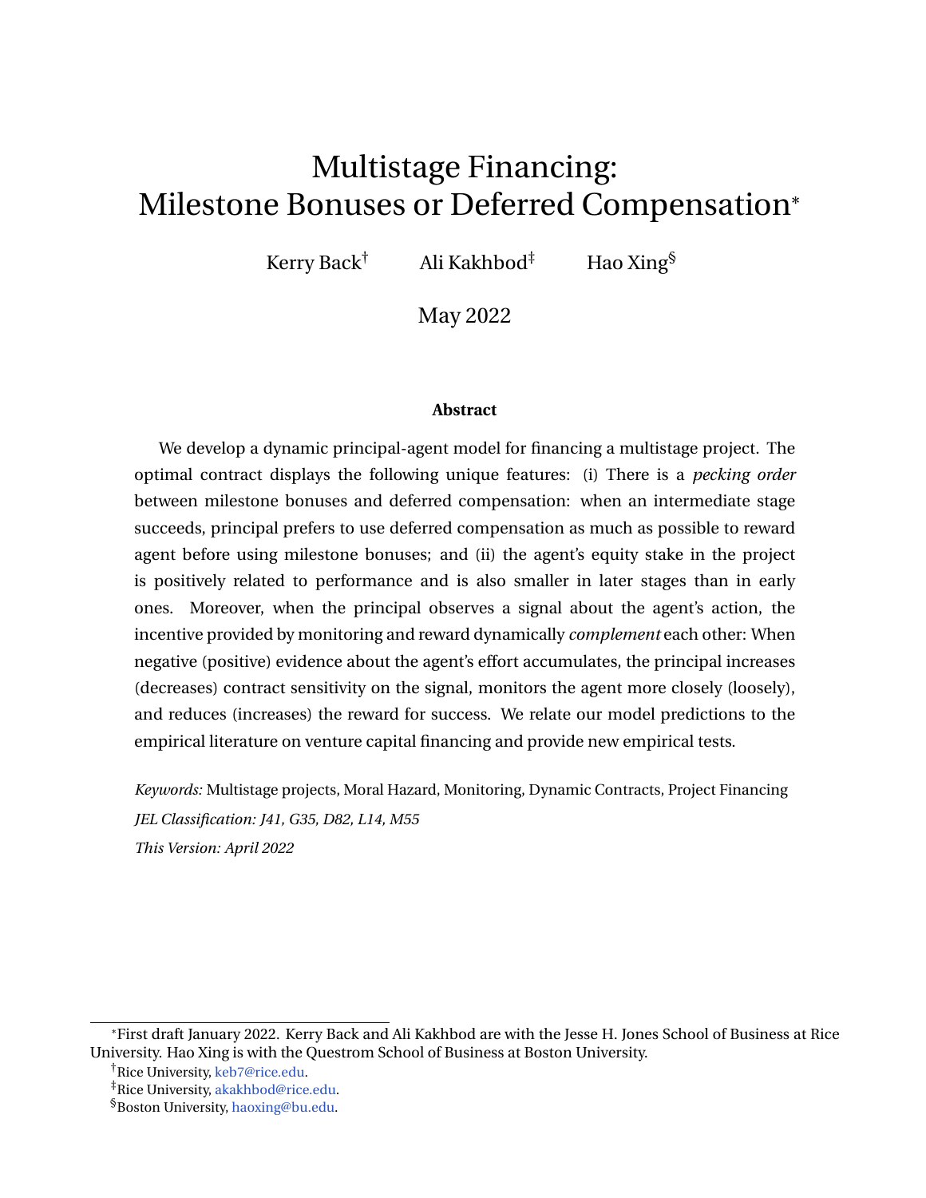# Multistage Financing: Milestone Bonuses or Deferred Compensation*

Kerry Back[†] Ali Kakhbod[‡] Hao Xing[§]

May 2022

**Abstract**

We develop a dynamic principal-agent model for financing a multistage project. The optimal contract displays the following unique features: (i) There is a *pecking order* between milestone bonuses and deferred compensation: when an intermediate stage succeeds, principal prefers to use deferred compensation as much as possible to reward agent before using milestone bonuses; and (ii) the agent's equity stake in the project is positively related to performance and is also smaller in later stages than in early ones. Moreover, when the principal observes a signal about the agent's action, the incentive provided by monitoring and reward dynamically *complement* each other: When negative (positive) evidence about the agent's effort accumulates, the principal increases (decreases) contract sensitivity on the signal, monitors the agent more closely (loosely), and reduces (increases) the reward for success. We relate our model predictions to the empirical literature on venture capital financing and provide new empirical tests.

*Keywords:* Multistage projects, Moral Hazard, Monitoring, Dynamic Contracts, Project Financing

*JEL Classification: J41, G35, D82, L14, M55*

*This Version: April 2022*

---

*First draft January 2022. Kerry Back and Ali Kakhbod are with the Jesse H. Jones School of Business at Rice University. Hao Xing is with the Questrom School of Business at Boston University.

[†]Rice University, keb7@rice.edu.

[‡]Rice University, akakhbod@rice.edu.

[§]Boston University, haoxing@bu.edu.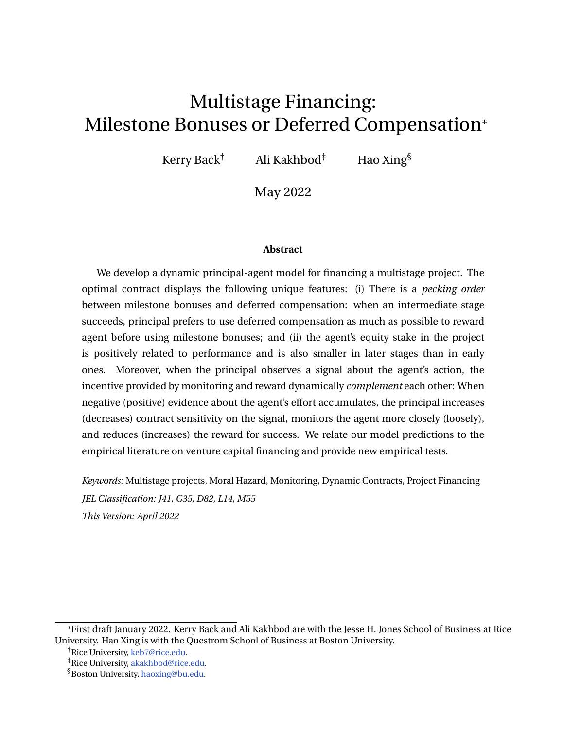# Multistage Financing: Milestone Bonuses or Deferred Compensation*

Kerry Back† Ali Kakhbod‡ Hao Xing§

May 2022

**Abstract**

We develop a dynamic principal-agent model for financing a multistage project. The optimal contract displays the following unique features: (i) There is a *pecking order* between milestone bonuses and deferred compensation: when an intermediate stage succeeds, principal prefers to use deferred compensation as much as possible to reward agent before using milestone bonuses; and (ii) the agent's equity stake in the project is positively related to performance and is also smaller in later stages than in early ones. Moreover, when the principal observes a signal about the agent's action, the incentive provided by monitoring and reward dynamically *complement* each other: When negative (positive) evidence about the agent's effort accumulates, the principal increases (decreases) contract sensitivity on the signal, monitors the agent more closely (loosely), and reduces (increases) the reward for success. We relate our model predictions to the empirical literature on venture capital financing and provide new empirical tests.

*Keywords:* Multistage projects, Moral Hazard, Monitoring, Dynamic Contracts, Project Financing

*JEL Classification: J41, G35, D82, L14, M55*

*This Version: April 2022*

---

*First draft January 2022. Kerry Back and Ali Kakhbod are with the Jesse H. Jones School of Business at Rice University. Hao Xing is with the Questrom School of Business at Boston University.

†Rice University, keb7@rice.edu.

‡Rice University, akakhbod@rice.edu.

§Boston University, haoxing@bu.edu.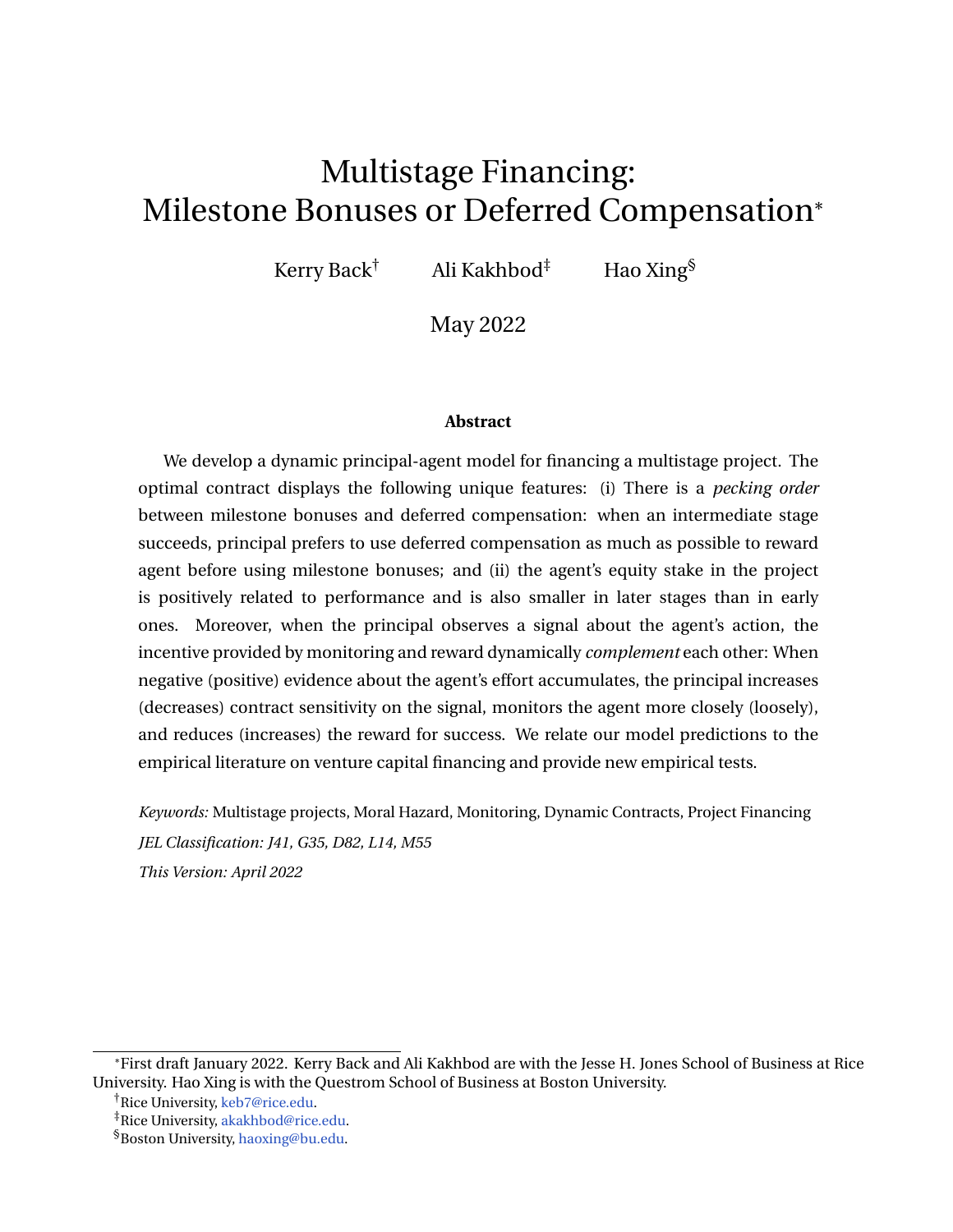# Multistage Financing: Milestone Bonuses or Deferred Compensation*

Kerry Back[†] Ali Kakhbod[‡] Hao Xing[§]

May 2022

**Abstract**

We develop a dynamic principal-agent model for financing a multistage project. The optimal contract displays the following unique features: (i) There is a *pecking order* between milestone bonuses and deferred compensation: when an intermediate stage succeeds, principal prefers to use deferred compensation as much as possible to reward agent before using milestone bonuses; and (ii) the agent's equity stake in the project is positively related to performance and is also smaller in later stages than in early ones. Moreover, when the principal observes a signal about the agent's action, the incentive provided by monitoring and reward dynamically *complement* each other: When negative (positive) evidence about the agent's effort accumulates, the principal increases (decreases) contract sensitivity on the signal, monitors the agent more closely (loosely), and reduces (increases) the reward for success. We relate our model predictions to the empirical literature on venture capital financing and provide new empirical tests.

*Keywords:* Multistage projects, Moral Hazard, Monitoring, Dynamic Contracts, Project Financing

*JEL Classification: J41, G35, D82, L14, M55*

*This Version: April 2022*

---

*First draft January 2022. Kerry Back and Ali Kakhbod are with the Jesse H. Jones School of Business at Rice University. Hao Xing is with the Questrom School of Business at Boston University.

[†]Rice University, keb7@rice.edu.

[‡]Rice University, akakhbod@rice.edu.

[§]Boston University, haoxing@bu.edu.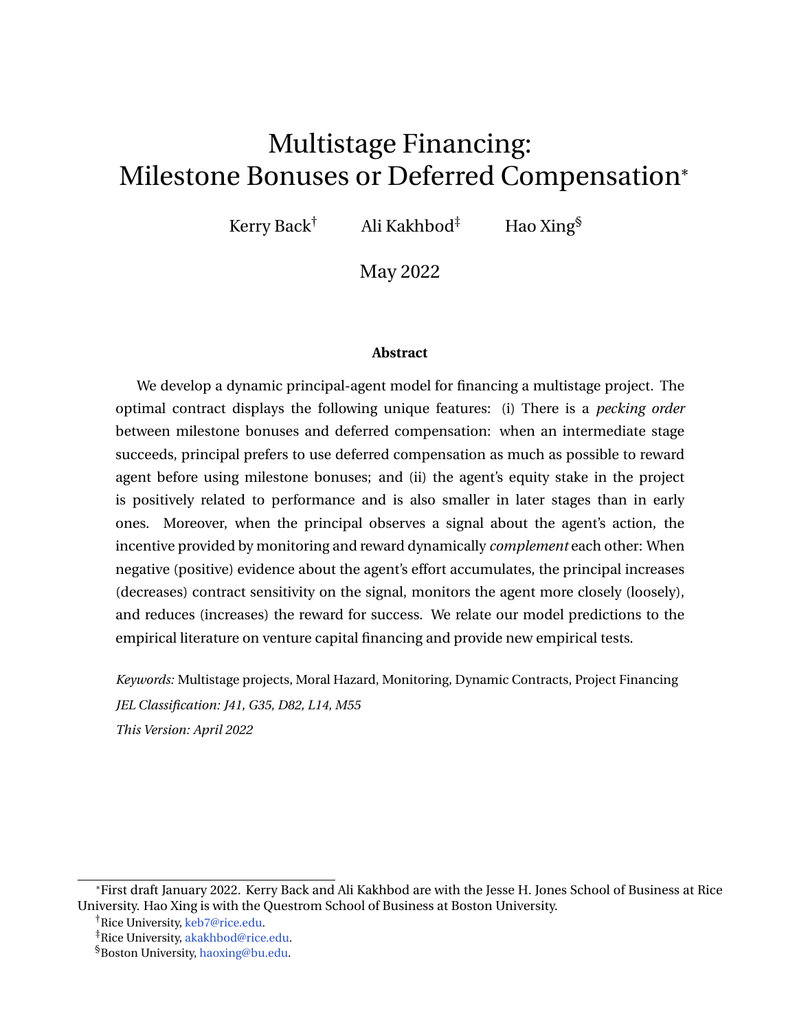# Multistage Financing: Milestone Bonuses or Deferred Compensation*

Kerry Back[†] Ali Kakhbod[‡] Hao Xing[§]

May 2022

**Abstract**

We develop a dynamic principal-agent model for financing a multistage project. The optimal contract displays the following unique features: (i) There is a *pecking order* between milestone bonuses and deferred compensation: when an intermediate stage succeeds, principal prefers to use deferred compensation as much as possible to reward agent before using milestone bonuses; and (ii) the agent's equity stake in the project is positively related to performance and is also smaller in later stages than in early ones. Moreover, when the principal observes a signal about the agent's action, the incentive provided by monitoring and reward dynamically *complement* each other: When negative (positive) evidence about the agent's effort accumulates, the principal increases (decreases) contract sensitivity on the signal, monitors the agent more closely (loosely), and reduces (increases) the reward for success. We relate our model predictions to the empirical literature on venture capital financing and provide new empirical tests.

*Keywords:* Multistage projects, Moral Hazard, Monitoring, Dynamic Contracts, Project Financing

*JEL Classification: J41, G35, D82, L14, M55*

*This Version: April 2022*

---

*First draft January 2022. Kerry Back and Ali Kakhbod are with the Jesse H. Jones School of Business at Rice University. Hao Xing is with the Questrom School of Business at Boston University.

[†]Rice University, keb7@rice.edu.

[‡]Rice University, akakhbod@rice.edu.

[§]Boston University, haoxing@bu.edu.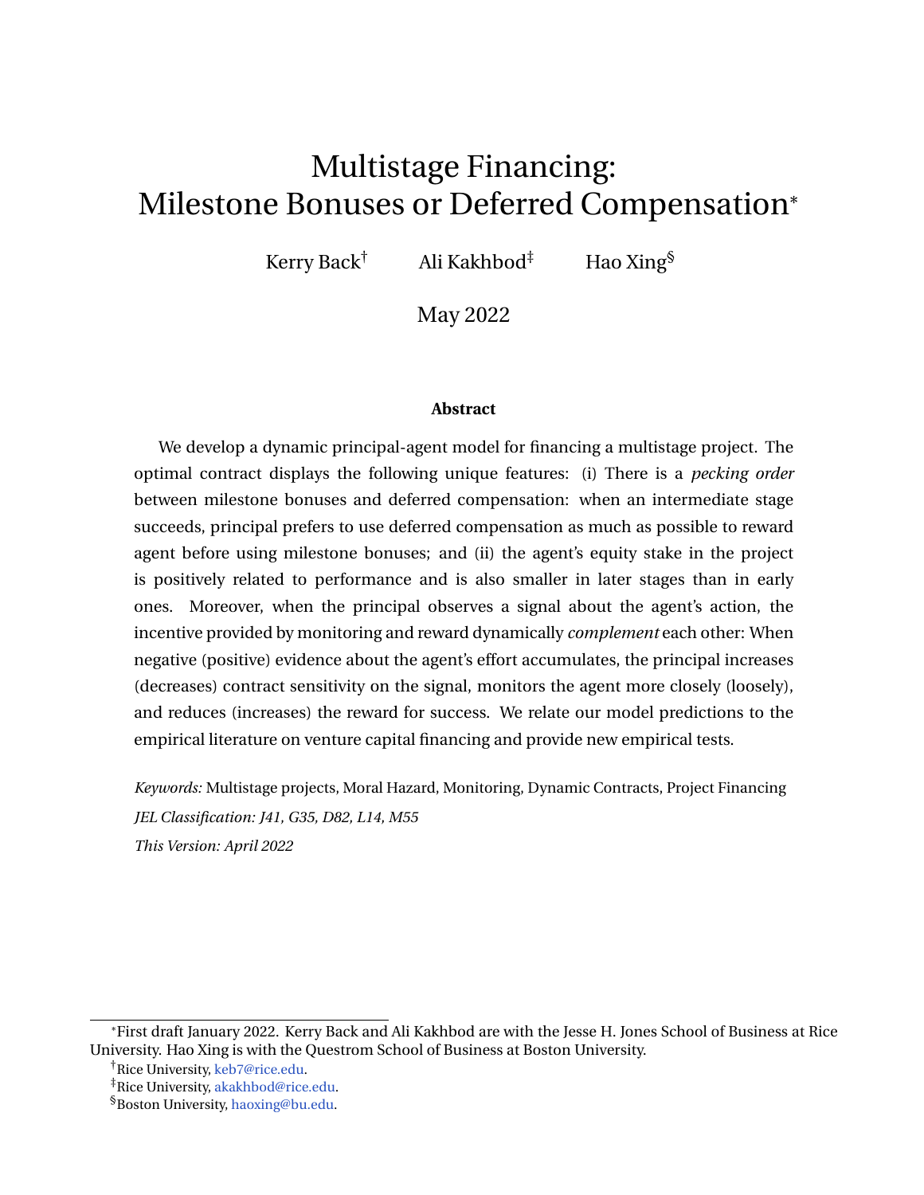# Multistage Financing: Milestone Bonuses or Deferred Compensation*

Kerry Back[†] Ali Kakhbod[‡] Hao Xing[§]

May 2022

**Abstract**

We develop a dynamic principal-agent model for financing a multistage project. The optimal contract displays the following unique features: (i) There is a *pecking order* between milestone bonuses and deferred compensation: when an intermediate stage succeeds, principal prefers to use deferred compensation as much as possible to reward agent before using milestone bonuses; and (ii) the agent's equity stake in the project is positively related to performance and is also smaller in later stages than in early ones. Moreover, when the principal observes a signal about the agent's action, the incentive provided by monitoring and reward dynamically *complement* each other: When negative (positive) evidence about the agent's effort accumulates, the principal increases (decreases) contract sensitivity on the signal, monitors the agent more closely (loosely), and reduces (increases) the reward for success. We relate our model predictions to the empirical literature on venture capital financing and provide new empirical tests.

*Keywords:* Multistage projects, Moral Hazard, Monitoring, Dynamic Contracts, Project Financing

*JEL Classification: J41, G35, D82, L14, M55*

*This Version: April 2022*

---

*First draft January 2022. Kerry Back and Ali Kakhbod are with the Jesse H. Jones School of Business at Rice University. Hao Xing is with the Questrom School of Business at Boston University.

[†]Rice University, keb7@rice.edu.

[‡]Rice University, akakhbod@rice.edu.

[§]Boston University, haoxing@bu.edu.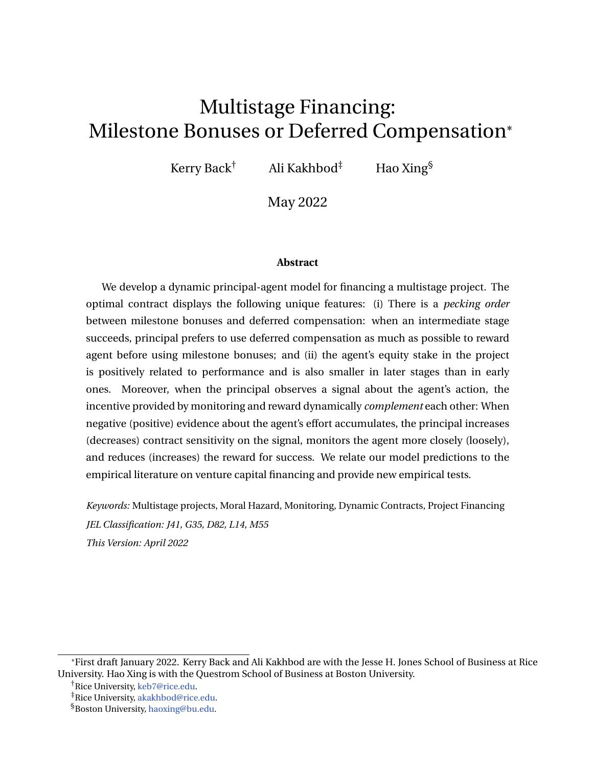# Multistage Financing: Milestone Bonuses or Deferred Compensation*

Kerry Back[†] Ali Kakhbod[‡] Hao Xing[§]

May 2022

**Abstract**

We develop a dynamic principal-agent model for financing a multistage project. The optimal contract displays the following unique features: (i) There is a *pecking order* between milestone bonuses and deferred compensation: when an intermediate stage succeeds, principal prefers to use deferred compensation as much as possible to reward agent before using milestone bonuses; and (ii) the agent's equity stake in the project is positively related to performance and is also smaller in later stages than in early ones. Moreover, when the principal observes a signal about the agent's action, the incentive provided by monitoring and reward dynamically *complement* each other: When negative (positive) evidence about the agent's effort accumulates, the principal increases (decreases) contract sensitivity on the signal, monitors the agent more closely (loosely), and reduces (increases) the reward for success. We relate our model predictions to the empirical literature on venture capital financing and provide new empirical tests.

*Keywords:* Multistage projects, Moral Hazard, Monitoring, Dynamic Contracts, Project Financing

*JEL Classification: J41, G35, D82, L14, M55*

*This Version: April 2022*

---

*First draft January 2022. Kerry Back and Ali Kakhbod are with the Jesse H. Jones School of Business at Rice University. Hao Xing is with the Questrom School of Business at Boston University.

[†]Rice University, keb7@rice.edu.

[‡]Rice University, akakhbod@rice.edu.

[§]Boston University, haoxing@bu.edu.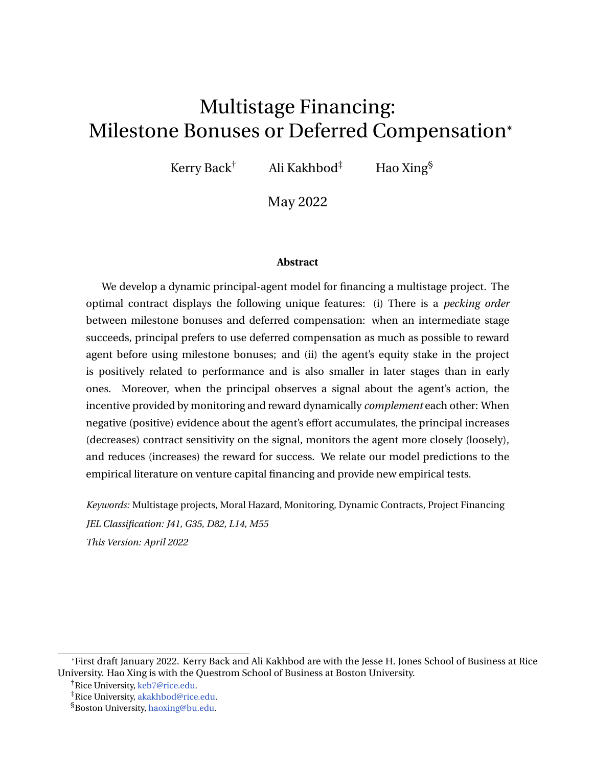# Multistage Financing: Milestone Bonuses or Deferred Compensation*

Kerry Back[†] Ali Kakhbod[‡] Hao Xing[§]

May 2022

**Abstract**

We develop a dynamic principal-agent model for financing a multistage project. The optimal contract displays the following unique features: (i) There is a *pecking order* between milestone bonuses and deferred compensation: when an intermediate stage succeeds, principal prefers to use deferred compensation as much as possible to reward agent before using milestone bonuses; and (ii) the agent's equity stake in the project is positively related to performance and is also smaller in later stages than in early ones. Moreover, when the principal observes a signal about the agent's action, the incentive provided by monitoring and reward dynamically *complement* each other: When negative (positive) evidence about the agent's effort accumulates, the principal increases (decreases) contract sensitivity on the signal, monitors the agent more closely (loosely), and reduces (increases) the reward for success. We relate our model predictions to the empirical literature on venture capital financing and provide new empirical tests.

*Keywords:* Multistage projects, Moral Hazard, Monitoring, Dynamic Contracts, Project Financing

*JEL Classification: J41, G35, D82, L14, M55*

*This Version: April 2022*

---

*First draft January 2022. Kerry Back and Ali Kakhbod are with the Jesse H. Jones School of Business at Rice University. Hao Xing is with the Questrom School of Business at Boston University.

[†]Rice University, keb7@rice.edu.

[‡]Rice University, akakhbod@rice.edu.

[§]Boston University, haoxing@bu.edu.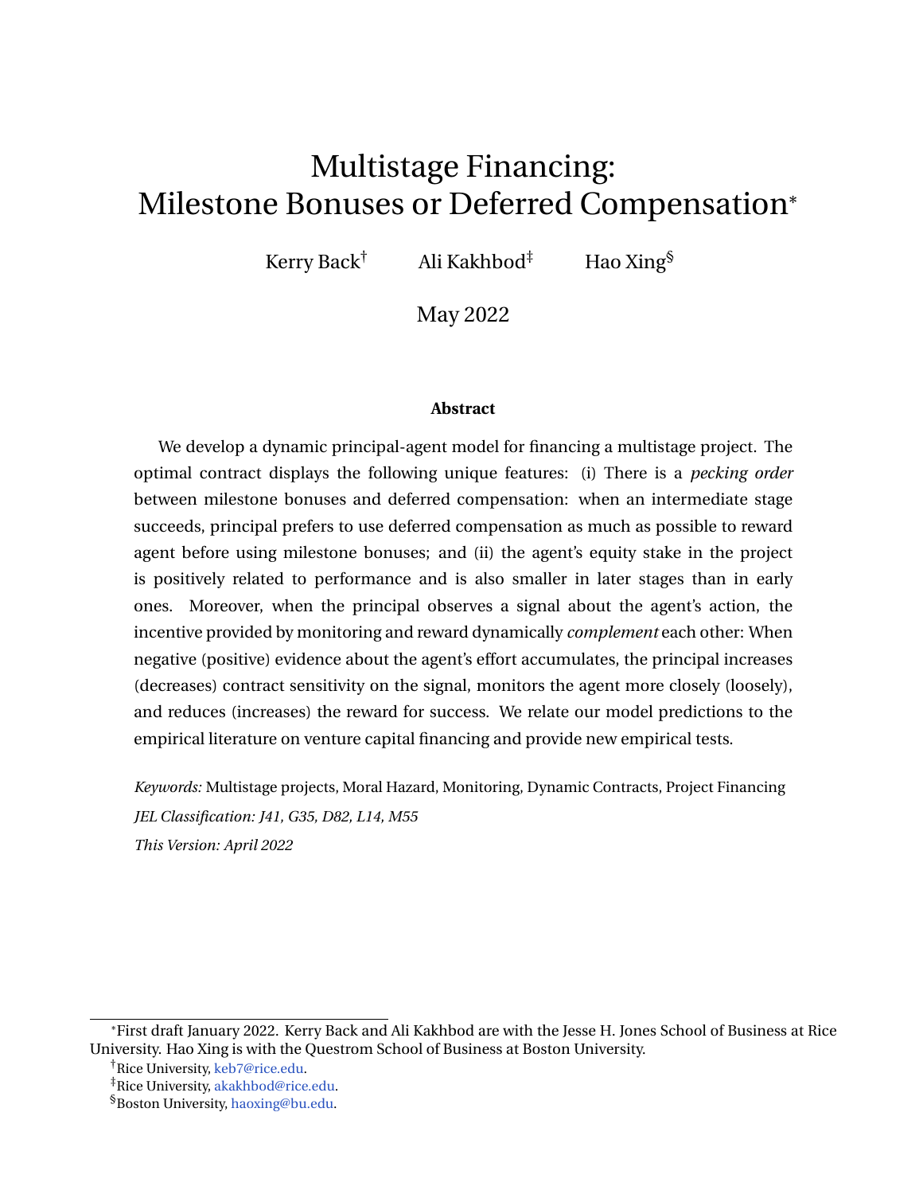# Multistage Financing: Milestone Bonuses or Deferred Compensation*

Kerry Back[†] Ali Kakhbod[‡] Hao Xing[§]

May 2022

**Abstract**

We develop a dynamic principal-agent model for financing a multistage project. The optimal contract displays the following unique features: (i) There is a *pecking order* between milestone bonuses and deferred compensation: when an intermediate stage succeeds, principal prefers to use deferred compensation as much as possible to reward agent before using milestone bonuses; and (ii) the agent's equity stake in the project is positively related to performance and is also smaller in later stages than in early ones. Moreover, when the principal observes a signal about the agent's action, the incentive provided by monitoring and reward dynamically *complement* each other: When negative (positive) evidence about the agent's effort accumulates, the principal increases (decreases) contract sensitivity on the signal, monitors the agent more closely (loosely), and reduces (increases) the reward for success. We relate our model predictions to the empirical literature on venture capital financing and provide new empirical tests.

*Keywords:* Multistage projects, Moral Hazard, Monitoring, Dynamic Contracts, Project Financing

*JEL Classification: J41, G35, D82, L14, M55*

*This Version: April 2022*

---

*First draft January 2022. Kerry Back and Ali Kakhbod are with the Jesse H. Jones School of Business at Rice University. Hao Xing is with the Questrom School of Business at Boston University.

[†]Rice University, keb7@rice.edu.

[‡]Rice University, akakhbod@rice.edu.

[§]Boston University, haoxing@bu.edu.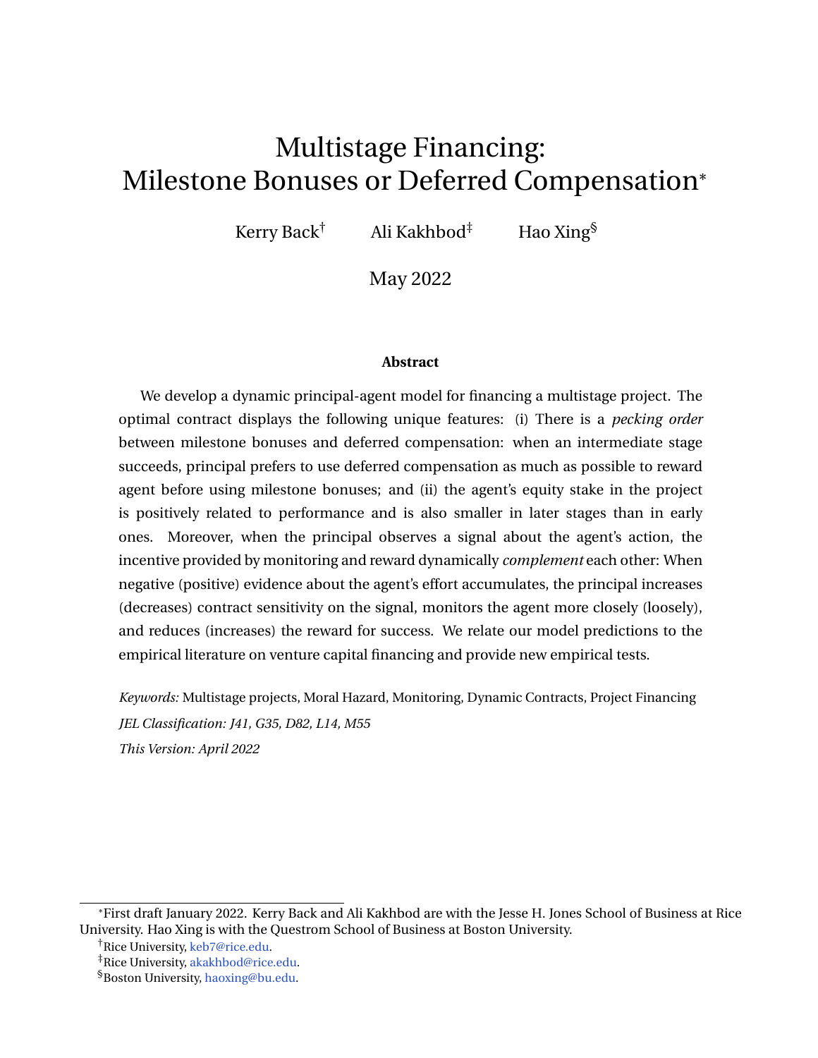# Multistage Financing: Milestone Bonuses or Deferred Compensation*

Kerry Back[†] Ali Kakhbod[‡] Hao Xing[§]

May 2022

**Abstract**

We develop a dynamic principal-agent model for financing a multistage project. The optimal contract displays the following unique features: (i) There is a *pecking order* between milestone bonuses and deferred compensation: when an intermediate stage succeeds, principal prefers to use deferred compensation as much as possible to reward agent before using milestone bonuses; and (ii) the agent's equity stake in the project is positively related to performance and is also smaller in later stages than in early ones. Moreover, when the principal observes a signal about the agent's action, the incentive provided by monitoring and reward dynamically *complement* each other: When negative (positive) evidence about the agent's effort accumulates, the principal increases (decreases) contract sensitivity on the signal, monitors the agent more closely (loosely), and reduces (increases) the reward for success. We relate our model predictions to the empirical literature on venture capital financing and provide new empirical tests.

*Keywords:* Multistage projects, Moral Hazard, Monitoring, Dynamic Contracts, Project Financing

*JEL Classification: J41, G35, D82, L14, M55*

*This Version: April 2022*

---

*First draft January 2022. Kerry Back and Ali Kakhbod are with the Jesse H. Jones School of Business at Rice University. Hao Xing is with the Questrom School of Business at Boston University.

[†]Rice University, keb7@rice.edu.

[‡]Rice University, akakhbod@rice.edu.

[§]Boston University, haoxing@bu.edu.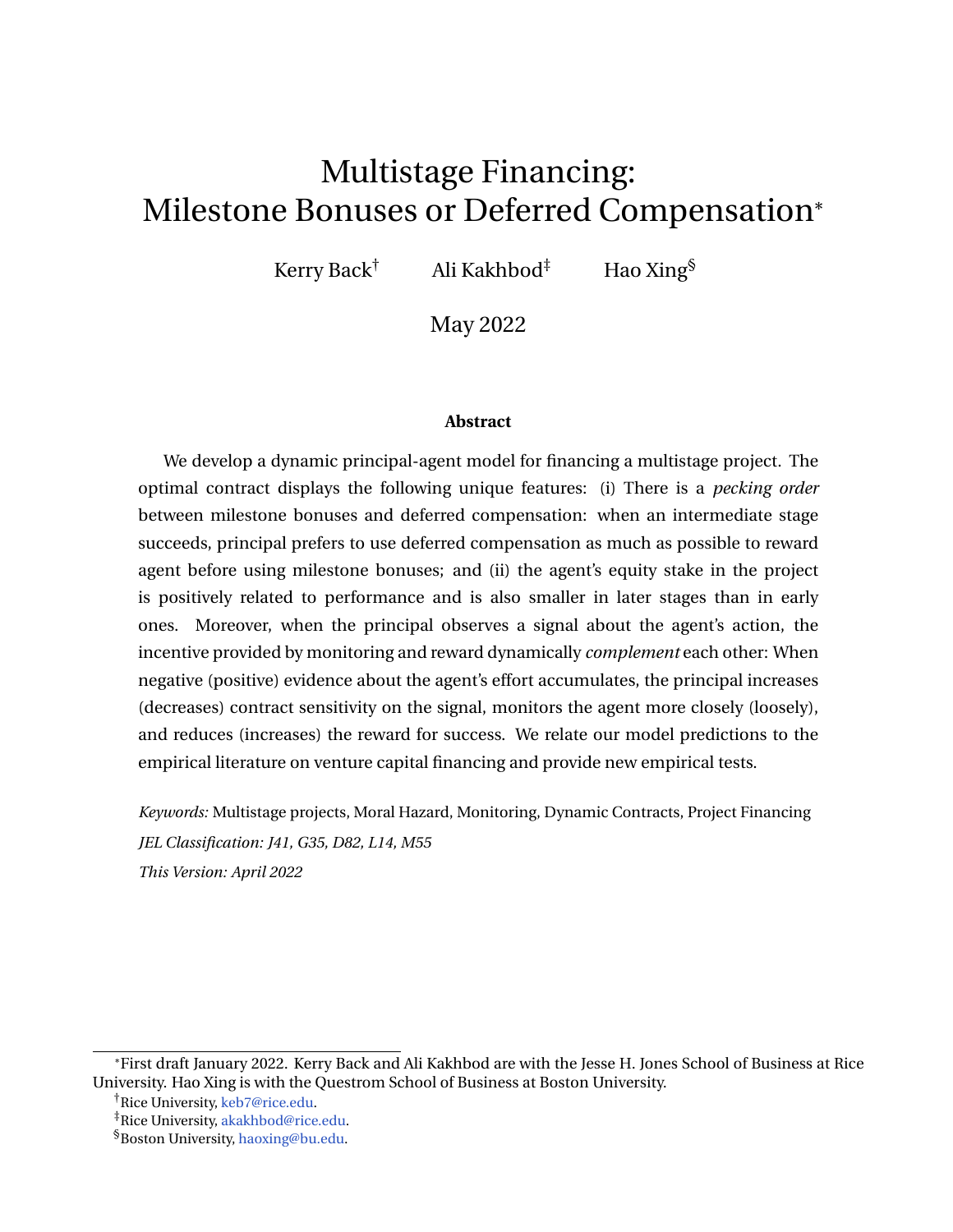# Multistage Financing: Milestone Bonuses or Deferred Compensation*

Kerry Back[†] Ali Kakhbod[‡] Hao Xing[§]

May 2022

**Abstract**

We develop a dynamic principal-agent model for financing a multistage project. The optimal contract displays the following unique features: (i) There is a *pecking order* between milestone bonuses and deferred compensation: when an intermediate stage succeeds, principal prefers to use deferred compensation as much as possible to reward agent before using milestone bonuses; and (ii) the agent's equity stake in the project is positively related to performance and is also smaller in later stages than in early ones. Moreover, when the principal observes a signal about the agent's action, the incentive provided by monitoring and reward dynamically *complement* each other: When negative (positive) evidence about the agent's effort accumulates, the principal increases (decreases) contract sensitivity on the signal, monitors the agent more closely (loosely), and reduces (increases) the reward for success. We relate our model predictions to the empirical literature on venture capital financing and provide new empirical tests.

*Keywords:* Multistage projects, Moral Hazard, Monitoring, Dynamic Contracts, Project Financing

*JEL Classification: J41, G35, D82, L14, M55*

*This Version: April 2022*

---

*First draft January 2022. Kerry Back and Ali Kakhbod are with the Jesse H. Jones School of Business at Rice University. Hao Xing is with the Questrom School of Business at Boston University.

[†]Rice University, keb7@rice.edu.

[‡]Rice University, akakhbod@rice.edu.

[§]Boston University, haoxing@bu.edu.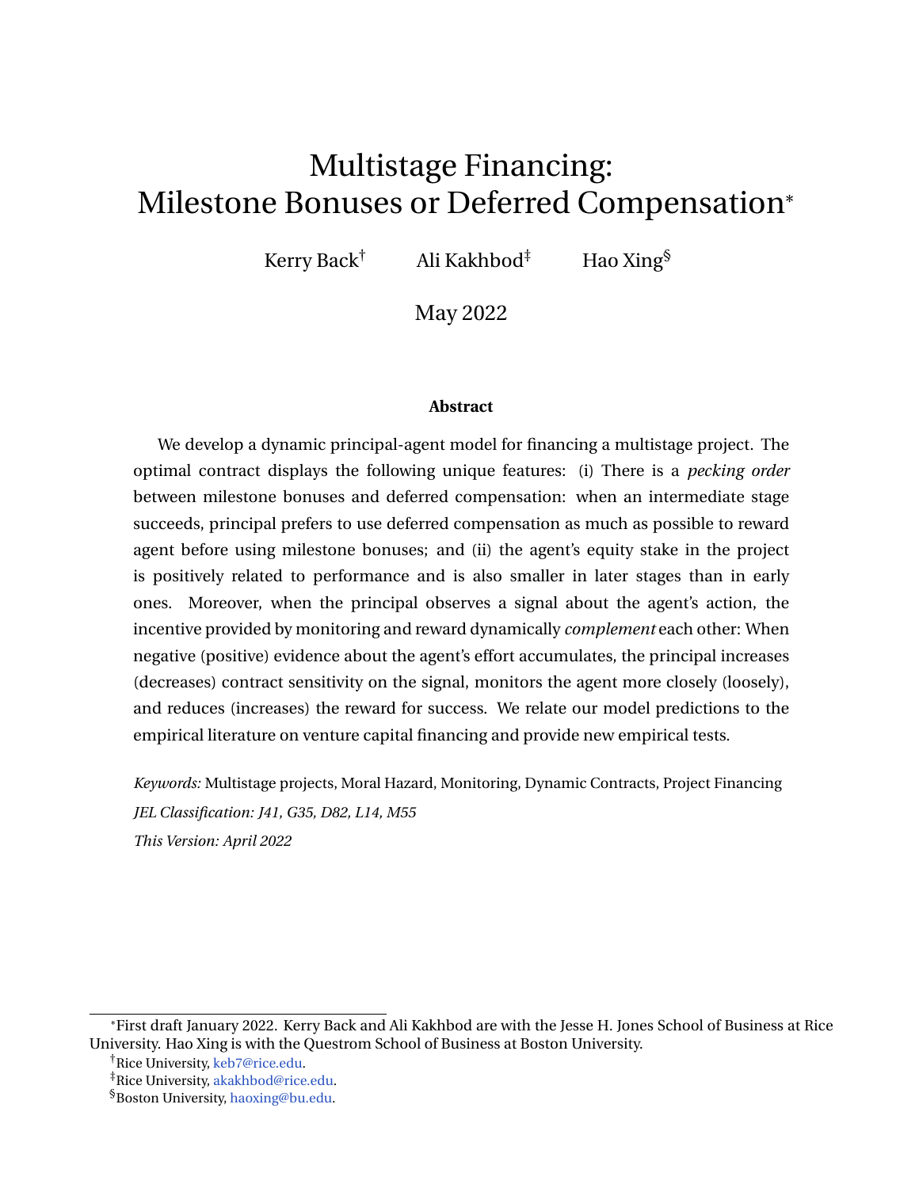# Multistage Financing: Milestone Bonuses or Deferred Compensation*

Kerry Back[†] Ali Kakhbod[‡] Hao Xing[§]

May 2022

**Abstract**

We develop a dynamic principal-agent model for financing a multistage project. The optimal contract displays the following unique features: (i) There is a *pecking order* between milestone bonuses and deferred compensation: when an intermediate stage succeeds, principal prefers to use deferred compensation as much as possible to reward agent before using milestone bonuses; and (ii) the agent's equity stake in the project is positively related to performance and is also smaller in later stages than in early ones. Moreover, when the principal observes a signal about the agent's action, the incentive provided by monitoring and reward dynamically *complement* each other: When negative (positive) evidence about the agent's effort accumulates, the principal increases (decreases) contract sensitivity on the signal, monitors the agent more closely (loosely), and reduces (increases) the reward for success. We relate our model predictions to the empirical literature on venture capital financing and provide new empirical tests.

*Keywords:* Multistage projects, Moral Hazard, Monitoring, Dynamic Contracts, Project Financing

*JEL Classification: J41, G35, D82, L14, M55*

*This Version: April 2022*

---

*First draft January 2022. Kerry Back and Ali Kakhbod are with the Jesse H. Jones School of Business at Rice University. Hao Xing is with the Questrom School of Business at Boston University.

[†]Rice University, keb7@rice.edu.

[‡]Rice University, akakhbod@rice.edu.

[§]Boston University, haoxing@bu.edu.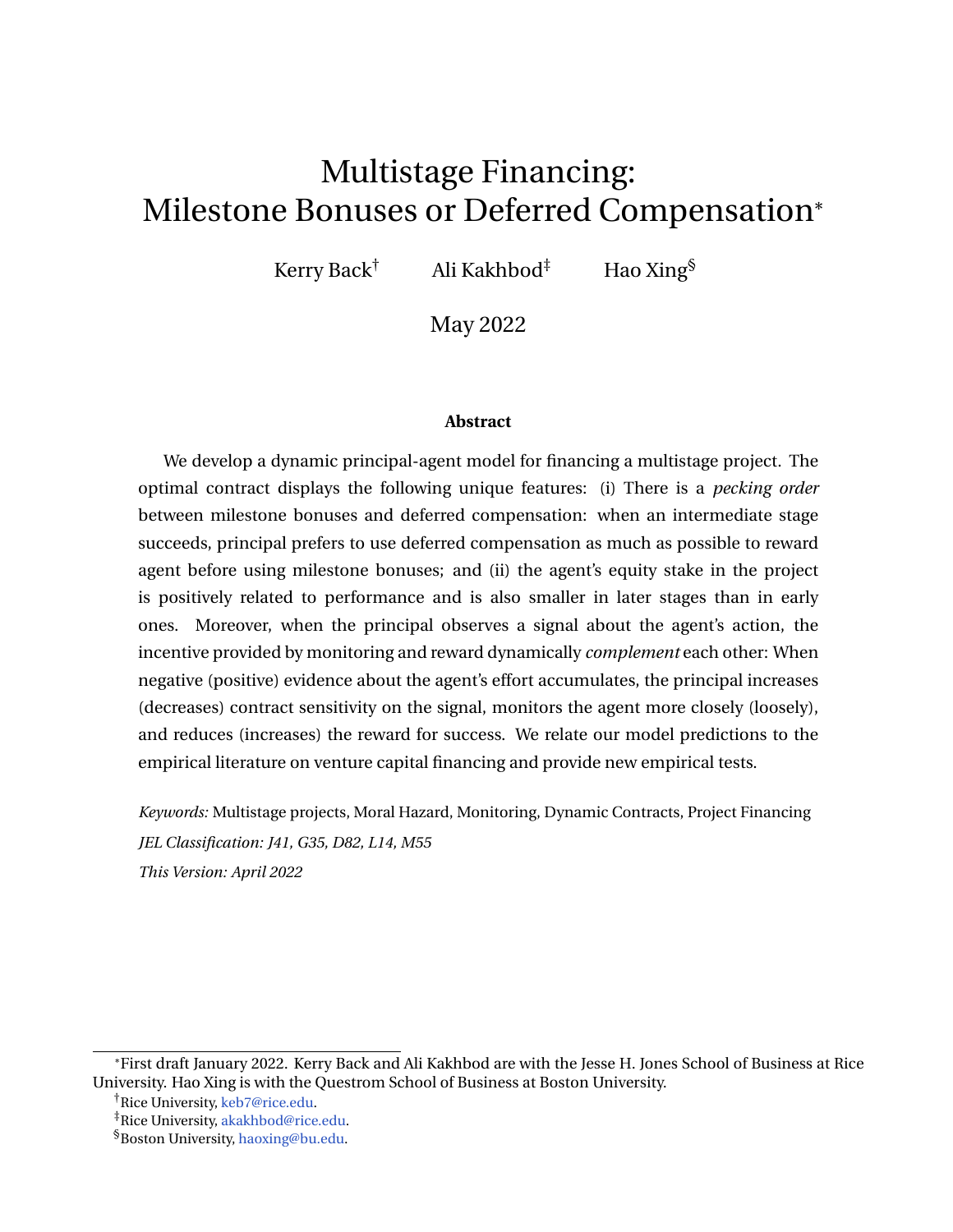# Multistage Financing: Milestone Bonuses or Deferred Compensation*

Kerry Back[†] Ali Kakhbod[‡] Hao Xing[§]

May 2022

### Abstract

We develop a dynamic principal-agent model for financing a multistage project. The optimal contract displays the following unique features: (i) There is a *pecking order* between milestone bonuses and deferred compensation: when an intermediate stage succeeds, principal prefers to use deferred compensation as much as possible to reward agent before using milestone bonuses; and (ii) the agent's equity stake in the project is positively related to performance and is also smaller in later stages than in early ones. Moreover, when the principal observes a signal about the agent's action, the incentive provided by monitoring and reward dynamically *complement* each other: When negative (positive) evidence about the agent's effort accumulates, the principal increases (decreases) contract sensitivity on the signal, monitors the agent more closely (loosely), and reduces (increases) the reward for success. We relate our model predictions to the empirical literature on venture capital financing and provide new empirical tests.

*Keywords:* Multistage projects, Moral Hazard, Monitoring, Dynamic Contracts, Project Financing

*JEL Classification: J41, G35, D82, L14, M55*

*This Version: April 2022*

---

*First draft January 2022. Kerry Back and Ali Kakhbod are with the Jesse H. Jones School of Business at Rice University. Hao Xing is with the Questrom School of Business at Boston University.

[†]Rice University, keb7@rice.edu.

[‡]Rice University, akakhbod@rice.edu.

[§]Boston University, haoxing@bu.edu.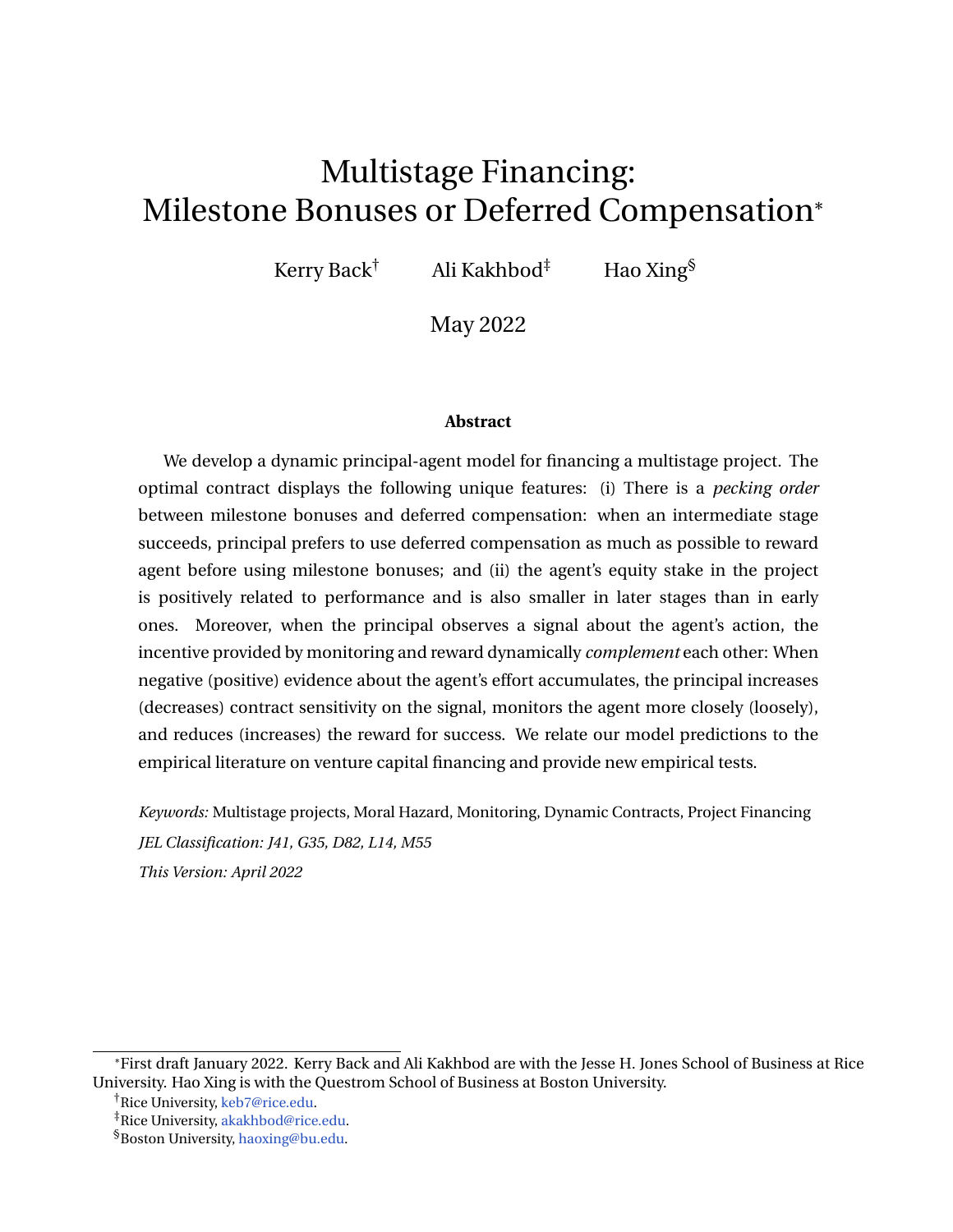# Multistage Financing: Milestone Bonuses or Deferred Compensation*

Kerry Back[†] Ali Kakhbod[‡] Hao Xing[§]

May 2022

### Abstract

We develop a dynamic principal-agent model for financing a multistage project. The optimal contract displays the following unique features: (i) There is a *pecking order* between milestone bonuses and deferred compensation: when an intermediate stage succeeds, principal prefers to use deferred compensation as much as possible to reward agent before using milestone bonuses; and (ii) the agent's equity stake in the project is positively related to performance and is also smaller in later stages than in early ones. Moreover, when the principal observes a signal about the agent's action, the incentive provided by monitoring and reward dynamically *complement* each other: When negative (positive) evidence about the agent's effort accumulates, the principal increases (decreases) contract sensitivity on the signal, monitors the agent more closely (loosely), and reduces (increases) the reward for success. We relate our model predictions to the empirical literature on venture capital financing and provide new empirical tests.

*Keywords:* Multistage projects, Moral Hazard, Monitoring, Dynamic Contracts, Project Financing

*JEL Classification: J41, G35, D82, L14, M55*

*This Version: April 2022*

---

*First draft January 2022. Kerry Back and Ali Kakhbod are with the Jesse H. Jones School of Business at Rice University. Hao Xing is with the Questrom School of Business at Boston University.

[†]Rice University, keb7@rice.edu.

[‡]Rice University, akakhbod@rice.edu.

[§]Boston University, haoxing@bu.edu.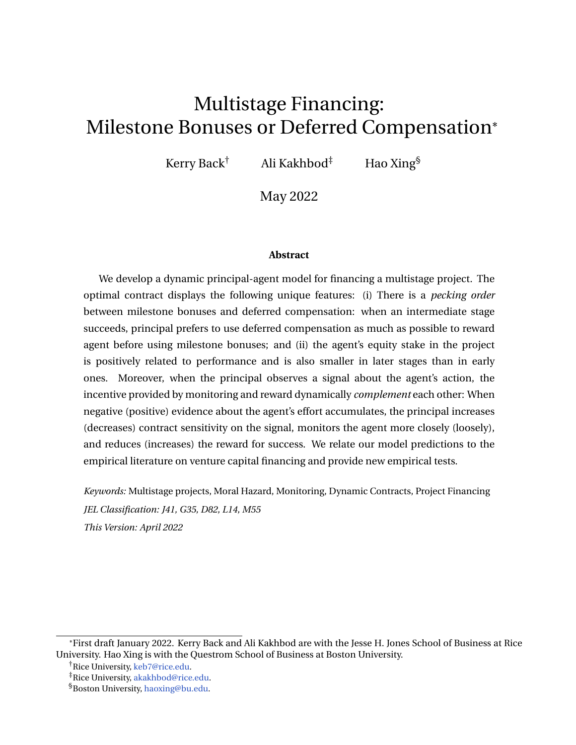# Multistage Financing: Milestone Bonuses or Deferred Compensation*

Kerry Back[†] Ali Kakhbod[‡] Hao Xing[§]

May 2022

**Abstract**

We develop a dynamic principal-agent model for financing a multistage project. The optimal contract displays the following unique features: (i) There is a *pecking order* between milestone bonuses and deferred compensation: when an intermediate stage succeeds, principal prefers to use deferred compensation as much as possible to reward agent before using milestone bonuses; and (ii) the agent's equity stake in the project is positively related to performance and is also smaller in later stages than in early ones. Moreover, when the principal observes a signal about the agent's action, the incentive provided by monitoring and reward dynamically *complement* each other: When negative (positive) evidence about the agent's effort accumulates, the principal increases (decreases) contract sensitivity on the signal, monitors the agent more closely (loosely), and reduces (increases) the reward for success. We relate our model predictions to the empirical literature on venture capital financing and provide new empirical tests.

*Keywords:* Multistage projects, Moral Hazard, Monitoring, Dynamic Contracts, Project Financing

*JEL Classification: J41, G35, D82, L14, M55*

*This Version: April 2022*

---

*First draft January 2022. Kerry Back and Ali Kakhbod are with the Jesse H. Jones School of Business at Rice University. Hao Xing is with the Questrom School of Business at Boston University.

[†]Rice University, keb7@rice.edu.

[‡]Rice University, akakhbod@rice.edu.

[§]Boston University, haoxing@bu.edu.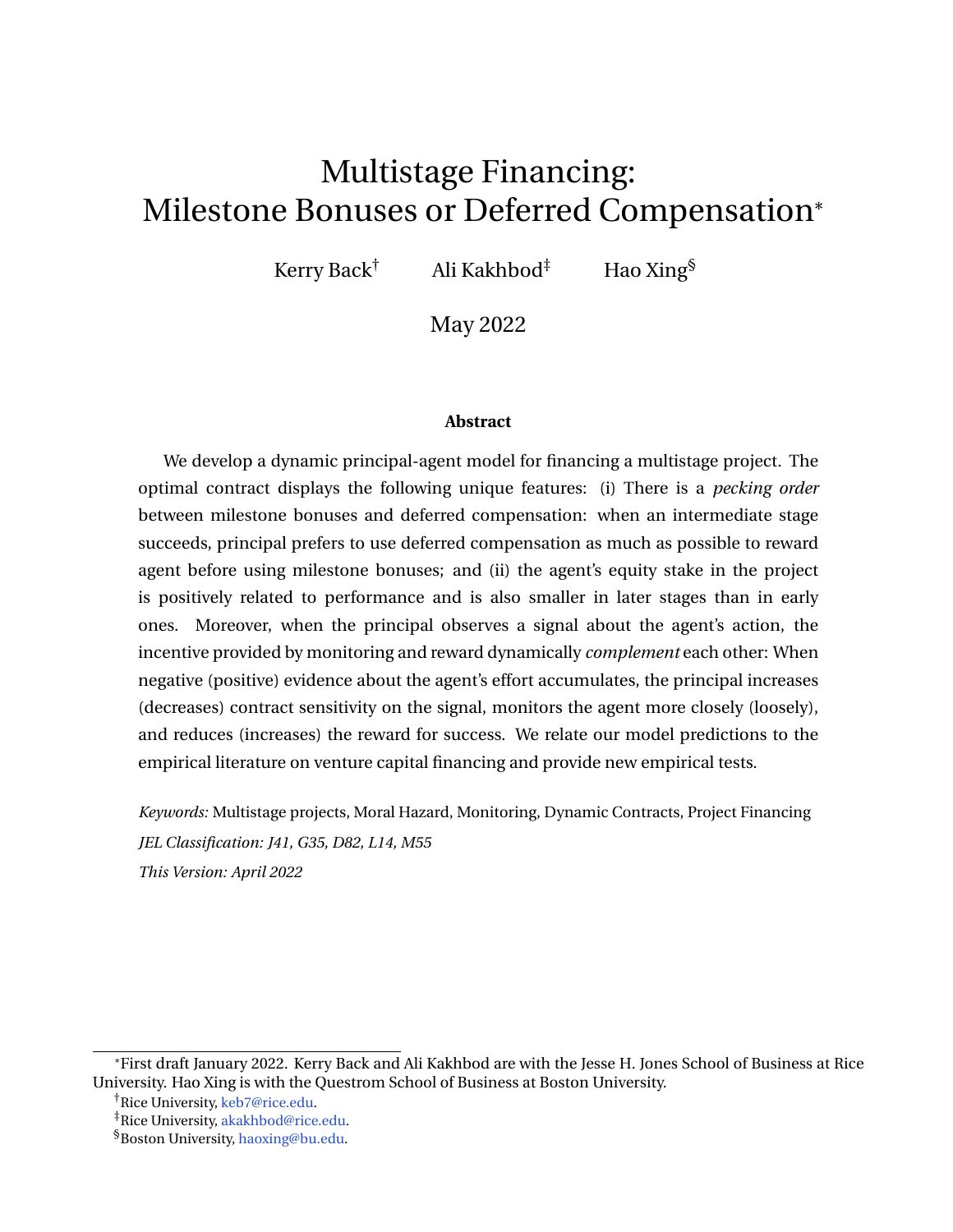# Multistage Financing: Milestone Bonuses or Deferred Compensation*

Kerry Back[†] Ali Kakhbod[‡] Hao Xing[§]

May 2022

**Abstract**

We develop a dynamic principal-agent model for financing a multistage project. The optimal contract displays the following unique features: (i) There is a *pecking order* between milestone bonuses and deferred compensation: when an intermediate stage succeeds, principal prefers to use deferred compensation as much as possible to reward agent before using milestone bonuses; and (ii) the agent's equity stake in the project is positively related to performance and is also smaller in later stages than in early ones. Moreover, when the principal observes a signal about the agent's action, the incentive provided by monitoring and reward dynamically *complement* each other: When negative (positive) evidence about the agent's effort accumulates, the principal increases (decreases) contract sensitivity on the signal, monitors the agent more closely (loosely), and reduces (increases) the reward for success. We relate our model predictions to the empirical literature on venture capital financing and provide new empirical tests.

*Keywords:* Multistage projects, Moral Hazard, Monitoring, Dynamic Contracts, Project Financing

*JEL Classification: J41, G35, D82, L14, M55*

*This Version: April 2022*

---

*First draft January 2022. Kerry Back and Ali Kakhbod are with the Jesse H. Jones School of Business at Rice University. Hao Xing is with the Questrom School of Business at Boston University.

[†]Rice University, keb7@rice.edu.

[‡]Rice University, akakhbod@rice.edu.

[§]Boston University, haoxing@bu.edu.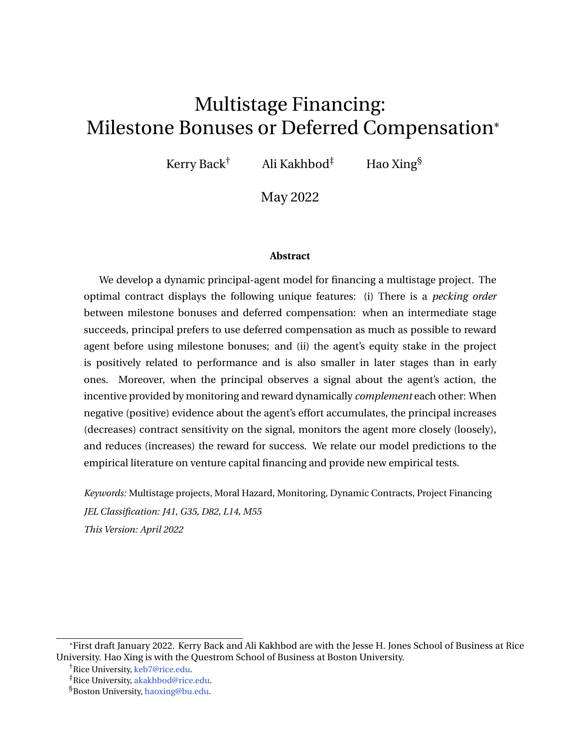# Multistage Financing: Milestone Bonuses or Deferred Compensation*

Kerry Back[†] Ali Kakhbod[‡] Hao Xing[§]

May 2022

**Abstract**

We develop a dynamic principal-agent model for financing a multistage project. The optimal contract displays the following unique features: (i) There is a *pecking order* between milestone bonuses and deferred compensation: when an intermediate stage succeeds, principal prefers to use deferred compensation as much as possible to reward agent before using milestone bonuses; and (ii) the agent's equity stake in the project is positively related to performance and is also smaller in later stages than in early ones. Moreover, when the principal observes a signal about the agent's action, the incentive provided by monitoring and reward dynamically *complement* each other: When negative (positive) evidence about the agent's effort accumulates, the principal increases (decreases) contract sensitivity on the signal, monitors the agent more closely (loosely), and reduces (increases) the reward for success. We relate our model predictions to the empirical literature on venture capital financing and provide new empirical tests.

*Keywords:* Multistage projects, Moral Hazard, Monitoring, Dynamic Contracts, Project Financing

*JEL Classification: J41, G35, D82, L14, M55*

*This Version: April 2022*

---

*First draft January 2022. Kerry Back and Ali Kakhbod are with the Jesse H. Jones School of Business at Rice University. Hao Xing is with the Questrom School of Business at Boston University.

[†]Rice University, keb7@rice.edu.

[‡]Rice University, akakhbod@rice.edu.

[§]Boston University, haoxing@bu.edu.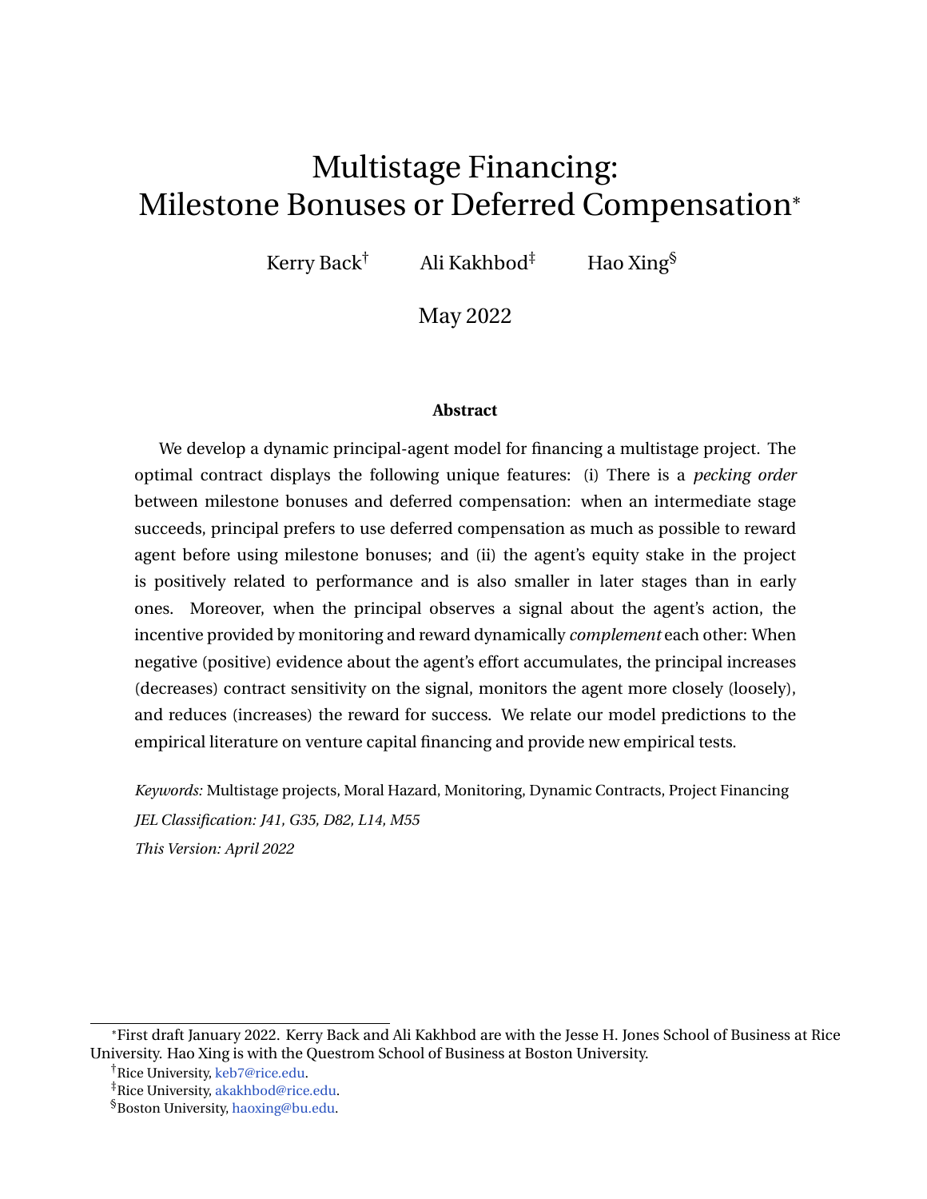# Multistage Financing: Milestone Bonuses or Deferred Compensation*

Kerry Back[†] Ali Kakhbod[‡] Hao Xing[§]

May 2022

**Abstract**

We develop a dynamic principal-agent model for financing a multistage project. The optimal contract displays the following unique features: (i) There is a *pecking order* between milestone bonuses and deferred compensation: when an intermediate stage succeeds, principal prefers to use deferred compensation as much as possible to reward agent before using milestone bonuses; and (ii) the agent's equity stake in the project is positively related to performance and is also smaller in later stages than in early ones. Moreover, when the principal observes a signal about the agent's action, the incentive provided by monitoring and reward dynamically *complement* each other: When negative (positive) evidence about the agent's effort accumulates, the principal increases (decreases) contract sensitivity on the signal, monitors the agent more closely (loosely), and reduces (increases) the reward for success. We relate our model predictions to the empirical literature on venture capital financing and provide new empirical tests.

*Keywords:* Multistage projects, Moral Hazard, Monitoring, Dynamic Contracts, Project Financing

*JEL Classification: J41, G35, D82, L14, M55*

*This Version: April 2022*

---

*First draft January 2022. Kerry Back and Ali Kakhbod are with the Jesse H. Jones School of Business at Rice University. Hao Xing is with the Questrom School of Business at Boston University.

[†]Rice University, keb7@rice.edu.

[‡]Rice University, akakhbod@rice.edu.

[§]Boston University, haoxing@bu.edu.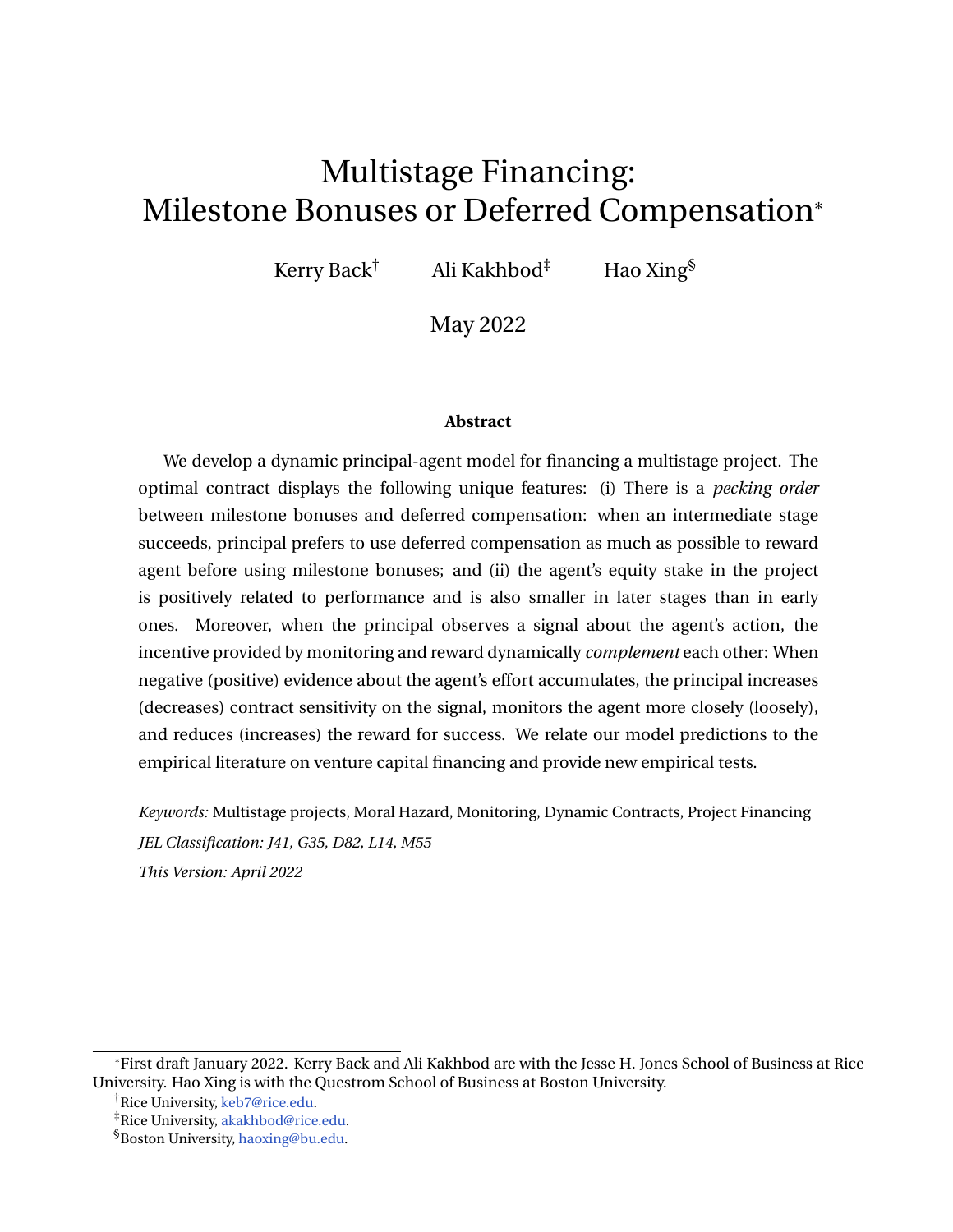# Multistage Financing: Milestone Bonuses or Deferred Compensation*

Kerry Back[†] Ali Kakhbod[‡] Hao Xing[§]

May 2022

**Abstract**

We develop a dynamic principal-agent model for financing a multistage project. The optimal contract displays the following unique features: (i) There is a *pecking order* between milestone bonuses and deferred compensation: when an intermediate stage succeeds, principal prefers to use deferred compensation as much as possible to reward agent before using milestone bonuses; and (ii) the agent's equity stake in the project is positively related to performance and is also smaller in later stages than in early ones. Moreover, when the principal observes a signal about the agent's action, the incentive provided by monitoring and reward dynamically *complement* each other: When negative (positive) evidence about the agent's effort accumulates, the principal increases (decreases) contract sensitivity on the signal, monitors the agent more closely (loosely), and reduces (increases) the reward for success. We relate our model predictions to the empirical literature on venture capital financing and provide new empirical tests.

*Keywords:* Multistage projects, Moral Hazard, Monitoring, Dynamic Contracts, Project Financing

*JEL Classification: J41, G35, D82, L14, M55*

*This Version: April 2022*

---

*First draft January 2022. Kerry Back and Ali Kakhbod are with the Jesse H. Jones School of Business at Rice University. Hao Xing is with the Questrom School of Business at Boston University.

[†]Rice University, keb7@rice.edu.

[‡]Rice University, akakhbod@rice.edu.

[§]Boston University, haoxing@bu.edu.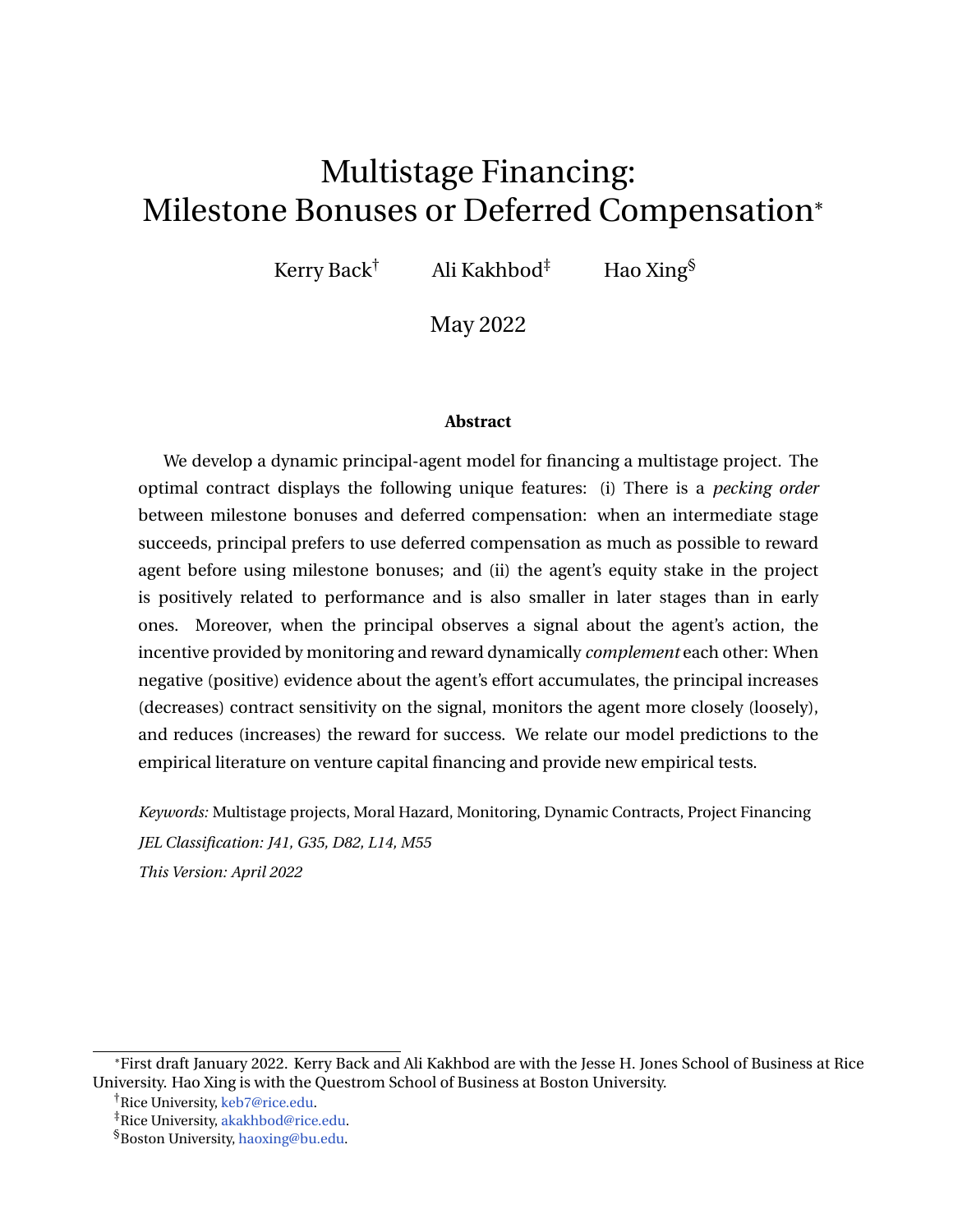# Multistage Financing: Milestone Bonuses or Deferred Compensation*

Kerry Back[†] Ali Kakhbod[‡] Hao Xing[§]

May 2022

**Abstract**

We develop a dynamic principal-agent model for financing a multistage project. The optimal contract displays the following unique features: (i) There is a *pecking order* between milestone bonuses and deferred compensation: when an intermediate stage succeeds, principal prefers to use deferred compensation as much as possible to reward agent before using milestone bonuses; and (ii) the agent's equity stake in the project is positively related to performance and is also smaller in later stages than in early ones. Moreover, when the principal observes a signal about the agent's action, the incentive provided by monitoring and reward dynamically *complement* each other: When negative (positive) evidence about the agent's effort accumulates, the principal increases (decreases) contract sensitivity on the signal, monitors the agent more closely (loosely), and reduces (increases) the reward for success. We relate our model predictions to the empirical literature on venture capital financing and provide new empirical tests.

*Keywords:* Multistage projects, Moral Hazard, Monitoring, Dynamic Contracts, Project Financing

*JEL Classification: J41, G35, D82, L14, M55*

*This Version: April 2022*

---

*First draft January 2022. Kerry Back and Ali Kakhbod are with the Jesse H. Jones School of Business at Rice University. Hao Xing is with the Questrom School of Business at Boston University.

[†]Rice University, keb7@rice.edu.

[‡]Rice University, akakhbod@rice.edu.

[§]Boston University, haoxing@bu.edu.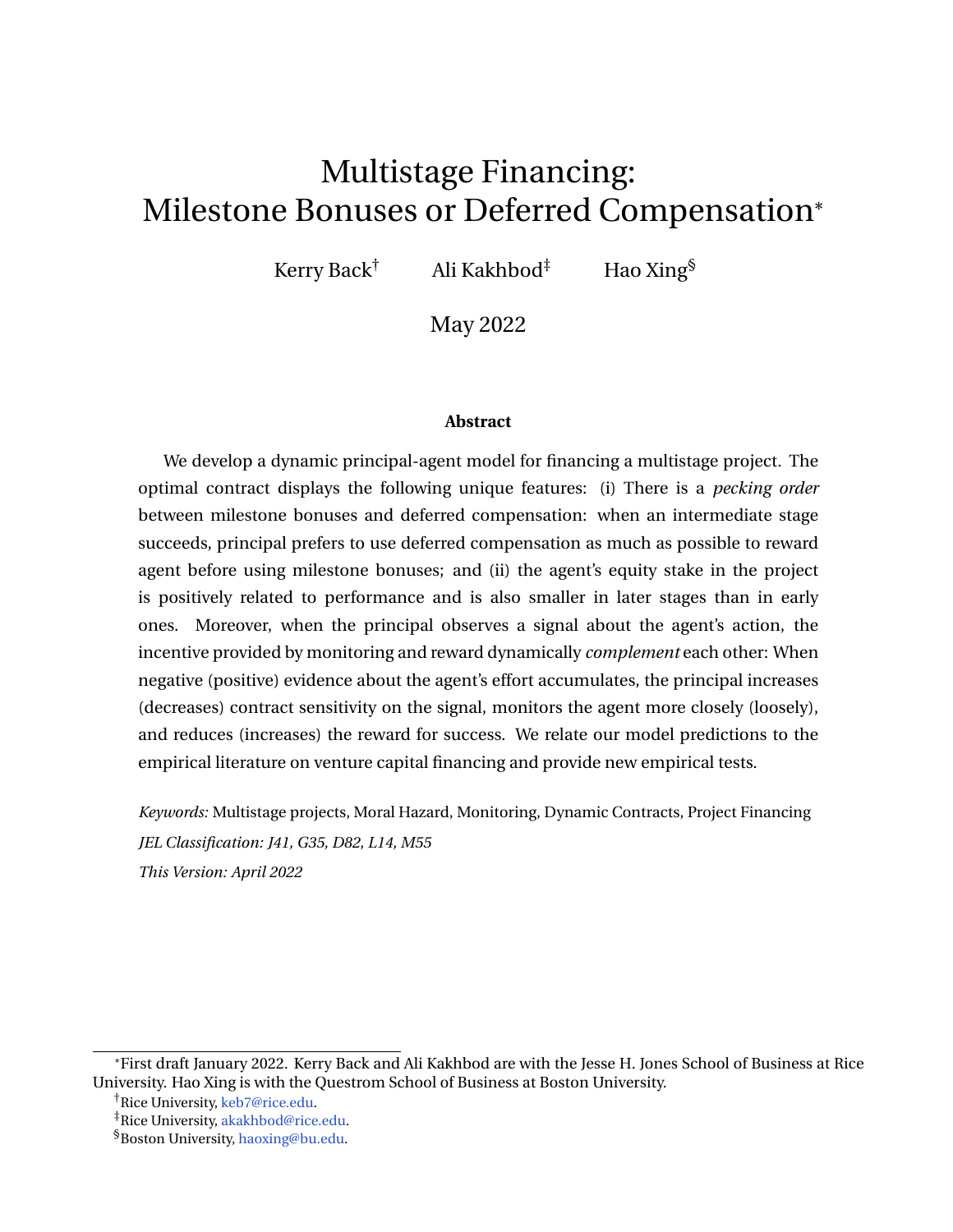# Multistage Financing: Milestone Bonuses or Deferred Compensation*

Kerry Back[†] Ali Kakhbod[‡] Hao Xing[§]

May 2022

**Abstract**

We develop a dynamic principal-agent model for financing a multistage project. The optimal contract displays the following unique features: (i) There is a *pecking order* between milestone bonuses and deferred compensation: when an intermediate stage succeeds, principal prefers to use deferred compensation as much as possible to reward agent before using milestone bonuses; and (ii) the agent's equity stake in the project is positively related to performance and is also smaller in later stages than in early ones. Moreover, when the principal observes a signal about the agent's action, the incentive provided by monitoring and reward dynamically *complement* each other: When negative (positive) evidence about the agent's effort accumulates, the principal increases (decreases) contract sensitivity on the signal, monitors the agent more closely (loosely), and reduces (increases) the reward for success. We relate our model predictions to the empirical literature on venture capital financing and provide new empirical tests.

*Keywords:* Multistage projects, Moral Hazard, Monitoring, Dynamic Contracts, Project Financing

*JEL Classification: J41, G35, D82, L14, M55*

*This Version: April 2022*

---

*First draft January 2022. Kerry Back and Ali Kakhbod are with the Jesse H. Jones School of Business at Rice University. Hao Xing is with the Questrom School of Business at Boston University.

[†]Rice University, keb7@rice.edu.

[‡]Rice University, akakhbod@rice.edu.

[§]Boston University, haoxing@bu.edu.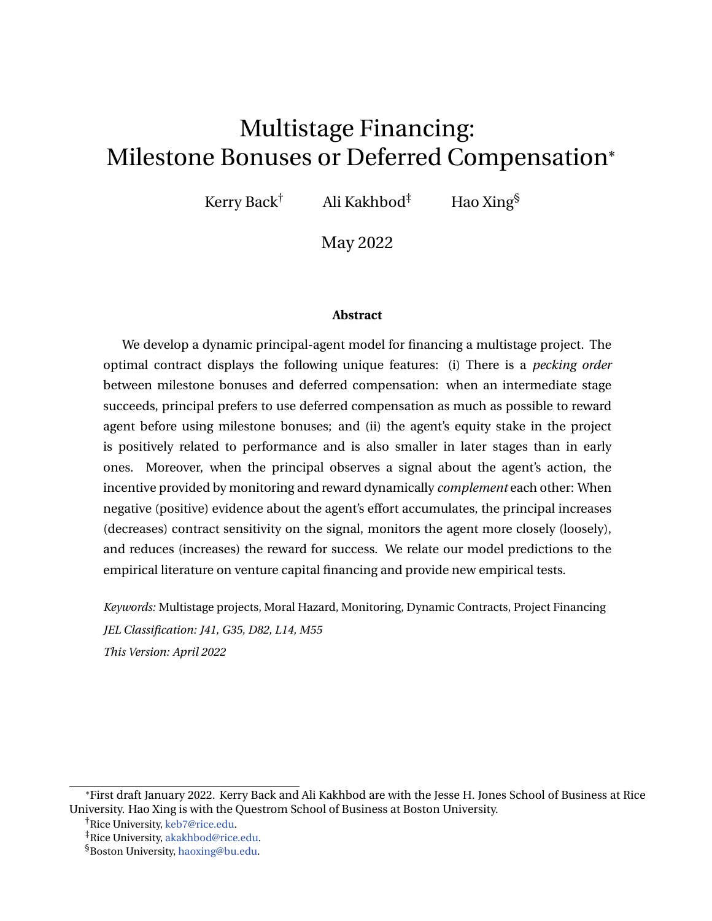# Multistage Financing: Milestone Bonuses or Deferred Compensation*

Kerry Back[†] Ali Kakhbod[‡] Hao Xing[§]

May 2022

**Abstract**

We develop a dynamic principal-agent model for financing a multistage project. The optimal contract displays the following unique features: (i) There is a *pecking order* between milestone bonuses and deferred compensation: when an intermediate stage succeeds, principal prefers to use deferred compensation as much as possible to reward agent before using milestone bonuses; and (ii) the agent's equity stake in the project is positively related to performance and is also smaller in later stages than in early ones. Moreover, when the principal observes a signal about the agent's action, the incentive provided by monitoring and reward dynamically *complement* each other: When negative (positive) evidence about the agent's effort accumulates, the principal increases (decreases) contract sensitivity on the signal, monitors the agent more closely (loosely), and reduces (increases) the reward for success. We relate our model predictions to the empirical literature on venture capital financing and provide new empirical tests.

*Keywords:* Multistage projects, Moral Hazard, Monitoring, Dynamic Contracts, Project Financing

*JEL Classification: J41, G35, D82, L14, M55*

*This Version: April 2022*

---

*First draft January 2022. Kerry Back and Ali Kakhbod are with the Jesse H. Jones School of Business at Rice University. Hao Xing is with the Questrom School of Business at Boston University.

[†]Rice University, keb7@rice.edu.

[‡]Rice University, akakhbod@rice.edu.

[§]Boston University, haoxing@bu.edu.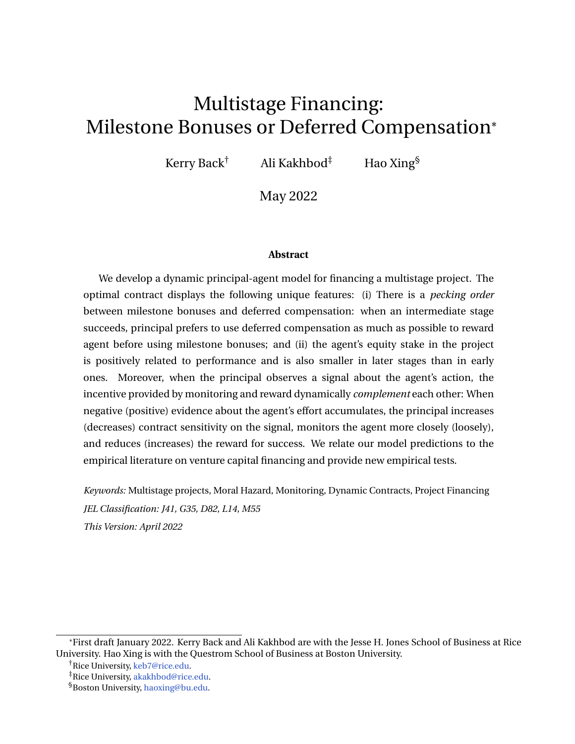# Multistage Financing: Milestone Bonuses or Deferred Compensation*

Kerry Back[†] Ali Kakhbod[‡] Hao Xing[§]

May 2022

**Abstract**

We develop a dynamic principal-agent model for financing a multistage project. The optimal contract displays the following unique features: (i) There is a *pecking order* between milestone bonuses and deferred compensation: when an intermediate stage succeeds, principal prefers to use deferred compensation as much as possible to reward agent before using milestone bonuses; and (ii) the agent's equity stake in the project is positively related to performance and is also smaller in later stages than in early ones. Moreover, when the principal observes a signal about the agent's action, the incentive provided by monitoring and reward dynamically *complement* each other: When negative (positive) evidence about the agent's effort accumulates, the principal increases (decreases) contract sensitivity on the signal, monitors the agent more closely (loosely), and reduces (increases) the reward for success. We relate our model predictions to the empirical literature on venture capital financing and provide new empirical tests.

*Keywords:* Multistage projects, Moral Hazard, Monitoring, Dynamic Contracts, Project Financing

*JEL Classification: J41, G35, D82, L14, M55*

*This Version: April 2022*

---

*First draft January 2022. Kerry Back and Ali Kakhbod are with the Jesse H. Jones School of Business at Rice University. Hao Xing is with the Questrom School of Business at Boston University.

[†]Rice University, keb7@rice.edu.

[‡]Rice University, akakhbod@rice.edu.

[§]Boston University, haoxing@bu.edu.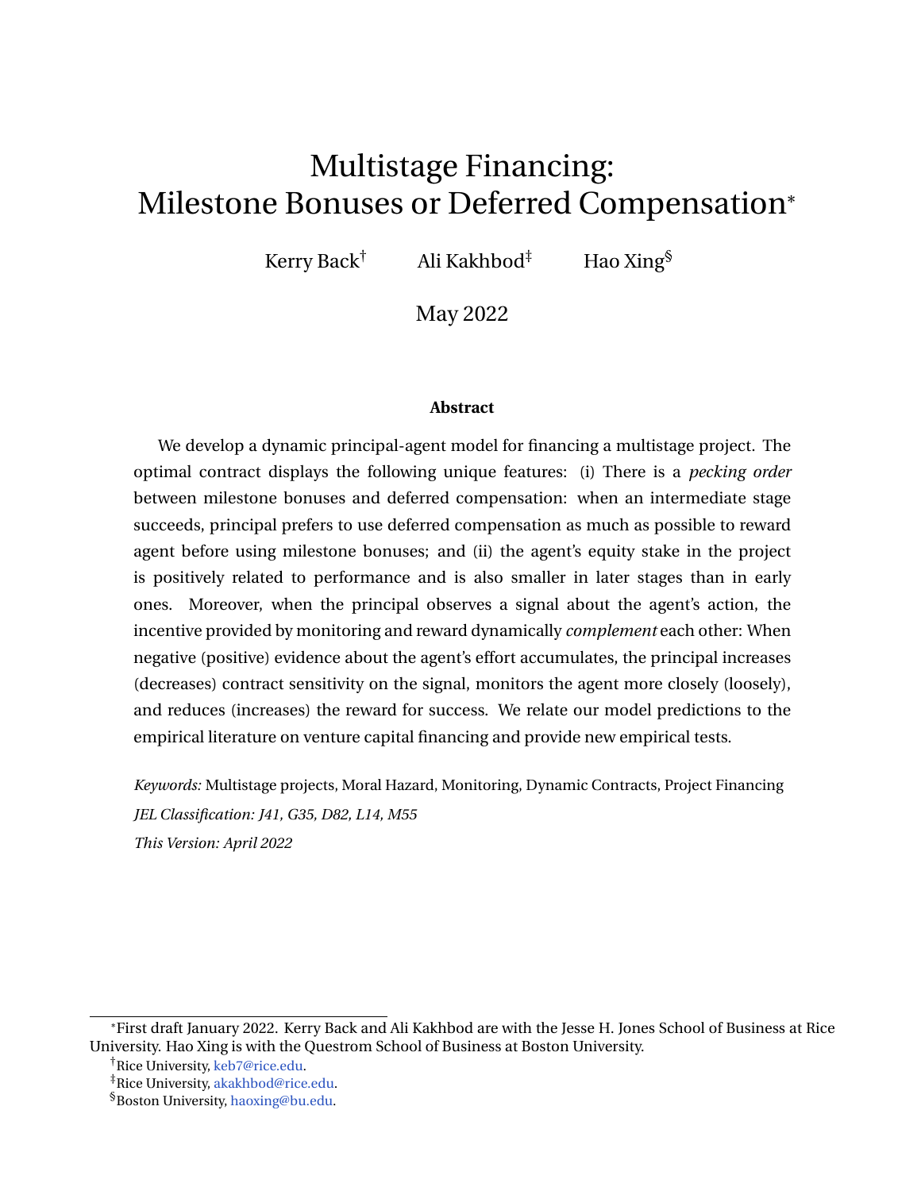# Multistage Financing: Milestone Bonuses or Deferred Compensation*

Kerry Back[†] Ali Kakhbod[‡] Hao Xing[§]

May 2022

**Abstract**

We develop a dynamic principal-agent model for financing a multistage project. The optimal contract displays the following unique features: (i) There is a *pecking order* between milestone bonuses and deferred compensation: when an intermediate stage succeeds, principal prefers to use deferred compensation as much as possible to reward agent before using milestone bonuses; and (ii) the agent's equity stake in the project is positively related to performance and is also smaller in later stages than in early ones. Moreover, when the principal observes a signal about the agent's action, the incentive provided by monitoring and reward dynamically *complement* each other: When negative (positive) evidence about the agent's effort accumulates, the principal increases (decreases) contract sensitivity on the signal, monitors the agent more closely (loosely), and reduces (increases) the reward for success. We relate our model predictions to the empirical literature on venture capital financing and provide new empirical tests.

*Keywords:* Multistage projects, Moral Hazard, Monitoring, Dynamic Contracts, Project Financing

*JEL Classification: J41, G35, D82, L14, M55*

*This Version: April 2022*

---

*First draft January 2022. Kerry Back and Ali Kakhbod are with the Jesse H. Jones School of Business at Rice University. Hao Xing is with the Questrom School of Business at Boston University.

[†]Rice University, keb7@rice.edu.

[‡]Rice University, akakhbod@rice.edu.

[§]Boston University, haoxing@bu.edu.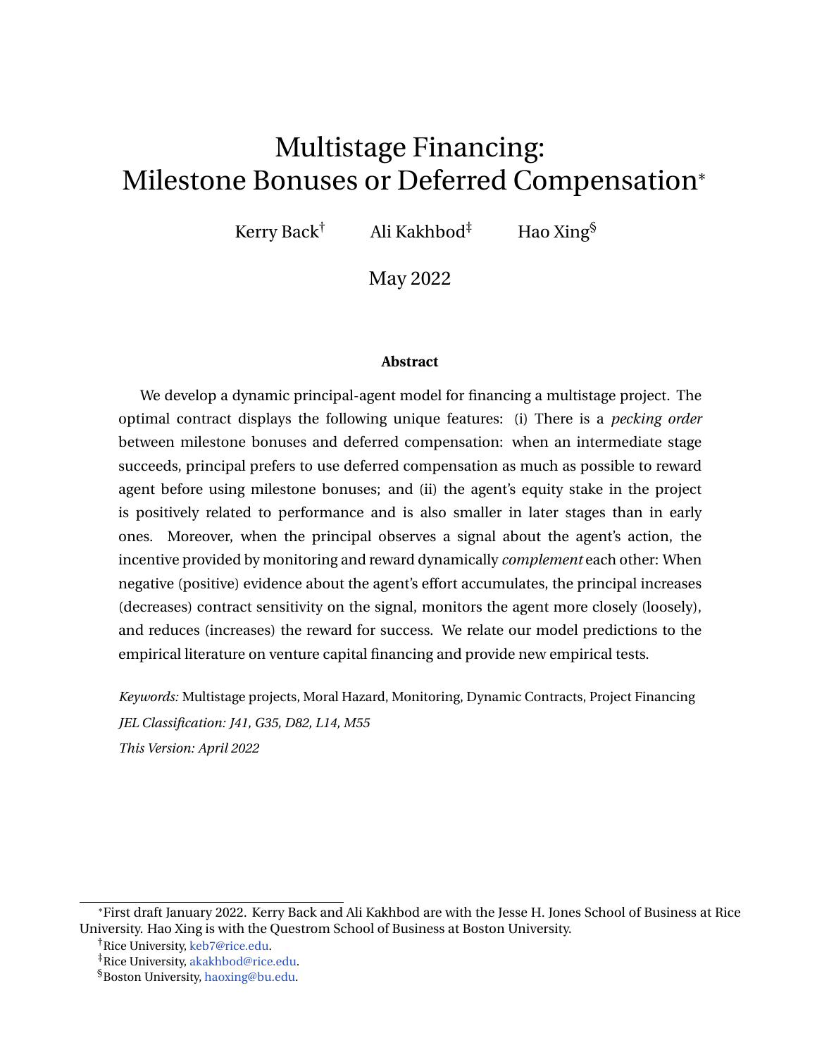# Multistage Financing: Milestone Bonuses or Deferred Compensation*

Kerry Back[†] Ali Kakhbod[‡] Hao Xing[§]

May 2022

**Abstract**

We develop a dynamic principal-agent model for financing a multistage project. The optimal contract displays the following unique features: (i) There is a *pecking order* between milestone bonuses and deferred compensation: when an intermediate stage succeeds, principal prefers to use deferred compensation as much as possible to reward agent before using milestone bonuses; and (ii) the agent's equity stake in the project is positively related to performance and is also smaller in later stages than in early ones. Moreover, when the principal observes a signal about the agent's action, the incentive provided by monitoring and reward dynamically *complement* each other: When negative (positive) evidence about the agent's effort accumulates, the principal increases (decreases) contract sensitivity on the signal, monitors the agent more closely (loosely), and reduces (increases) the reward for success. We relate our model predictions to the empirical literature on venture capital financing and provide new empirical tests.

*Keywords:* Multistage projects, Moral Hazard, Monitoring, Dynamic Contracts, Project Financing

*JEL Classification: J41, G35, D82, L14, M55*

*This Version: April 2022*

---

*First draft January 2022. Kerry Back and Ali Kakhbod are with the Jesse H. Jones School of Business at Rice University. Hao Xing is with the Questrom School of Business at Boston University.

[†]Rice University, keb7@rice.edu.

[‡]Rice University, akakhbod@rice.edu.

[§]Boston University, haoxing@bu.edu.